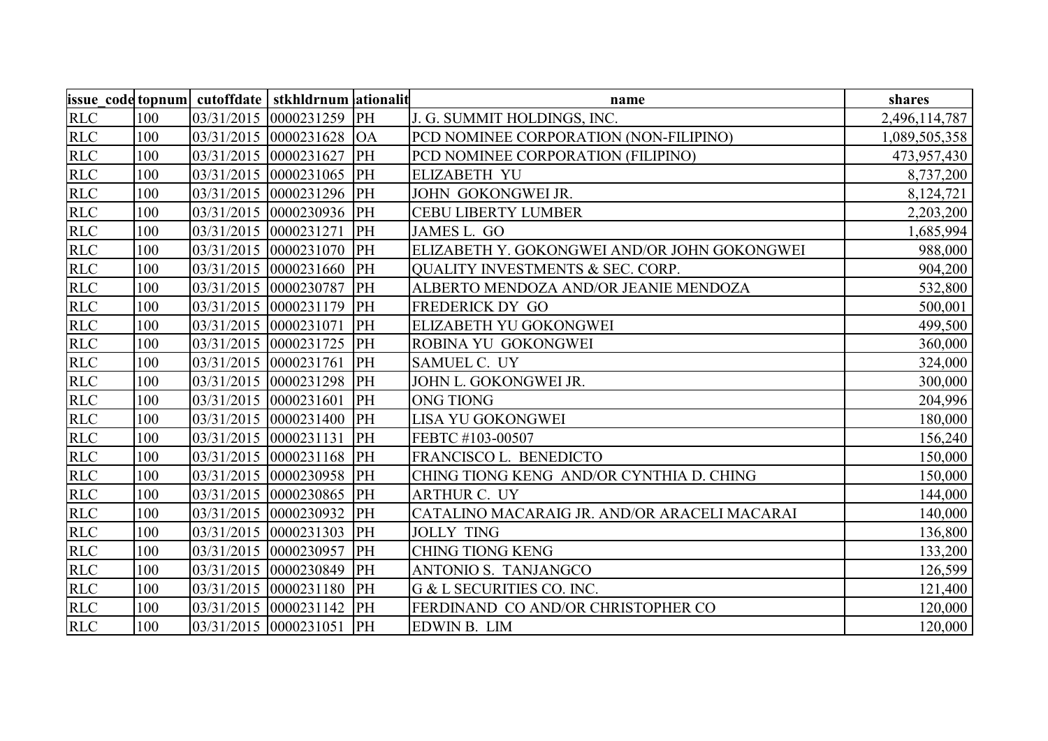| issue_code | topnum | cutoffdate | stkhldrnum | ationalit | name | shares |
|---|---|---|---|---|---|---|
| RLC | 100 | 03/31/2015 | 0000231259 | PH | J. G. SUMMIT HOLDINGS, INC. | 2,496,114,787 |
| RLC | 100 | 03/31/2015 | 0000231628 | OA | PCD NOMINEE CORPORATION (NON-FILIPINO) | 1,089,505,358 |
| RLC | 100 | 03/31/2015 | 0000231627 | PH | PCD NOMINEE CORPORATION (FILIPINO) | 473,957,430 |
| RLC | 100 | 03/31/2015 | 0000231065 | PH | ELIZABETH YU | 8,737,200 |
| RLC | 100 | 03/31/2015 | 0000231296 | PH | JOHN GOKONGWEI JR. | 8,124,721 |
| RLC | 100 | 03/31/2015 | 0000230936 | PH | CEBU LIBERTY LUMBER | 2,203,200 |
| RLC | 100 | 03/31/2015 | 0000231271 | PH | JAMES L. GO | 1,685,994 |
| RLC | 100 | 03/31/2015 | 0000231070 | PH | ELIZABETH Y. GOKONGWEI AND/OR JOHN GOKONGWEI | 988,000 |
| RLC | 100 | 03/31/2015 | 0000231660 | PH | QUALITY INVESTMENTS & SEC. CORP. | 904,200 |
| RLC | 100 | 03/31/2015 | 0000230787 | PH | ALBERTO MENDOZA AND/OR JEANIE MENDOZA | 532,800 |
| RLC | 100 | 03/31/2015 | 0000231179 | PH | FREDERICK DY GO | 500,001 |
| RLC | 100 | 03/31/2015 | 0000231071 | PH | ELIZABETH YU GOKONGWEI | 499,500 |
| RLC | 100 | 03/31/2015 | 0000231725 | PH | ROBINA YU GOKONGWEI | 360,000 |
| RLC | 100 | 03/31/2015 | 0000231761 | PH | SAMUEL C. UY | 324,000 |
| RLC | 100 | 03/31/2015 | 0000231298 | PH | JOHN L. GOKONGWEI JR. | 300,000 |
| RLC | 100 | 03/31/2015 | 0000231601 | PH | ONG TIONG | 204,996 |
| RLC | 100 | 03/31/2015 | 0000231400 | PH | LISA YU GOKONGWEI | 180,000 |
| RLC | 100 | 03/31/2015 | 0000231131 | PH | FEBTC #103-00507 | 156,240 |
| RLC | 100 | 03/31/2015 | 0000231168 | PH | FRANCISCO L. BENEDICTO | 150,000 |
| RLC | 100 | 03/31/2015 | 0000230958 | PH | CHING TIONG KENG AND/OR CYNTHIA D. CHING | 150,000 |
| RLC | 100 | 03/31/2015 | 0000230865 | PH | ARTHUR C. UY | 144,000 |
| RLC | 100 | 03/31/2015 | 0000230932 | PH | CATALINO MACARAIG JR. AND/OR ARACELI MACARAI | 140,000 |
| RLC | 100 | 03/31/2015 | 0000231303 | PH | JOLLY TING | 136,800 |
| RLC | 100 | 03/31/2015 | 0000230957 | PH | CHING TIONG KENG | 133,200 |
| RLC | 100 | 03/31/2015 | 0000230849 | PH | ANTONIO S. TANJANGCO | 126,599 |
| RLC | 100 | 03/31/2015 | 0000231180 | PH | G & L SECURITIES CO. INC. | 121,400 |
| RLC | 100 | 03/31/2015 | 0000231142 | PH | FERDINAND CO AND/OR CHRISTOPHER CO | 120,000 |
| RLC | 100 | 03/31/2015 | 0000231051 | PH | EDWIN B. LIM | 120,000 |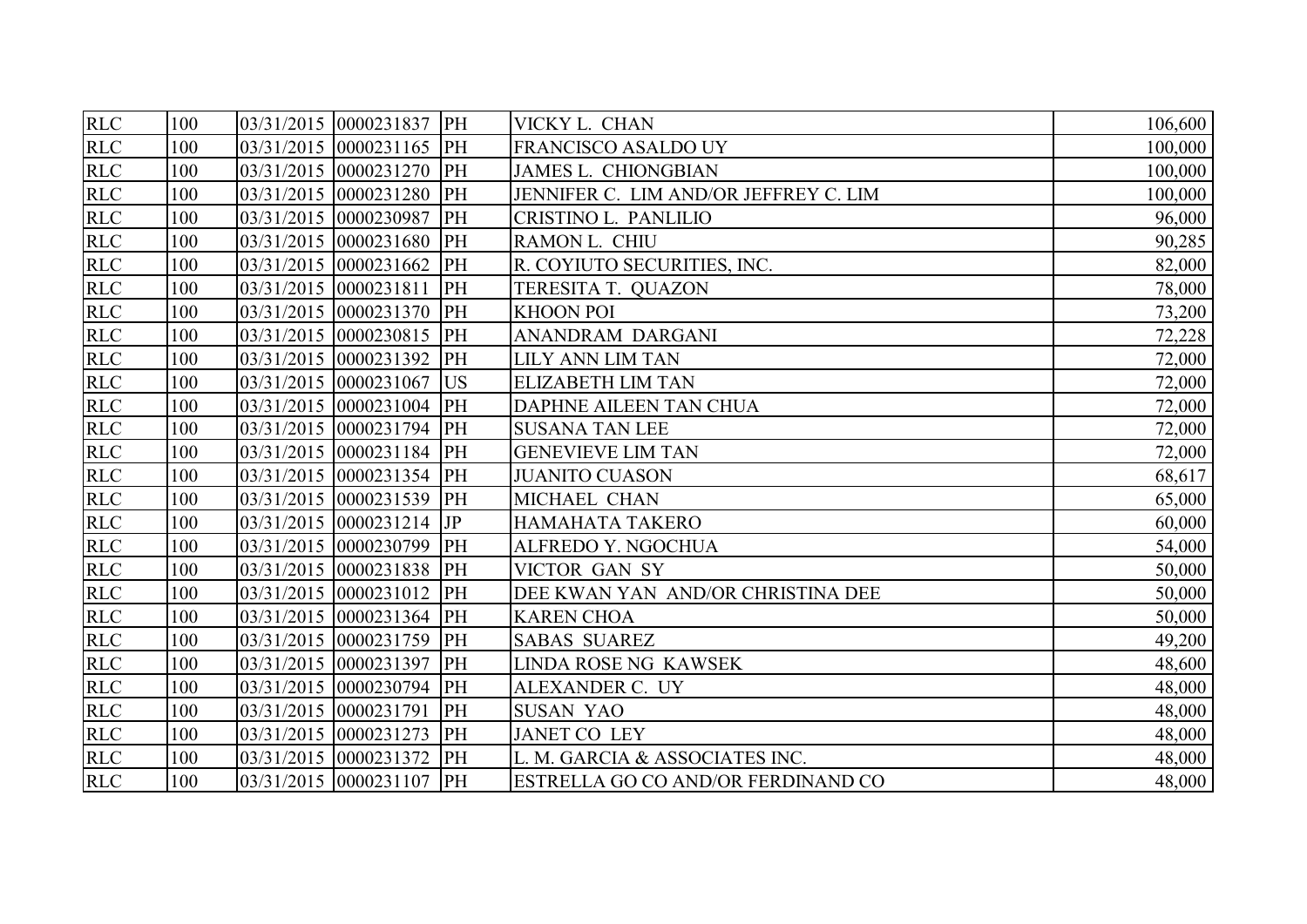| RLC | 100 | 03/31/2015 | 0000231837 | PH | VICKY L. CHAN | 106,600 |
|---|---|---|---|---|---|---|
| RLC | 100 | 03/31/2015 | 0000231165 | PH | FRANCISCO ASALDO UY | 100,000 |
| RLC | 100 | 03/31/2015 | 0000231270 | PH | JAMES L. CHIONGBIAN | 100,000 |
| RLC | 100 | 03/31/2015 | 0000231280 | PH | JENNIFER C. LIM AND/OR JEFFREY C. LIM | 100,000 |
| RLC | 100 | 03/31/2015 | 0000230987 | PH | CRISTINO L. PANLILIO | 96,000 |
| RLC | 100 | 03/31/2015 | 0000231680 | PH | RAMON L. CHIU | 90,285 |
| RLC | 100 | 03/31/2015 | 0000231662 | PH | R. COYIUTO SECURITIES, INC. | 82,000 |
| RLC | 100 | 03/31/2015 | 0000231811 | PH | TERESITA T. QUAZON | 78,000 |
| RLC | 100 | 03/31/2015 | 0000231370 | PH | KHOON POI | 73,200 |
| RLC | 100 | 03/31/2015 | 0000230815 | PH | ANANDRAM DARGANI | 72,228 |
| RLC | 100 | 03/31/2015 | 0000231392 | PH | LILY ANN LIM TAN | 72,000 |
| RLC | 100 | 03/31/2015 | 0000231067 | US | ELIZABETH LIM TAN | 72,000 |
| RLC | 100 | 03/31/2015 | 0000231004 | PH | DAPHNE AILEEN TAN CHUA | 72,000 |
| RLC | 100 | 03/31/2015 | 0000231794 | PH | SUSANA TAN LEE | 72,000 |
| RLC | 100 | 03/31/2015 | 0000231184 | PH | GENEVIEVE LIM TAN | 72,000 |
| RLC | 100 | 03/31/2015 | 0000231354 | PH | JUANITO CUASON | 68,617 |
| RLC | 100 | 03/31/2015 | 0000231539 | PH | MICHAEL CHAN | 65,000 |
| RLC | 100 | 03/31/2015 | 0000231214 | JP | HAMAHATA TAKERO | 60,000 |
| RLC | 100 | 03/31/2015 | 0000230799 | PH | ALFREDO Y. NGOCHUA | 54,000 |
| RLC | 100 | 03/31/2015 | 0000231838 | PH | VICTOR GAN SY | 50,000 |
| RLC | 100 | 03/31/2015 | 0000231012 | PH | DEE KWAN YAN AND/OR CHRISTINA DEE | 50,000 |
| RLC | 100 | 03/31/2015 | 0000231364 | PH | KAREN CHOA | 50,000 |
| RLC | 100 | 03/31/2015 | 0000231759 | PH | SABAS SUAREZ | 49,200 |
| RLC | 100 | 03/31/2015 | 0000231397 | PH | LINDA ROSE NG KAWSEK | 48,600 |
| RLC | 100 | 03/31/2015 | 0000230794 | PH | ALEXANDER C. UY | 48,000 |
| RLC | 100 | 03/31/2015 | 0000231791 | PH | SUSAN YAO | 48,000 |
| RLC | 100 | 03/31/2015 | 0000231273 | PH | JANET CO LEY | 48,000 |
| RLC | 100 | 03/31/2015 | 0000231372 | PH | L. M. GARCIA & ASSOCIATES INC. | 48,000 |
| RLC | 100 | 03/31/2015 | 0000231107 | PH | ESTRELLA GO CO AND/OR FERDINAND CO | 48,000 |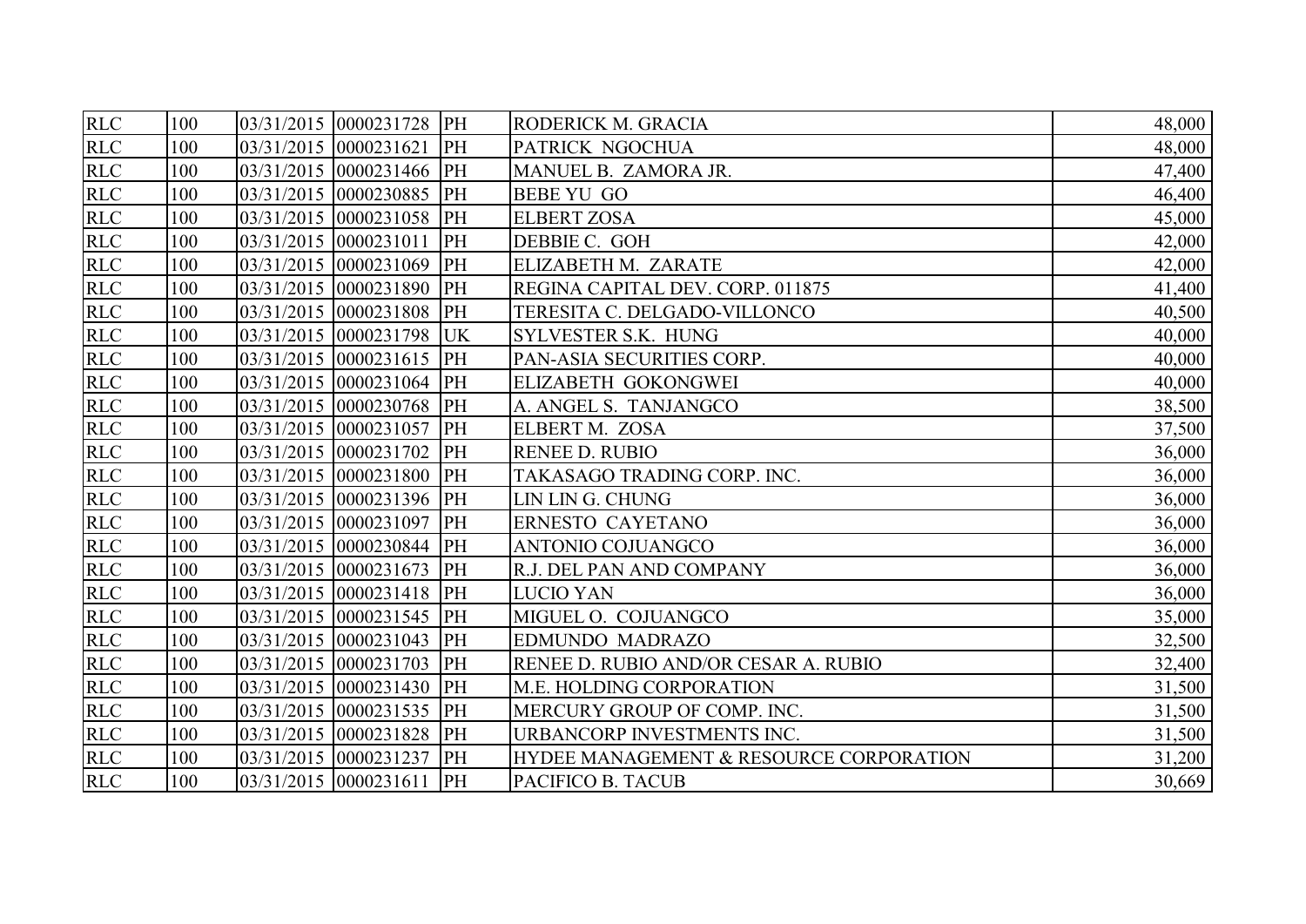| RLC | 100 | 03/31/2015 | 0000231728 | PH | RODERICK M. GRACIA | 48,000 |
|---|---|---|---|---|---|---|
| RLC | 100 | 03/31/2015 | 0000231621 | PH | PATRICK NGOCHUA | 48,000 |
| RLC | 100 | 03/31/2015 | 0000231466 | PH | MANUEL B. ZAMORA JR. | 47,400 |
| RLC | 100 | 03/31/2015 | 0000230885 | PH | BEBE YU GO | 46,400 |
| RLC | 100 | 03/31/2015 | 0000231058 | PH | ELBERT ZOSA | 45,000 |
| RLC | 100 | 03/31/2015 | 0000231011 | PH | DEBBIE C. GOH | 42,000 |
| RLC | 100 | 03/31/2015 | 0000231069 | PH | ELIZABETH M. ZARATE | 42,000 |
| RLC | 100 | 03/31/2015 | 0000231890 | PH | REGINA CAPITAL DEV. CORP. 011875 | 41,400 |
| RLC | 100 | 03/31/2015 | 0000231808 | PH | TERESITA C. DELGADO-VILLONCO | 40,500 |
| RLC | 100 | 03/31/2015 | 0000231798 | UK | SYLVESTER S.K. HUNG | 40,000 |
| RLC | 100 | 03/31/2015 | 0000231615 | PH | PAN-ASIA SECURITIES CORP. | 40,000 |
| RLC | 100 | 03/31/2015 | 0000231064 | PH | ELIZABETH GOKONGWEI | 40,000 |
| RLC | 100 | 03/31/2015 | 0000230768 | PH | A. ANGEL S. TANJANGCO | 38,500 |
| RLC | 100 | 03/31/2015 | 0000231057 | PH | ELBERT M. ZOSA | 37,500 |
| RLC | 100 | 03/31/2015 | 0000231702 | PH | RENEE D. RUBIO | 36,000 |
| RLC | 100 | 03/31/2015 | 0000231800 | PH | TAKASAGO TRADING CORP. INC. | 36,000 |
| RLC | 100 | 03/31/2015 | 0000231396 | PH | LIN LIN G. CHUNG | 36,000 |
| RLC | 100 | 03/31/2015 | 0000231097 | PH | ERNESTO CAYETANO | 36,000 |
| RLC | 100 | 03/31/2015 | 0000230844 | PH | ANTONIO COJUANGCO | 36,000 |
| RLC | 100 | 03/31/2015 | 0000231673 | PH | R.J. DEL PAN AND COMPANY | 36,000 |
| RLC | 100 | 03/31/2015 | 0000231418 | PH | LUCIO YAN | 36,000 |
| RLC | 100 | 03/31/2015 | 0000231545 | PH | MIGUEL O. COJUANGCO | 35,000 |
| RLC | 100 | 03/31/2015 | 0000231043 | PH | EDMUNDO MADRAZO | 32,500 |
| RLC | 100 | 03/31/2015 | 0000231703 | PH | RENEE D. RUBIO AND/OR CESAR A. RUBIO | 32,400 |
| RLC | 100 | 03/31/2015 | 0000231430 | PH | M.E. HOLDING CORPORATION | 31,500 |
| RLC | 100 | 03/31/2015 | 0000231535 | PH | MERCURY GROUP OF COMP. INC. | 31,500 |
| RLC | 100 | 03/31/2015 | 0000231828 | PH | URBANCORP INVESTMENTS INC. | 31,500 |
| RLC | 100 | 03/31/2015 | 0000231237 | PH | HYDEE MANAGEMENT & RESOURCE CORPORATION | 31,200 |
| RLC | 100 | 03/31/2015 | 0000231611 | PH | PACIFICO B. TACUB | 30,669 |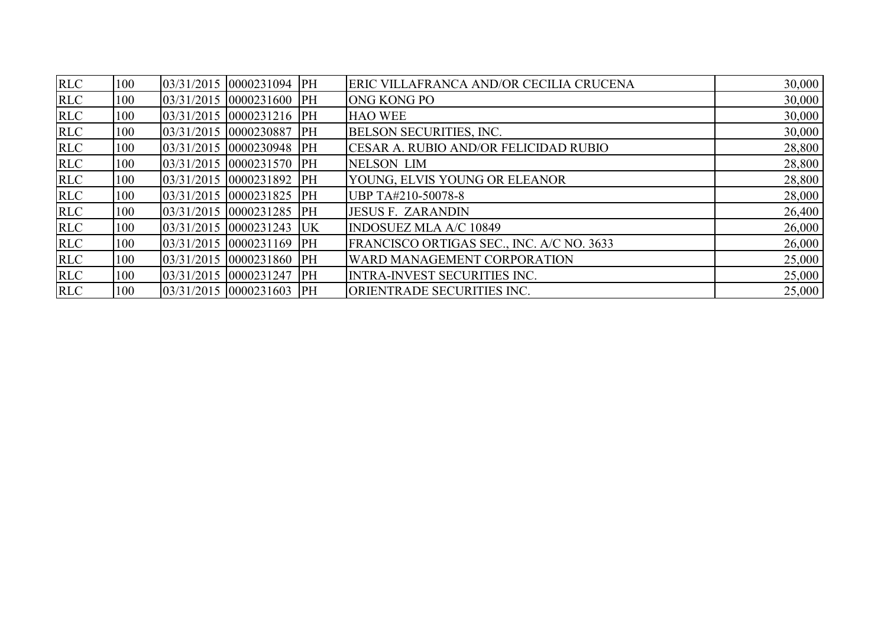| RLC | 100 | 03/31/2015 | 0000231094 | PH | ERIC VILLAFRANCA AND/OR CECILIA CRUCENA | 30,000 |
|---|---|---|---|---|---|---|
| RLC | 100 | 03/31/2015 | 0000231600 | PH | ONG KONG PO | 30,000 |
| RLC | 100 | 03/31/2015 | 0000231216 | PH | HAO WEE | 30,000 |
| RLC | 100 | 03/31/2015 | 0000230887 | PH | BELSON SECURITIES, INC. | 30,000 |
| RLC | 100 | 03/31/2015 | 0000230948 | PH | CESAR A. RUBIO AND/OR FELICIDAD RUBIO | 28,800 |
| RLC | 100 | 03/31/2015 | 0000231570 | PH | NELSON LIM | 28,800 |
| RLC | 100 | 03/31/2015 | 0000231892 | PH | YOUNG, ELVIS YOUNG OR ELEANOR | 28,800 |
| RLC | 100 | 03/31/2015 | 0000231825 | PH | UBP TA#210-50078-8 | 28,000 |
| RLC | 100 | 03/31/2015 | 0000231285 | PH | JESUS F. ZARANDIN | 26,400 |
| RLC | 100 | 03/31/2015 | 0000231243 | UK | INDOSUEZ MLA A/C 10849 | 26,000 |
| RLC | 100 | 03/31/2015 | 0000231169 | PH | FRANCISCO ORTIGAS SEC., INC. A/C NO. 3633 | 26,000 |
| RLC | 100 | 03/31/2015 | 0000231860 | PH | WARD MANAGEMENT CORPORATION | 25,000 |
| RLC | 100 | 03/31/2015 | 0000231247 | PH | INTRA-INVEST SECURITIES INC. | 25,000 |
| RLC | 100 | 03/31/2015 | 0000231603 | PH | ORIENTRADE SECURITIES INC. | 25,000 |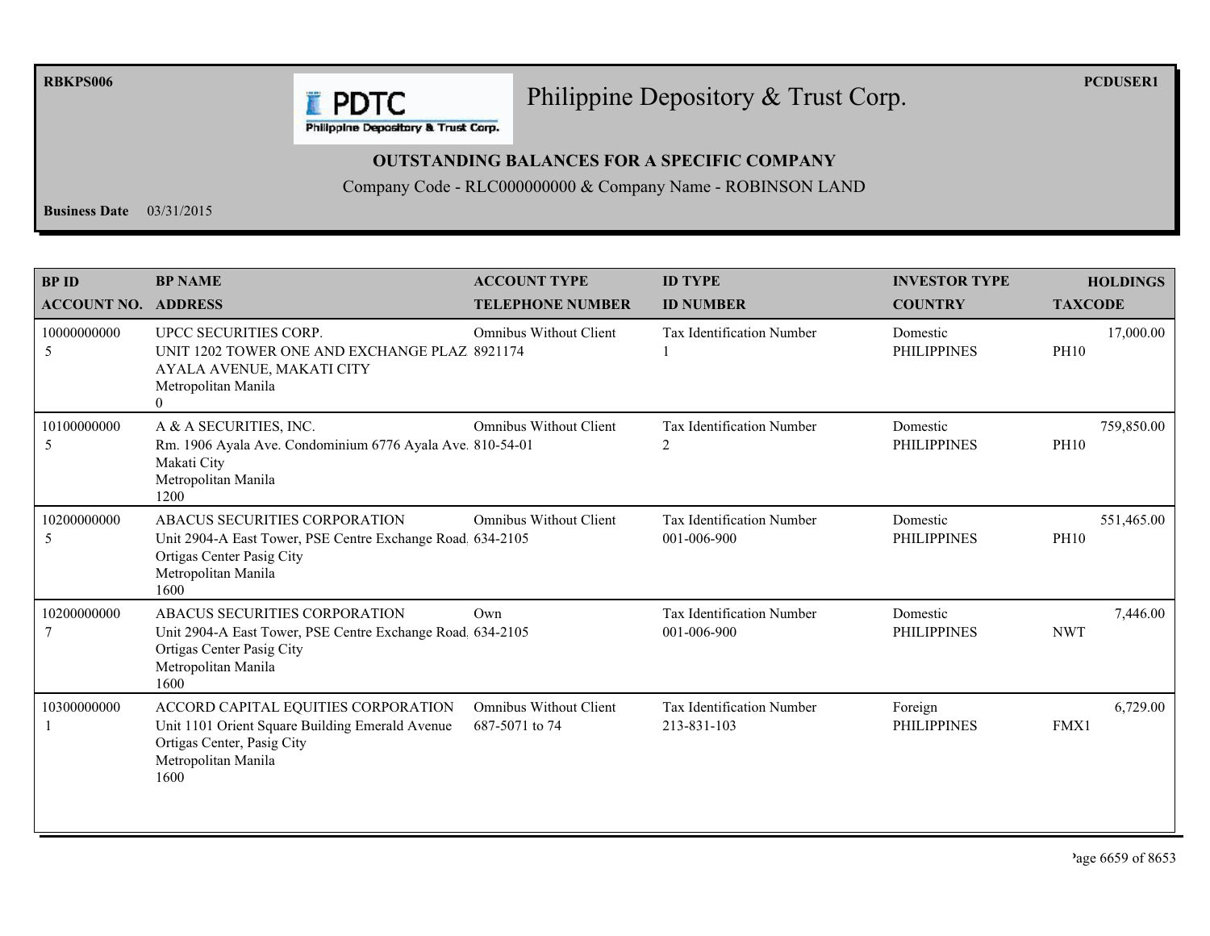# Philippine Depository & Trust Corp.

RBKPS006 PCDUSER1

**OUTSTANDING BALANCES FOR A SPECIFIC COMPANY**

Company Code - RLC000000000 & Company Name - ROBINSON LAND

**Business Date** 03/31/2015

| BP ID / ACCOUNT NO. | BP NAME / ADDRESS | ACCOUNT TYPE / TELEPHONE NUMBER | ID TYPE / ID NUMBER | INVESTOR TYPE / COUNTRY | HOLDINGS / TAXCODE |
|---|---|---|---|---|---|
| 10000000000 5 | UPCC SECURITIES CORP. UNIT 1202 TOWER ONE AND EXCHANGE PLAZ AYALA AVENUE, MAKATI CITY Metropolitan Manila 0 | Omnibus Without Client 8921174 | Tax Identification Number 1 | Domestic PHILIPPINES | 17,000.00 PH10 |
| 10100000000 5 | A & A SECURITIES, INC. Rm. 1906 Ayala Ave. Condominium 6776 Ayala Ave. Makati City Metropolitan Manila 1200 | Omnibus Without Client 810-54-01 | Tax Identification Number 2 | Domestic PHILIPPINES | 759,850.00 PH10 |
| 10200000000 5 | ABACUS SECURITIES CORPORATION Unit 2904-A East Tower, PSE Centre Exchange Road. Ortigas Center Pasig City Metropolitan Manila 1600 | Omnibus Without Client 634-2105 | Tax Identification Number 001-006-900 | Domestic PHILIPPINES | 551,465.00 PH10 |
| 10200000000 7 | ABACUS SECURITIES CORPORATION Unit 2904-A East Tower, PSE Centre Exchange Road. Ortigas Center Pasig City Metropolitan Manila 1600 | Own 634-2105 | Tax Identification Number 001-006-900 | Domestic PHILIPPINES | 7,446.00 NWT |
| 10300000000 1 | ACCORD CAPITAL EQUITIES CORPORATION Unit 1101 Orient Square Building Emerald Avenue Ortigas Center, Pasig City Metropolitan Manila 1600 | Omnibus Without Client 687-5071 to 74 | Tax Identification Number 213-831-103 | Foreign PHILIPPINES | 6,729.00 FMX1 |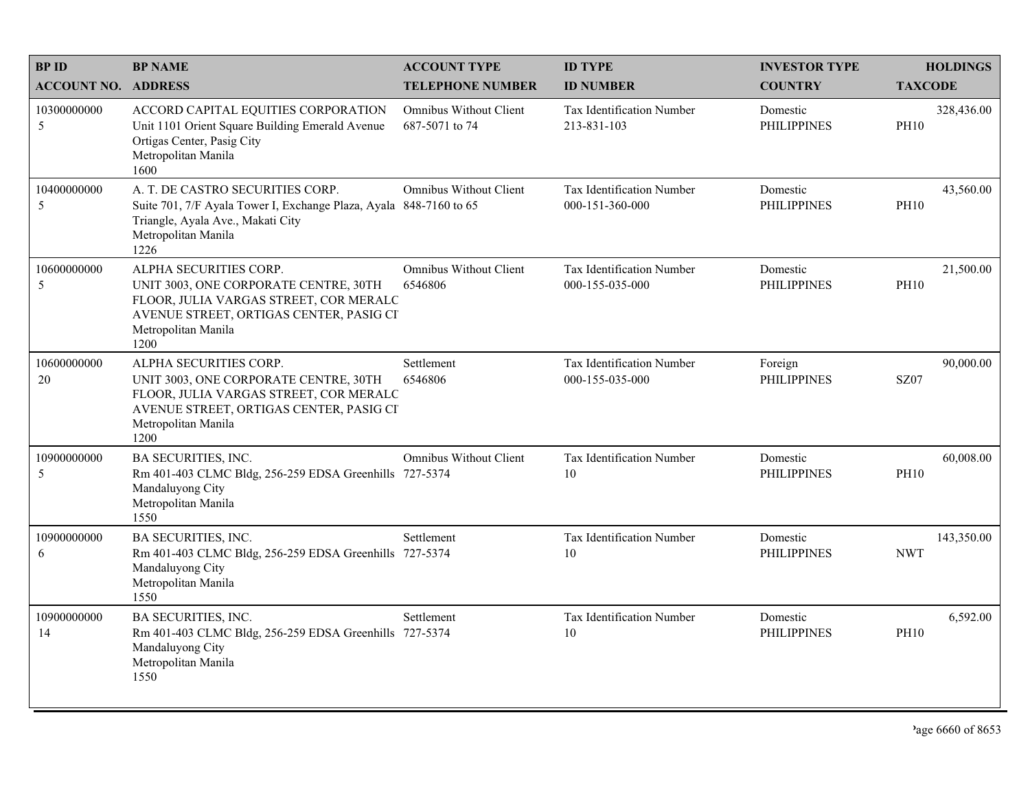| BP ID<br>ACCOUNT NO. | BP NAME<br>ADDRESS | ACCOUNT TYPE<br>TELEPHONE NUMBER | ID TYPE<br>ID NUMBER | INVESTOR TYPE<br>COUNTRY | HOLDINGS<br>TAXCODE |
|---|---|---|---|---|---|
| 10300000000<br>5 | ACCORD CAPITAL EQUITIES CORPORATION<br>Unit 1101 Orient Square Building Emerald Avenue Ortigas Center, Pasig City<br>Metropolitan Manila<br>1600 | Omnibus Without Client<br>687-5071 to 74 | Tax Identification Number<br>213-831-103 | Domestic<br>PHILIPPINES | 328,436.00<br>PH10 |
| 10400000000<br>5 | A. T. DE CASTRO SECURITIES CORP.<br>Suite 701, 7/F Ayala Tower I, Exchange Plaza, Ayala Triangle, Ayala Ave., Makati City<br>Metropolitan Manila<br>1226 | Omnibus Without Client<br>848-7160 to 65 | Tax Identification Number<br>000-151-360-000 | Domestic<br>PHILIPPINES | 43,560.00<br>PH10 |
| 10600000000<br>5 | ALPHA SECURITIES CORP.<br>UNIT 3003, ONE CORPORATE CENTRE, 30TH FLOOR, JULIA VARGAS STREET, COR MERALC AVENUE STREET, ORTIGAS CENTER, PASIG CI<br>Metropolitan Manila<br>1200 | Omnibus Without Client<br>6546806 | Tax Identification Number<br>000-155-035-000 | Domestic<br>PHILIPPINES | 21,500.00<br>PH10 |
| 10600000000<br>20 | ALPHA SECURITIES CORP.<br>UNIT 3003, ONE CORPORATE CENTRE, 30TH FLOOR, JULIA VARGAS STREET, COR MERALC AVENUE STREET, ORTIGAS CENTER, PASIG CI<br>Metropolitan Manila<br>1200 | Settlement<br>6546806 | Tax Identification Number<br>000-155-035-000 | Foreign<br>PHILIPPINES | 90,000.00<br>SZ07 |
| 10900000000<br>5 | BA SECURITIES, INC.<br>Rm 401-403 CLMC Bldg, 256-259 EDSA Greenhills Mandaluyong City<br>Metropolitan Manila<br>1550 | Omnibus Without Client<br>727-5374 | Tax Identification Number<br>10 | Domestic<br>PHILIPPINES | 60,008.00<br>PH10 |
| 10900000000<br>6 | BA SECURITIES, INC.<br>Rm 401-403 CLMC Bldg, 256-259 EDSA Greenhills Mandaluyong City<br>Metropolitan Manila<br>1550 | Settlement<br>727-5374 | Tax Identification Number<br>10 | Domestic<br>PHILIPPINES | 143,350.00<br>NWT |
| 10900000000<br>14 | BA SECURITIES, INC.<br>Rm 401-403 CLMC Bldg, 256-259 EDSA Greenhills Mandaluyong City<br>Metropolitan Manila<br>1550 | Settlement<br>727-5374 | Tax Identification Number<br>10 | Domestic<br>PHILIPPINES | 6,592.00<br>PH10 |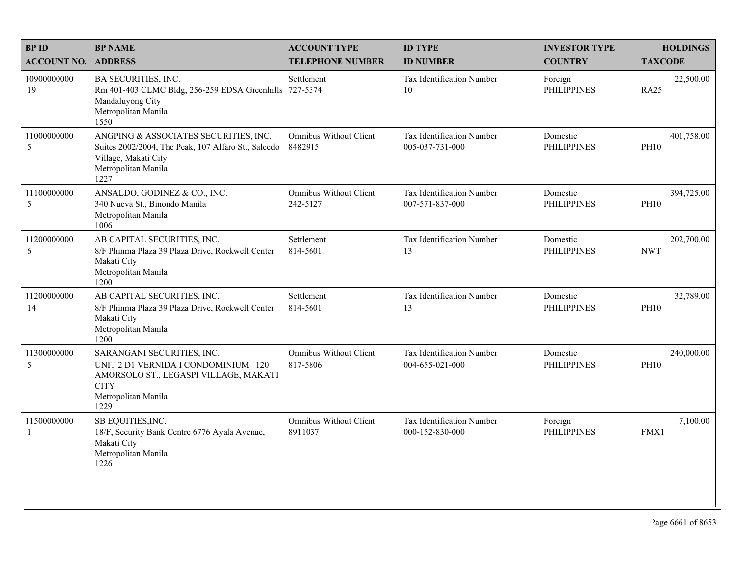| BP ID<br>ACCOUNT NO. | BP NAME<br>ADDRESS | ACCOUNT TYPE<br>TELEPHONE NUMBER | ID TYPE<br>ID NUMBER | INVESTOR TYPE<br>COUNTRY | HOLDINGS<br>TAXCODE |
|---|---|---|---|---|---|
| 10900000000<br>19 | BA SECURITIES, INC.<br>Rm 401-403 CLMC Bldg, 256-259 EDSA Greenhills<br>Mandaluyong City<br>Metropolitan Manila<br>1550 | Settlement<br>727-5374 | Tax Identification Number<br>10 | Foreign<br>PHILIPPINES | 22,500.00<br>RA25 |
| 11000000000<br>5 | ANGPING & ASSOCIATES SECURITIES, INC.<br>Suites 2002/2004, The Peak, 107 Alfaro St., Salcedo Village, Makati City<br>Metropolitan Manila<br>1227 | Omnibus Without Client<br>8482915 | Tax Identification Number<br>005-037-731-000 | Domestic<br>PHILIPPINES | 401,758.00<br>PH10 |
| 11100000000<br>5 | ANSALDO, GODINEZ & CO., INC.<br>340 Nueva St., Binondo Manila<br>Metropolitan Manila<br>1006 | Omnibus Without Client<br>242-5127 | Tax Identification Number<br>007-571-837-000 | Domestic<br>PHILIPPINES | 394,725.00<br>PH10 |
| 11200000000<br>6 | AB CAPITAL SECURITIES, INC.<br>8/F Phinma Plaza 39 Plaza Drive, Rockwell Center<br>Makati City<br>Metropolitan Manila<br>1200 | Settlement<br>814-5601 | Tax Identification Number<br>13 | Domestic<br>PHILIPPINES | 202,700.00<br>NWT |
| 11200000000<br>14 | AB CAPITAL SECURITIES, INC.<br>8/F Phinma Plaza 39 Plaza Drive, Rockwell Center<br>Makati City<br>Metropolitan Manila<br>1200 | Settlement<br>814-5601 | Tax Identification Number<br>13 | Domestic<br>PHILIPPINES | 32,789.00<br>PH10 |
| 11300000000<br>5 | SARANGANI SECURITIES, INC.<br>UNIT 2 D1 VERNIDA I CONDOMINIUM 120 AMORSOLO ST., LEGASPI VILLAGE, MAKATI CITY<br>Metropolitan Manila<br>1229 | Omnibus Without Client<br>817-5806 | Tax Identification Number<br>004-655-021-000 | Domestic<br>PHILIPPINES | 240,000.00<br>PH10 |
| 11500000000<br>1 | SB EQUITIES,INC.<br>18/F, Security Bank Centre 6776 Ayala Avenue,<br>Makati City<br>Metropolitan Manila<br>1226 | Omnibus Without Client<br>8911037 | Tax Identification Number<br>000-152-830-000 | Foreign<br>PHILIPPINES | 7,100.00<br>FMX1 |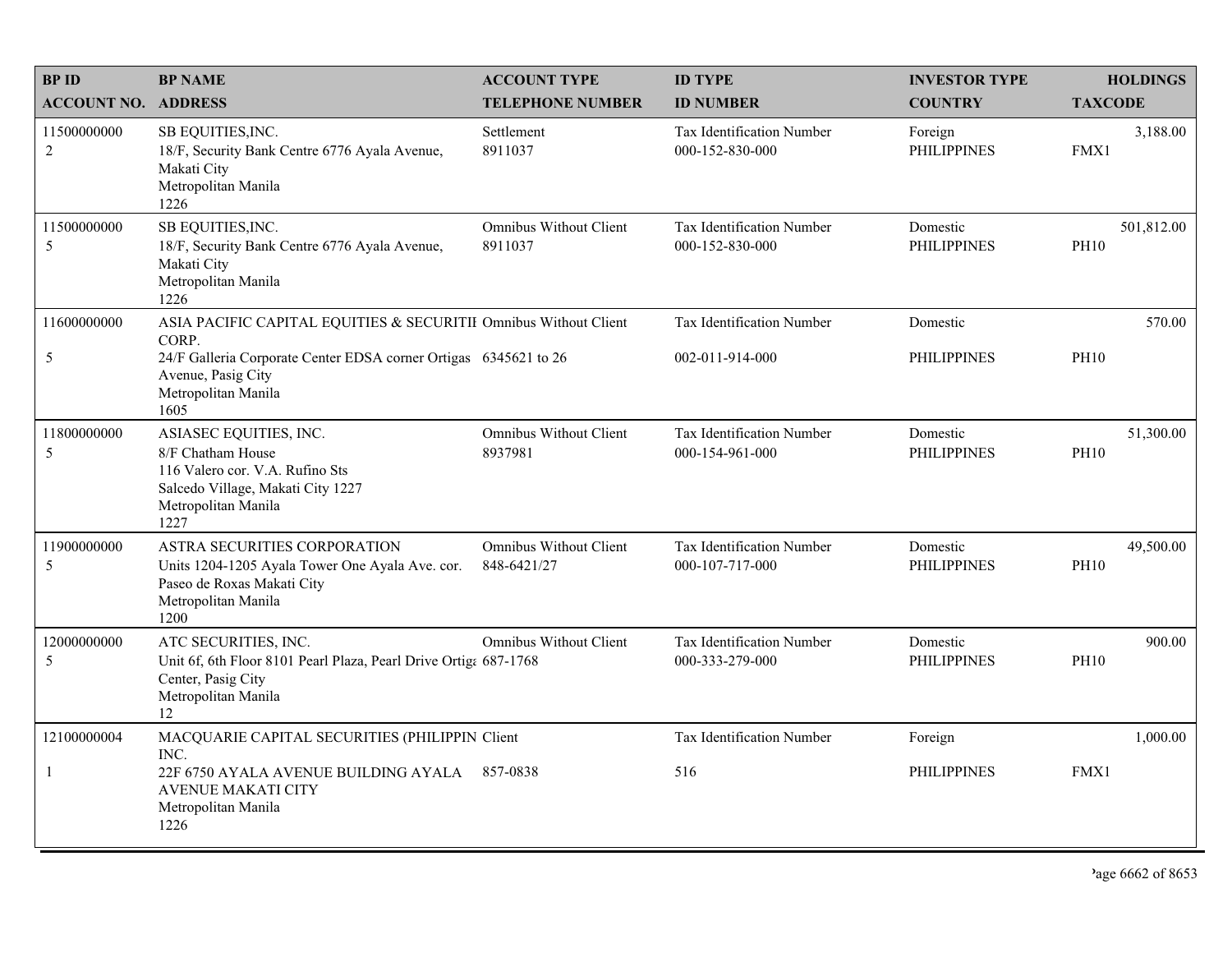| BP ID<br>ACCOUNT NO. | BP NAME<br>ADDRESS | ACCOUNT TYPE<br>TELEPHONE NUMBER | ID TYPE<br>ID NUMBER | INVESTOR TYPE<br>COUNTRY | HOLDINGS<br>TAXCODE |
|---|---|---|---|---|---|
| 11500000000<br>2 | SB EQUITIES,INC.<br>18/F, Security Bank Centre 6776 Ayala Avenue, Makati City<br>Metropolitan Manila<br>1226 | Settlement<br>8911037 | Tax Identification Number<br>000-152-830-000 | Foreign<br>PHILIPPINES | 3,188.00<br>FMX1 |
| 11500000000<br>5 | SB EQUITIES,INC.<br>18/F, Security Bank Centre 6776 Ayala Avenue, Makati City<br>Metropolitan Manila<br>1226 | Omnibus Without Client<br>8911037 | Tax Identification Number<br>000-152-830-000 | Domestic<br>PHILIPPINES | 501,812.00<br>PH10 |
| 11600000000<br>5 | ASIA PACIFIC CAPITAL EQUITIES & SECURITIE CORP.<br>24/F Galleria Corporate Center EDSA corner Ortigas Avenue, Pasig City<br>Metropolitan Manila<br>1605 | Omnibus Without Client<br>6345621 to 26 | Tax Identification Number<br>002-011-914-000 | Domestic<br>PHILIPPINES | 570.00<br>PH10 |
| 11800000000<br>5 | ASIASEC EQUITIES, INC.<br>8/F Chatham House<br>116 Valero cor. V.A. Rufino Sts<br>Salcedo Village, Makati City 1227<br>Metropolitan Manila<br>1227 | Omnibus Without Client<br>8937981 | Tax Identification Number<br>000-154-961-000 | Domestic<br>PHILIPPINES | 51,300.00<br>PH10 |
| 11900000000<br>5 | ASTRA SECURITIES CORPORATION<br>Units 1204-1205 Ayala Tower One Ayala Ave. cor. Paseo de Roxas Makati City<br>Metropolitan Manila<br>1200 | Omnibus Without Client<br>848-6421/27 | Tax Identification Number<br>000-107-717-000 | Domestic<br>PHILIPPINES | 49,500.00<br>PH10 |
| 12000000000<br>5 | ATC SECURITIES, INC.<br>Unit 6f, 6th Floor 8101 Pearl Plaza, Pearl Drive Ortiga Center, Pasig City<br>Metropolitan Manila<br>12 | Omnibus Without Client<br>687-1768 | Tax Identification Number<br>000-333-279-000 | Domestic<br>PHILIPPINES | 900.00<br>PH10 |
| 12100000004<br>1 | MACQUARIE CAPITAL SECURITIES (PHILIPPIN INC.<br>22F 6750 AYALA AVENUE BUILDING AYALA AVENUE MAKATI CITY<br>Metropolitan Manila<br>1226 | Client<br>857-0838 | Tax Identification Number<br>516 | Foreign<br>PHILIPPINES | 1,000.00<br>FMX1 |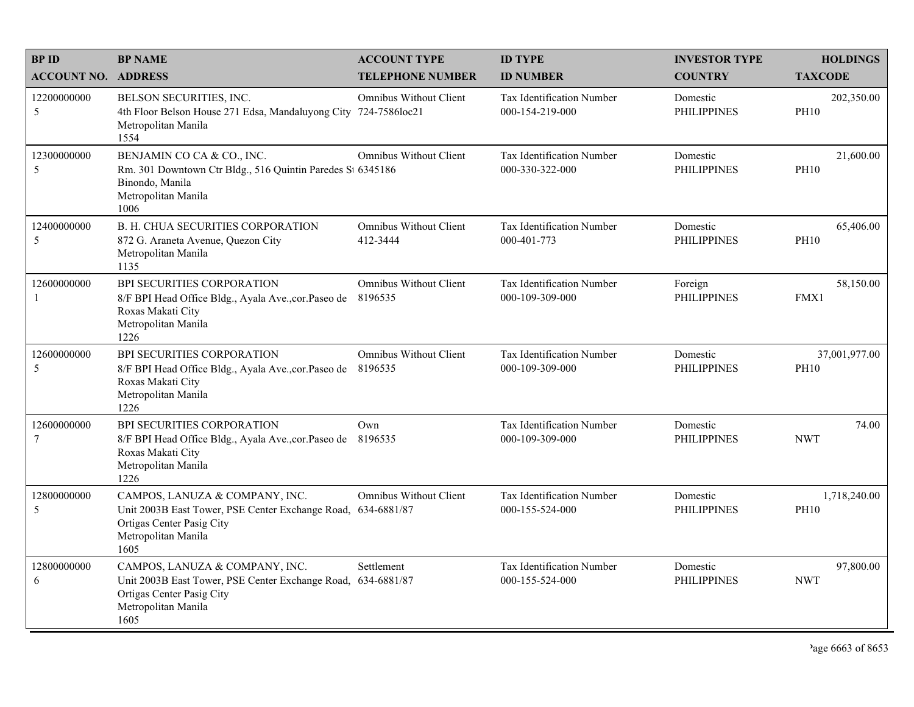| BP ID<br>ACCOUNT NO. | BP NAME<br>ADDRESS | ACCOUNT TYPE<br>TELEPHONE NUMBER | ID TYPE<br>ID NUMBER | INVESTOR TYPE<br>COUNTRY | HOLDINGS<br>TAXCODE |
|---|---|---|---|---|---|
| 12200000000<br>5 | BELSON SECURITIES, INC.<br>4th Floor Belson House 271 Edsa, Mandaluyong City<br>Metropolitan Manila<br>1554 | Omnibus Without Client<br>724-7586loc21 | Tax Identification Number<br>000-154-219-000 | Domestic<br>PHILIPPINES | 202,350.00<br>PH10 |
| 12300000000<br>5 | BENJAMIN CO CA & CO., INC.<br>Rm. 301 Downtown Ctr Bldg., 516 Quintin Paredes St<br>Binondo, Manila<br>Metropolitan Manila<br>1006 | Omnibus Without Client<br>6345186 | Tax Identification Number<br>000-330-322-000 | Domestic<br>PHILIPPINES | 21,600.00<br>PH10 |
| 12400000000<br>5 | B. H. CHUA SECURITIES CORPORATION<br>872 G. Araneta Avenue, Quezon City<br>Metropolitan Manila<br>1135 | Omnibus Without Client<br>412-3444 | Tax Identification Number<br>000-401-773 | Domestic<br>PHILIPPINES | 65,406.00<br>PH10 |
| 12600000000<br>1 | BPI SECURITIES CORPORATION<br>8/F BPI Head Office Bldg., Ayala Ave.,cor.Paseo de<br>Roxas Makati City<br>Metropolitan Manila<br>1226 | Omnibus Without Client<br>8196535 | Tax Identification Number<br>000-109-309-000 | Foreign<br>PHILIPPINES | 58,150.00<br>FMX1 |
| 12600000000<br>5 | BPI SECURITIES CORPORATION<br>8/F BPI Head Office Bldg., Ayala Ave.,cor.Paseo de<br>Roxas Makati City<br>Metropolitan Manila<br>1226 | Omnibus Without Client<br>8196535 | Tax Identification Number<br>000-109-309-000 | Domestic<br>PHILIPPINES | 37,001,977.00<br>PH10 |
| 12600000000<br>7 | BPI SECURITIES CORPORATION<br>8/F BPI Head Office Bldg., Ayala Ave.,cor.Paseo de<br>Roxas Makati City<br>Metropolitan Manila<br>1226 | Own<br>8196535 | Tax Identification Number<br>000-109-309-000 | Domestic<br>PHILIPPINES | 74.00<br>NWT |
| 12800000000<br>5 | CAMPOS, LANUZA & COMPANY, INC.<br>Unit 2003B East Tower, PSE Center Exchange Road,<br>Ortigas Center Pasig City<br>Metropolitan Manila<br>1605 | Omnibus Without Client<br>634-6881/87 | Tax Identification Number<br>000-155-524-000 | Domestic<br>PHILIPPINES | 1,718,240.00<br>PH10 |
| 12800000000<br>6 | CAMPOS, LANUZA & COMPANY, INC.<br>Unit 2003B East Tower, PSE Center Exchange Road,<br>Ortigas Center Pasig City<br>Metropolitan Manila<br>1605 | Settlement<br>634-6881/87 | Tax Identification Number<br>000-155-524-000 | Domestic<br>PHILIPPINES | 97,800.00<br>NWT |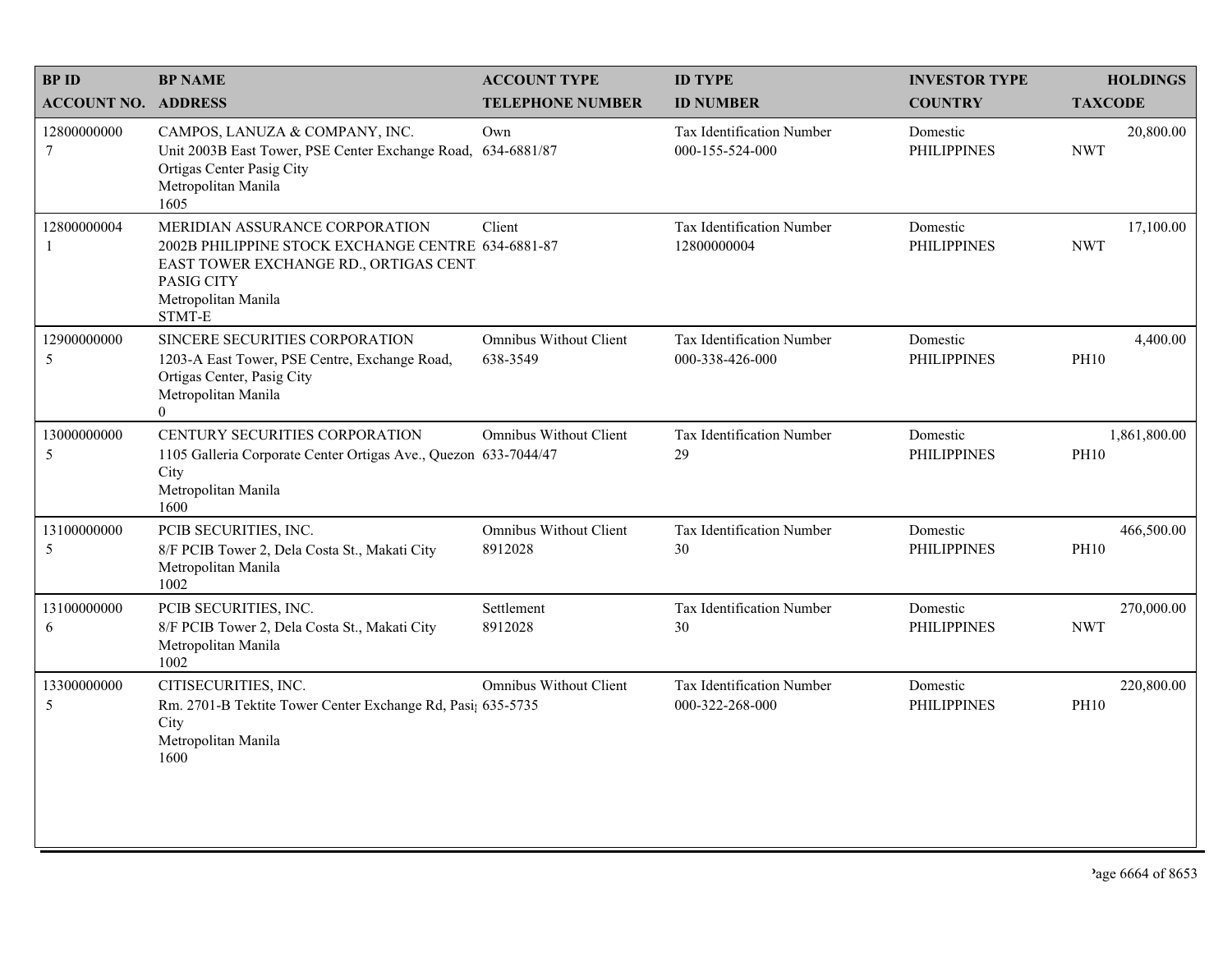| BP ID<br>ACCOUNT NO. | BP NAME<br>ADDRESS | ACCOUNT TYPE<br>TELEPHONE NUMBER | ID TYPE<br>ID NUMBER | INVESTOR TYPE<br>COUNTRY | HOLDINGS<br>TAXCODE |
|---|---|---|---|---|---|
| 12800000000<br>7 | CAMPOS, LANUZA & COMPANY, INC.<br>Unit 2003B East Tower, PSE Center Exchange Road, Ortigas Center Pasig City<br>Metropolitan Manila<br>1605 | Own<br>634-6881/87 | Tax Identification Number<br>000-155-524-000 | Domestic<br>PHILIPPINES | 20,800.00<br>NWT |
| 12800000004<br>1 | MERIDIAN ASSURANCE CORPORATION<br>2002B PHILIPPINE STOCK EXCHANGE CENTRE EAST TOWER EXCHANGE RD., ORTIGAS CENT. PASIG CITY<br>Metropolitan Manila<br>STMT-E | Client<br>634-6881-87 | Tax Identification Number<br>12800000004 | Domestic<br>PHILIPPINES | 17,100.00<br>NWT |
| 12900000000<br>5 | SINCERE SECURITIES CORPORATION<br>1203-A East Tower, PSE Centre, Exchange Road, Ortigas Center, Pasig City<br>Metropolitan Manila<br>0 | Omnibus Without Client<br>638-3549 | Tax Identification Number<br>000-338-426-000 | Domestic<br>PHILIPPINES | 4,400.00<br>PH10 |
| 13000000000<br>5 | CENTURY SECURITIES CORPORATION<br>1105 Galleria Corporate Center Ortigas Ave., Quezon City<br>Metropolitan Manila<br>1600 | Omnibus Without Client<br>633-7044/47 | Tax Identification Number<br>29 | Domestic<br>PHILIPPINES | 1,861,800.00<br>PH10 |
| 13100000000<br>5 | PCIB SECURITIES, INC.<br>8/F PCIB Tower 2, Dela Costa St., Makati City<br>Metropolitan Manila<br>1002 | Omnibus Without Client<br>8912028 | Tax Identification Number<br>30 | Domestic<br>PHILIPPINES | 466,500.00<br>PH10 |
| 13100000000<br>6 | PCIB SECURITIES, INC.<br>8/F PCIB Tower 2, Dela Costa St., Makati City<br>Metropolitan Manila<br>1002 | Settlement<br>8912028 | Tax Identification Number<br>30 | Domestic<br>PHILIPPINES | 270,000.00<br>NWT |
| 13300000000<br>5 | CITISECURITIES, INC.<br>Rm. 2701-B Tektite Tower Center Exchange Rd, Pasig City<br>Metropolitan Manila<br>1600 | Omnibus Without Client<br>635-5735 | Tax Identification Number<br>000-322-268-000 | Domestic<br>PHILIPPINES | 220,800.00<br>PH10 |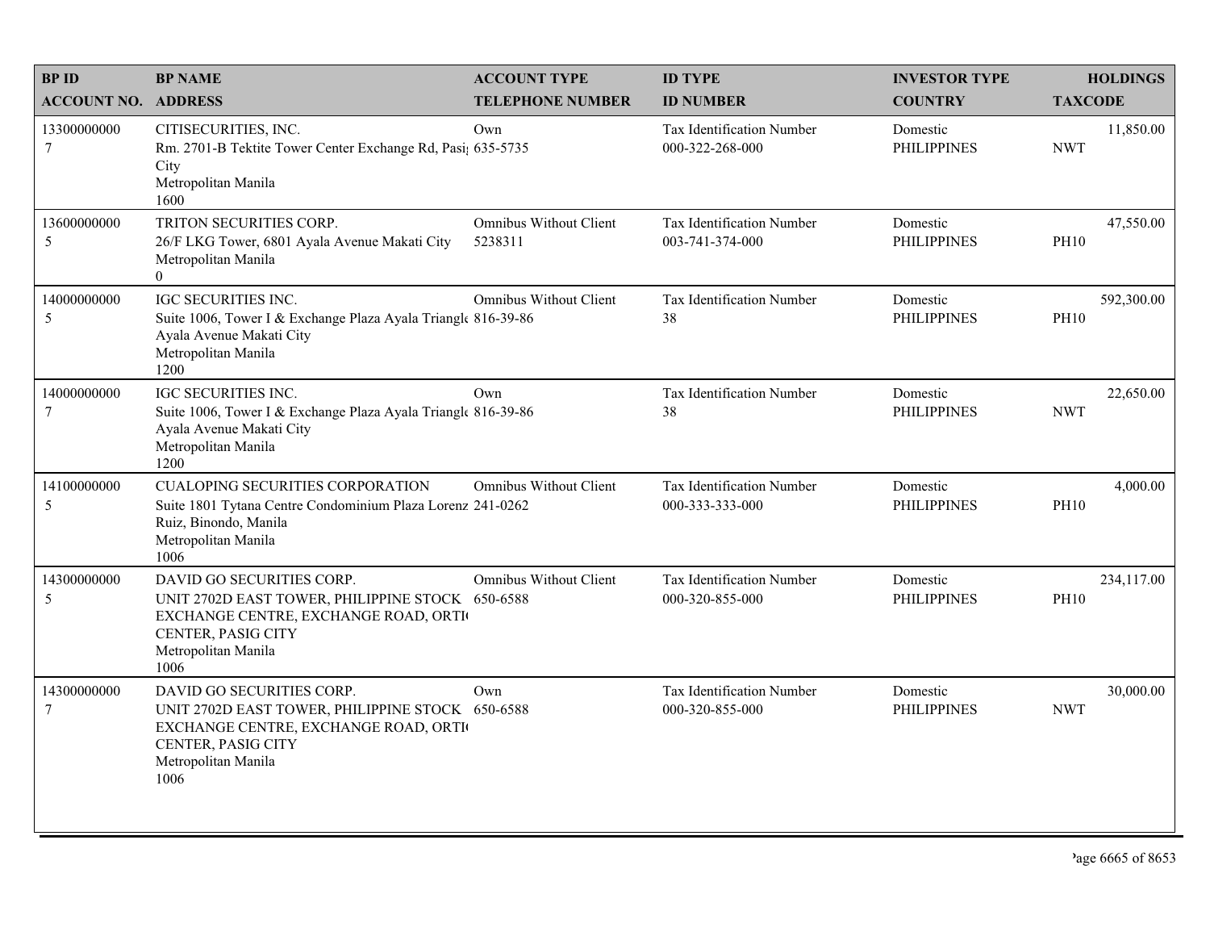| BP ID<br>ACCOUNT NO. | BP NAME<br>ADDRESS | ACCOUNT TYPE<br>TELEPHONE NUMBER | ID TYPE<br>ID NUMBER | INVESTOR TYPE<br>COUNTRY | HOLDINGS<br>TAXCODE |
|---|---|---|---|---|---|
| 13300000000<br>7 | CITISECURITIES, INC.<br>Rm. 2701-B Tektite Tower Center Exchange Rd, Pasig City<br>Metropolitan Manila<br>1600 | Own<br>635-5735 | Tax Identification Number<br>000-322-268-000 | Domestic<br>PHILIPPINES | 11,850.00<br>NWT |
| 13600000000<br>5 | TRITON SECURITIES CORP.<br>26/F LKG Tower, 6801 Ayala Avenue Makati City<br>Metropolitan Manila<br>0 | Omnibus Without Client<br>5238311 | Tax Identification Number<br>003-741-374-000 | Domestic<br>PHILIPPINES | 47,550.00<br>PH10 |
| 14000000000<br>5 | IGC SECURITIES INC.<br>Suite 1006, Tower I & Exchange Plaza Ayala Triangle Ayala Avenue Makati City<br>Metropolitan Manila<br>1200 | Omnibus Without Client<br>816-39-86 | Tax Identification Number<br>38 | Domestic<br>PHILIPPINES | 592,300.00<br>PH10 |
| 14000000000<br>7 | IGC SECURITIES INC.<br>Suite 1006, Tower I & Exchange Plaza Ayala Triangle Ayala Avenue Makati City<br>Metropolitan Manila<br>1200 | Own<br>816-39-86 | Tax Identification Number<br>38 | Domestic<br>PHILIPPINES | 22,650.00<br>NWT |
| 14100000000<br>5 | CUALOPING SECURITIES CORPORATION<br>Suite 1801 Tytana Centre Condominium Plaza Lorenz Ruiz, Binondo, Manila<br>Metropolitan Manila<br>1006 | Omnibus Without Client<br>241-0262 | Tax Identification Number<br>000-333-333-000 | Domestic<br>PHILIPPINES | 4,000.00<br>PH10 |
| 14300000000<br>5 | DAVID GO SECURITIES CORP.<br>UNIT 2702D EAST TOWER, PHILIPPINE STOCK EXCHANGE CENTRE, EXCHANGE ROAD, ORTI( CENTER, PASIG CITY<br>Metropolitan Manila<br>1006 | Omnibus Without Client<br>650-6588 | Tax Identification Number<br>000-320-855-000 | Domestic<br>PHILIPPINES | 234,117.00<br>PH10 |
| 14300000000<br>7 | DAVID GO SECURITIES CORP.<br>UNIT 2702D EAST TOWER, PHILIPPINE STOCK EXCHANGE CENTRE, EXCHANGE ROAD, ORTI( CENTER, PASIG CITY<br>Metropolitan Manila<br>1006 | Own<br>650-6588 | Tax Identification Number<br>000-320-855-000 | Domestic<br>PHILIPPINES | 30,000.00<br>NWT |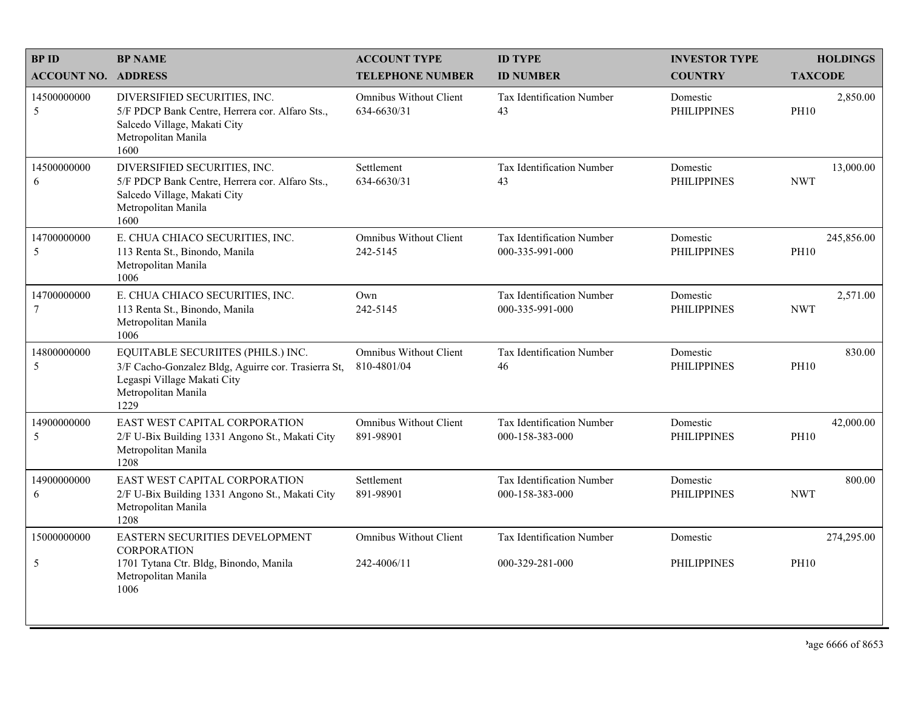| BP ID<br>ACCOUNT NO. | BP NAME<br>ADDRESS | ACCOUNT TYPE<br>TELEPHONE NUMBER | ID TYPE<br>ID NUMBER | INVESTOR TYPE<br>COUNTRY | HOLDINGS<br>TAXCODE |
|---|---|---|---|---|---|
| 14500000000<br>5 | DIVERSIFIED SECURITIES, INC.<br>5/F PDCP Bank Centre, Herrera cor. Alfaro Sts., Salcedo Village, Makati City<br>Metropolitan Manila<br>1600 | Omnibus Without Client<br>634-6630/31 | Tax Identification Number<br>43 | Domestic<br>PHILIPPINES | 2,850.00<br>PH10 |
| 14500000000<br>6 | DIVERSIFIED SECURITIES, INC.<br>5/F PDCP Bank Centre, Herrera cor. Alfaro Sts., Salcedo Village, Makati City<br>Metropolitan Manila<br>1600 | Settlement<br>634-6630/31 | Tax Identification Number<br>43 | Domestic<br>PHILIPPINES | 13,000.00<br>NWT |
| 14700000000<br>5 | E. CHUA CHIACO SECURITIES, INC.<br>113 Renta St., Binondo, Manila<br>Metropolitan Manila<br>1006 | Omnibus Without Client<br>242-5145 | Tax Identification Number<br>000-335-991-000 | Domestic<br>PHILIPPINES | 245,856.00<br>PH10 |
| 14700000000<br>7 | E. CHUA CHIACO SECURITIES, INC.<br>113 Renta St., Binondo, Manila<br>Metropolitan Manila<br>1006 | Own<br>242-5145 | Tax Identification Number<br>000-335-991-000 | Domestic<br>PHILIPPINES | 2,571.00<br>NWT |
| 14800000000<br>5 | EQUITABLE SECURIITES (PHILS.) INC.<br>3/F Cacho-Gonzalez Bldg, Aguirre cor. Trasierra St, Legaspi Village Makati City<br>Metropolitan Manila<br>1229 | Omnibus Without Client<br>810-4801/04 | Tax Identification Number<br>46 | Domestic<br>PHILIPPINES | 830.00<br>PH10 |
| 14900000000<br>5 | EAST WEST CAPITAL CORPORATION<br>2/F U-Bix Building 1331 Angono St., Makati City<br>Metropolitan Manila<br>1208 | Omnibus Without Client<br>891-98901 | Tax Identification Number<br>000-158-383-000 | Domestic<br>PHILIPPINES | 42,000.00<br>PH10 |
| 14900000000<br>6 | EAST WEST CAPITAL CORPORATION<br>2/F U-Bix Building 1331 Angono St., Makati City<br>Metropolitan Manila<br>1208 | Settlement<br>891-98901 | Tax Identification Number<br>000-158-383-000 | Domestic<br>PHILIPPINES | 800.00<br>NWT |
| 15000000000<br>5 | EASTERN SECURITIES DEVELOPMENT CORPORATION<br>1701 Tytana Ctr. Bldg, Binondo, Manila<br>Metropolitan Manila<br>1006 | Omnibus Without Client<br>242-4006/11 | Tax Identification Number<br>000-329-281-000 | Domestic<br>PHILIPPINES | 274,295.00<br>PH10 |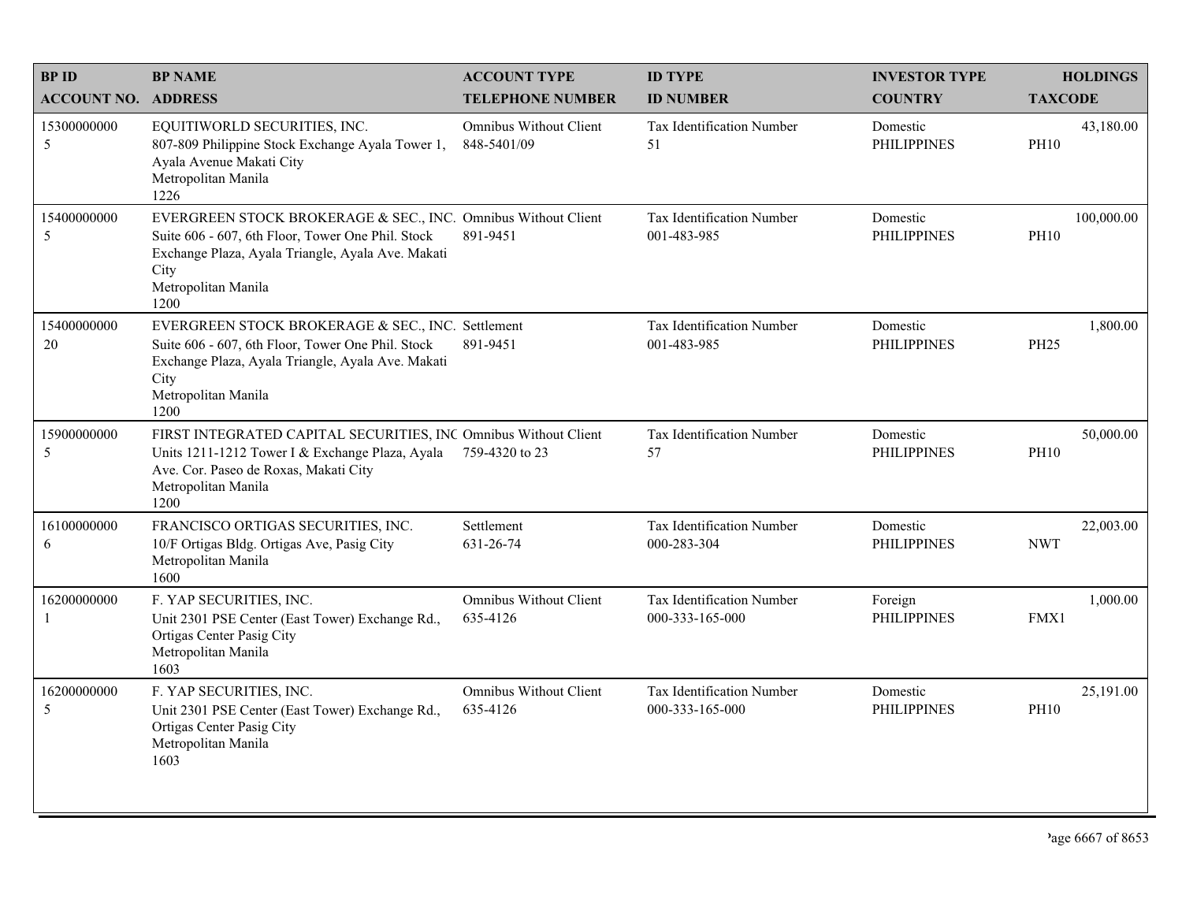| BP ID<br>ACCOUNT NO. | BP NAME<br>ADDRESS | ACCOUNT TYPE<br>TELEPHONE NUMBER | ID TYPE<br>ID NUMBER | INVESTOR TYPE<br>COUNTRY | HOLDINGS<br>TAXCODE |
|---|---|---|---|---|---|
| 15300000000<br>5 | EQUITIWORLD SECURITIES, INC.<br>807-809 Philippine Stock Exchange Ayala Tower 1, Ayala Avenue Makati City<br>Metropolitan Manila<br>1226 | Omnibus Without Client<br>848-5401/09 | Tax Identification Number<br>51 | Domestic<br>PHILIPPINES | 43,180.00<br>PH10 |
| 15400000000<br>5 | EVERGREEN STOCK BROKERAGE & SEC., INC.<br>Suite 606 - 607, 6th Floor, Tower One Phil. Stock Exchange Plaza, Ayala Triangle, Ayala Ave. Makati City<br>Metropolitan Manila<br>1200 | Omnibus Without Client<br>891-9451 | Tax Identification Number<br>001-483-985 | Domestic<br>PHILIPPINES | 100,000.00<br>PH10 |
| 15400000000<br>20 | EVERGREEN STOCK BROKERAGE & SEC., INC.<br>Suite 606 - 607, 6th Floor, Tower One Phil. Stock Exchange Plaza, Ayala Triangle, Ayala Ave. Makati City<br>Metropolitan Manila<br>1200 | Settlement<br>891-9451 | Tax Identification Number<br>001-483-985 | Domestic<br>PHILIPPINES | 1,800.00<br>PH25 |
| 15900000000<br>5 | FIRST INTEGRATED CAPITAL SECURITIES, INC<br>Units 1211-1212 Tower I & Exchange Plaza, Ayala Ave. Cor. Paseo de Roxas, Makati City<br>Metropolitan Manila<br>1200 | Omnibus Without Client<br>759-4320 to 23 | Tax Identification Number<br>57 | Domestic<br>PHILIPPINES | 50,000.00<br>PH10 |
| 16100000000<br>6 | FRANCISCO ORTIGAS SECURITIES, INC.<br>10/F Ortigas Bldg. Ortigas Ave, Pasig City<br>Metropolitan Manila<br>1600 | Settlement<br>631-26-74 | Tax Identification Number<br>000-283-304 | Domestic<br>PHILIPPINES | 22,003.00<br>NWT |
| 16200000000<br>1 | F. YAP SECURITIES, INC.<br>Unit 2301 PSE Center (East Tower) Exchange Rd., Ortigas Center Pasig City<br>Metropolitan Manila<br>1603 | Omnibus Without Client<br>635-4126 | Tax Identification Number<br>000-333-165-000 | Foreign<br>PHILIPPINES | 1,000.00<br>FMX1 |
| 16200000000<br>5 | F. YAP SECURITIES, INC.<br>Unit 2301 PSE Center (East Tower) Exchange Rd., Ortigas Center Pasig City<br>Metropolitan Manila<br>1603 | Omnibus Without Client<br>635-4126 | Tax Identification Number<br>000-333-165-000 | Domestic<br>PHILIPPINES | 25,191.00<br>PH10 |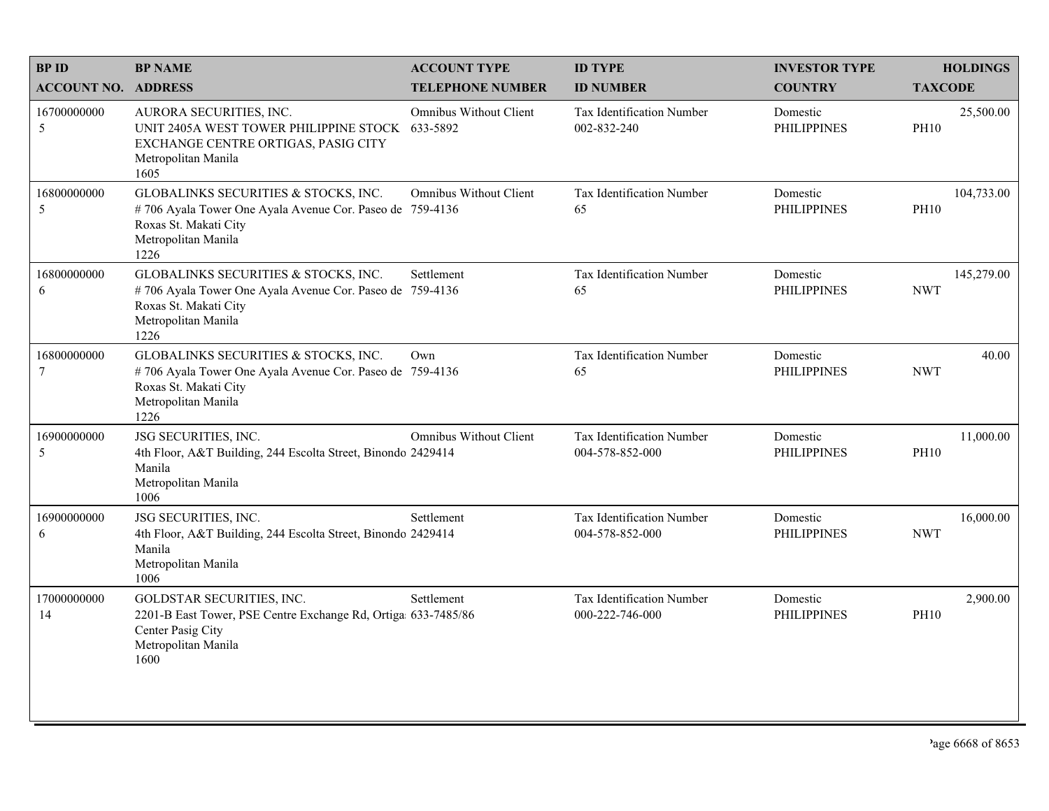| BP ID<br>ACCOUNT NO. | BP NAME<br>ADDRESS | ACCOUNT TYPE<br>TELEPHONE NUMBER | ID TYPE<br>ID NUMBER | INVESTOR TYPE<br>COUNTRY | HOLDINGS<br>TAXCODE |
|---|---|---|---|---|---|
| 16700000000<br>5 | AURORA SECURITIES, INC.<br>UNIT 2405A WEST TOWER PHILIPPINE STOCK EXCHANGE CENTRE ORTIGAS, PASIG CITY<br>Metropolitan Manila<br>1605 | Omnibus Without Client<br>633-5892 | Tax Identification Number<br>002-832-240 | Domestic<br>PHILIPPINES | 25,500.00<br>PH10 |
| 16800000000<br>5 | GLOBALINKS SECURITIES & STOCKS, INC.<br># 706 Ayala Tower One Ayala Avenue Cor. Paseo de Roxas St. Makati City<br>Metropolitan Manila<br>1226 | Omnibus Without Client<br>759-4136 | Tax Identification Number<br>65 | Domestic<br>PHILIPPINES | 104,733.00<br>PH10 |
| 16800000000<br>6 | GLOBALINKS SECURITIES & STOCKS, INC.<br># 706 Ayala Tower One Ayala Avenue Cor. Paseo de Roxas St. Makati City<br>Metropolitan Manila<br>1226 | Settlement<br>759-4136 | Tax Identification Number<br>65 | Domestic<br>PHILIPPINES | 145,279.00<br>NWT |
| 16800000000<br>7 | GLOBALINKS SECURITIES & STOCKS, INC.<br># 706 Ayala Tower One Ayala Avenue Cor. Paseo de Roxas St. Makati City<br>Metropolitan Manila<br>1226 | Own<br>759-4136 | Tax Identification Number<br>65 | Domestic<br>PHILIPPINES | 40.00<br>NWT |
| 16900000000<br>5 | JSG SECURITIES, INC.<br>4th Floor, A&T Building, 244 Escolta Street, Binondo Manila<br>Metropolitan Manila<br>1006 | Omnibus Without Client<br>2429414 | Tax Identification Number<br>004-578-852-000 | Domestic<br>PHILIPPINES | 11,000.00<br>PH10 |
| 16900000000<br>6 | JSG SECURITIES, INC.<br>4th Floor, A&T Building, 244 Escolta Street, Binondo Manila<br>Metropolitan Manila<br>1006 | Settlement<br>2429414 | Tax Identification Number<br>004-578-852-000 | Domestic<br>PHILIPPINES | 16,000.00<br>NWT |
| 17000000000<br>14 | GOLDSTAR SECURITIES, INC.<br>2201-B East Tower, PSE Centre Exchange Rd, Ortigas Center Pasig City<br>Metropolitan Manila<br>1600 | Settlement<br>633-7485/86 | Tax Identification Number<br>000-222-746-000 | Domestic<br>PHILIPPINES | 2,900.00<br>PH10 |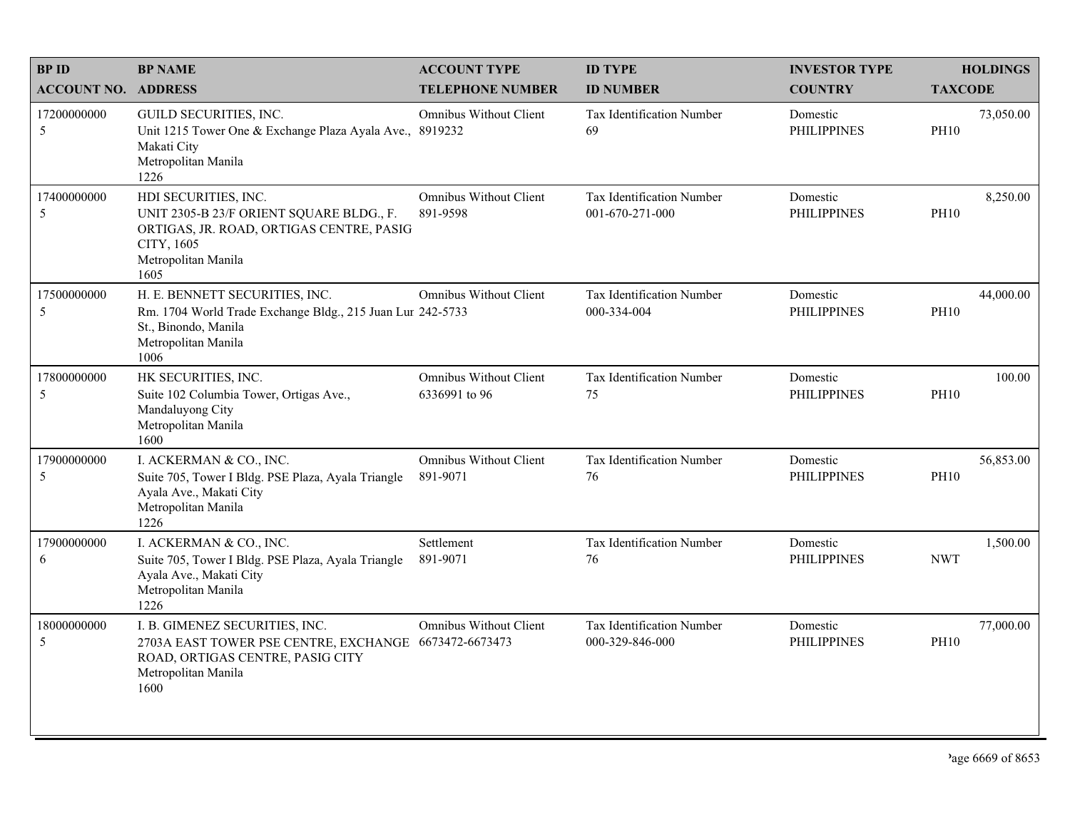| BP ID<br>ACCOUNT NO. | BP NAME<br>ADDRESS | ACCOUNT TYPE<br>TELEPHONE NUMBER | ID TYPE<br>ID NUMBER | INVESTOR TYPE<br>COUNTRY | HOLDINGS<br>TAXCODE |
|---|---|---|---|---|---|
| 17200000000<br>5 | GUILD SECURITIES, INC.<br>Unit 1215 Tower One & Exchange Plaza Ayala Ave., Makati City<br>Metropolitan Manila<br>1226 | Omnibus Without Client<br>8919232 | Tax Identification Number<br>69 | Domestic<br>PHILIPPINES | 73,050.00<br>PH10 |
| 17400000000<br>5 | HDI SECURITIES, INC.<br>UNIT 2305-B 23/F ORIENT SQUARE BLDG., F. ORTIGAS, JR. ROAD, ORTIGAS CENTRE, PASIG CITY, 1605<br>Metropolitan Manila<br>1605 | Omnibus Without Client<br>891-9598 | Tax Identification Number<br>001-670-271-000 | Domestic<br>PHILIPPINES | 8,250.00<br>PH10 |
| 17500000000<br>5 | H. E. BENNETT SECURITIES, INC.<br>Rm. 1704 World Trade Exchange Bldg., 215 Juan Lur St., Binondo, Manila<br>Metropolitan Manila<br>1006 | Omnibus Without Client<br>242-5733 | Tax Identification Number<br>000-334-004 | Domestic<br>PHILIPPINES | 44,000.00<br>PH10 |
| 17800000000<br>5 | HK SECURITIES, INC.<br>Suite 102 Columbia Tower, Ortigas Ave., Mandaluyong City<br>Metropolitan Manila<br>1600 | Omnibus Without Client<br>6336991 to 96 | Tax Identification Number<br>75 | Domestic<br>PHILIPPINES | 100.00<br>PH10 |
| 17900000000<br>5 | I. ACKERMAN & CO., INC.<br>Suite 705, Tower I Bldg. PSE Plaza, Ayala Triangle Ayala Ave., Makati City<br>Metropolitan Manila<br>1226 | Omnibus Without Client<br>891-9071 | Tax Identification Number<br>76 | Domestic<br>PHILIPPINES | 56,853.00<br>PH10 |
| 17900000000<br>6 | I. ACKERMAN & CO., INC.<br>Suite 705, Tower I Bldg. PSE Plaza, Ayala Triangle Ayala Ave., Makati City<br>Metropolitan Manila<br>1226 | Settlement<br>891-9071 | Tax Identification Number<br>76 | Domestic<br>PHILIPPINES | 1,500.00<br>NWT |
| 18000000000<br>5 | I. B. GIMENEZ SECURITIES, INC.<br>2703A EAST TOWER PSE CENTRE, EXCHANGE ROAD, ORTIGAS CENTRE, PASIG CITY<br>Metropolitan Manila<br>1600 | Omnibus Without Client<br>6673472-6673473 | Tax Identification Number<br>000-329-846-000 | Domestic<br>PHILIPPINES | 77,000.00<br>PH10 |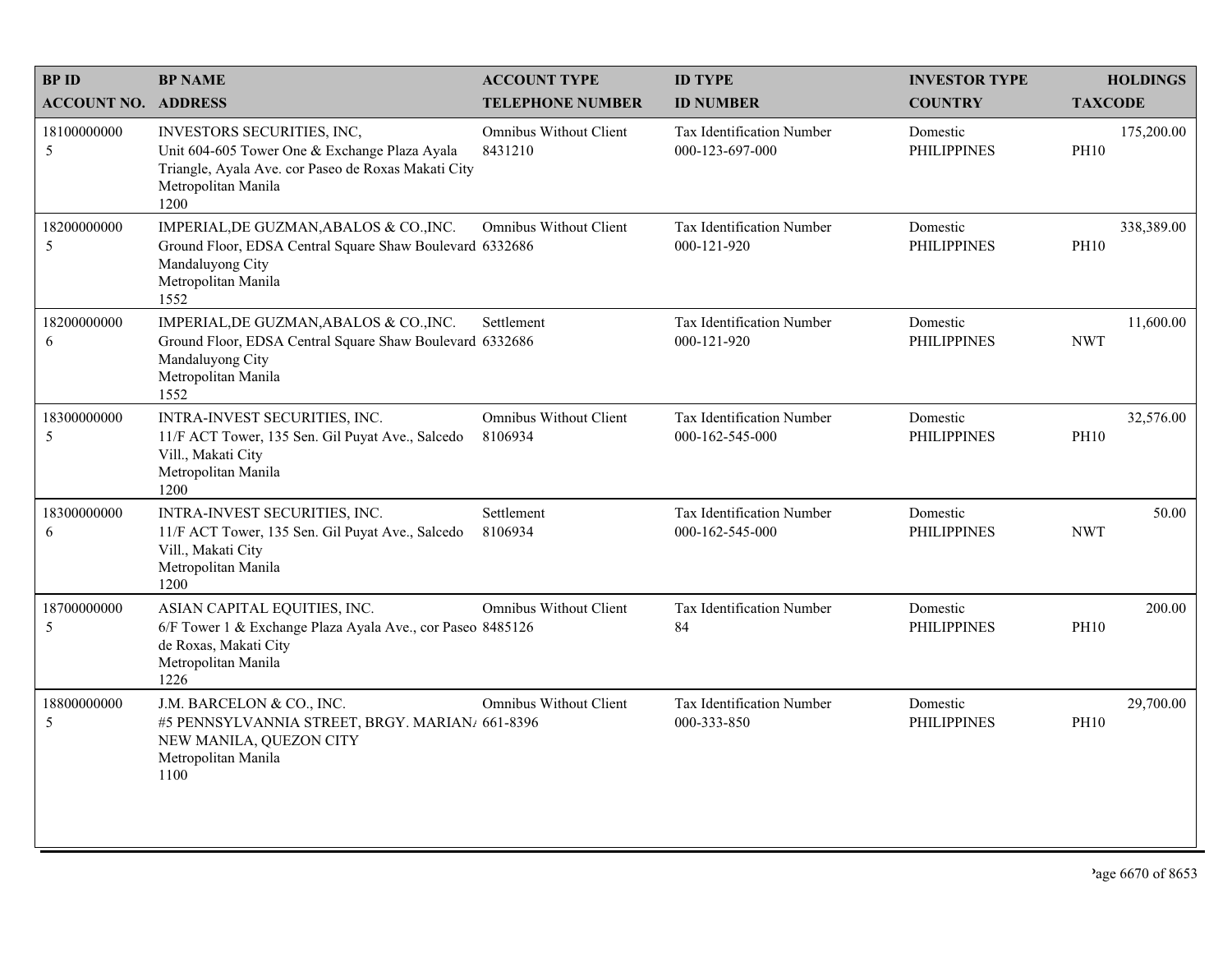| BP ID<br>ACCOUNT NO. | BP NAME<br>ADDRESS | ACCOUNT TYPE<br>TELEPHONE NUMBER | ID TYPE<br>ID NUMBER | INVESTOR TYPE<br>COUNTRY | HOLDINGS<br>TAXCODE |
|---|---|---|---|---|---|
| 18100000000<br>5 | INVESTORS SECURITIES, INC,<br>Unit 604-605 Tower One & Exchange Plaza Ayala Triangle, Ayala Ave. cor Paseo de Roxas Makati City<br>Metropolitan Manila<br>1200 | Omnibus Without Client<br>8431210 | Tax Identification Number<br>000-123-697-000 | Domestic<br>PHILIPPINES | 175,200.00<br>PH10 |
| 18200000000<br>5 | IMPERIAL,DE GUZMAN,ABALOS & CO.,INC.<br>Ground Floor, EDSA Central Square Shaw Boulevard Mandaluyong City<br>Metropolitan Manila<br>1552 | Omnibus Without Client<br>6332686 | Tax Identification Number<br>000-121-920 | Domestic<br>PHILIPPINES | 338,389.00<br>PH10 |
| 18200000000<br>6 | IMPERIAL,DE GUZMAN,ABALOS & CO.,INC.<br>Ground Floor, EDSA Central Square Shaw Boulevard Mandaluyong City<br>Metropolitan Manila<br>1552 | Settlement<br>6332686 | Tax Identification Number<br>000-121-920 | Domestic<br>PHILIPPINES | 11,600.00<br>NWT |
| 18300000000<br>5 | INTRA-INVEST SECURITIES, INC.<br>11/F ACT Tower, 135 Sen. Gil Puyat Ave., Salcedo Vill., Makati City<br>Metropolitan Manila<br>1200 | Omnibus Without Client<br>8106934 | Tax Identification Number<br>000-162-545-000 | Domestic<br>PHILIPPINES | 32,576.00<br>PH10 |
| 18300000000<br>6 | INTRA-INVEST SECURITIES, INC.<br>11/F ACT Tower, 135 Sen. Gil Puyat Ave., Salcedo Vill., Makati City<br>Metropolitan Manila<br>1200 | Settlement<br>8106934 | Tax Identification Number<br>000-162-545-000 | Domestic<br>PHILIPPINES | 50.00<br>NWT |
| 18700000000<br>5 | ASIAN CAPITAL EQUITIES, INC.<br>6/F Tower 1 & Exchange Plaza Ayala Ave., cor Paseo de Roxas, Makati City<br>Metropolitan Manila<br>1226 | Omnibus Without Client<br>8485126 | Tax Identification Number<br>84 | Domestic<br>PHILIPPINES | 200.00<br>PH10 |
| 18800000000<br>5 | J.M. BARCELON & CO., INC.<br>#5 PENNSYLVANNIA STREET, BRGY. MARIAN/ NEW MANILA, QUEZON CITY<br>Metropolitan Manila<br>1100 | Omnibus Without Client<br>661-8396 | Tax Identification Number<br>000-333-850 | Domestic<br>PHILIPPINES | 29,700.00<br>PH10 |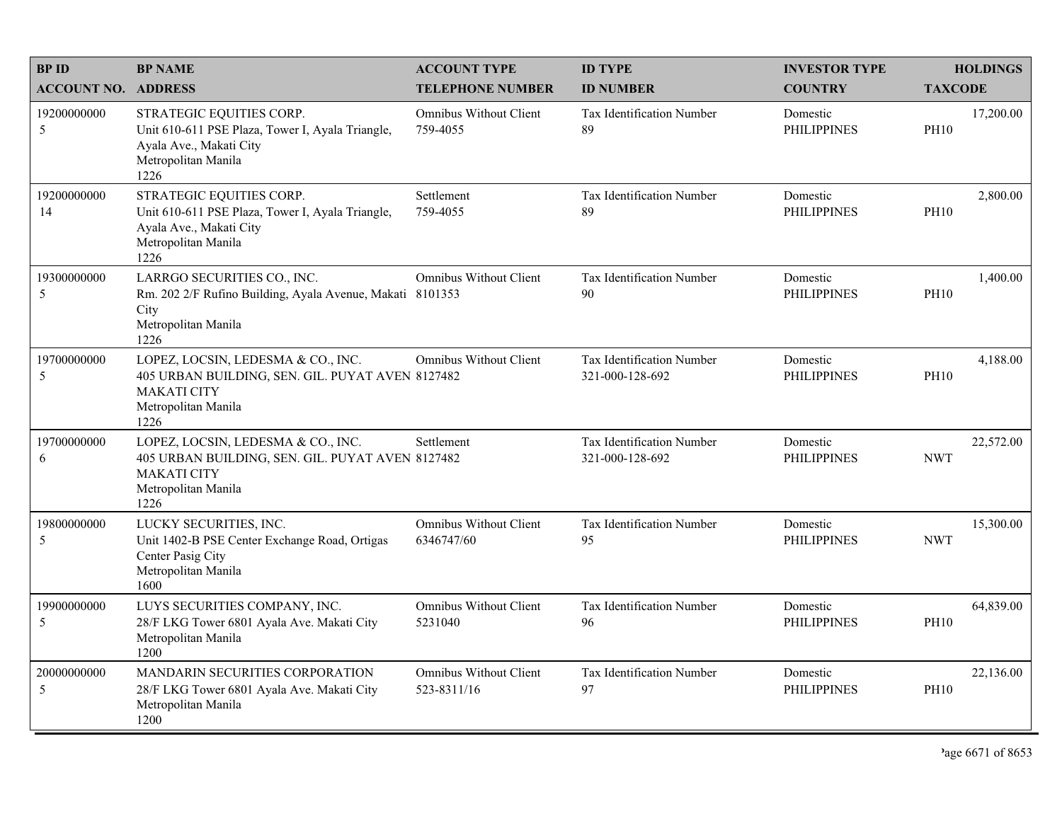| BP ID<br>ACCOUNT NO. | BP NAME<br>ADDRESS | ACCOUNT TYPE<br>TELEPHONE NUMBER | ID TYPE<br>ID NUMBER | INVESTOR TYPE<br>COUNTRY | HOLDINGS<br>TAXCODE |
|---|---|---|---|---|---|
| 19200000000<br>5 | STRATEGIC EQUITIES CORP.<br>Unit 610-611 PSE Plaza, Tower I, Ayala Triangle, Ayala Ave., Makati City<br>Metropolitan Manila<br>1226 | Omnibus Without Client<br>759-4055 | Tax Identification Number<br>89 | Domestic<br>PHILIPPINES | 17,200.00<br>PH10 |
| 19200000000<br>14 | STRATEGIC EQUITIES CORP.<br>Unit 610-611 PSE Plaza, Tower I, Ayala Triangle, Ayala Ave., Makati City<br>Metropolitan Manila<br>1226 | Settlement<br>759-4055 | Tax Identification Number<br>89 | Domestic<br>PHILIPPINES | 2,800.00<br>PH10 |
| 19300000000<br>5 | LARRGO SECURITIES CO., INC.<br>Rm. 202 2/F Rufino Building, Ayala Avenue, Makati City<br>Metropolitan Manila<br>1226 | Omnibus Without Client<br>8101353 | Tax Identification Number<br>90 | Domestic<br>PHILIPPINES | 1,400.00<br>PH10 |
| 19700000000<br>5 | LOPEZ, LOCSIN, LEDESMA & CO., INC.<br>405 URBAN BUILDING, SEN. GIL. PUYAT AVEN MAKATI CITY<br>Metropolitan Manila<br>1226 | Omnibus Without Client<br>8127482 | Tax Identification Number<br>321-000-128-692 | Domestic<br>PHILIPPINES | 4,188.00<br>PH10 |
| 19700000000<br>6 | LOPEZ, LOCSIN, LEDESMA & CO., INC.<br>405 URBAN BUILDING, SEN. GIL. PUYAT AVEN MAKATI CITY<br>Metropolitan Manila<br>1226 | Settlement<br>8127482 | Tax Identification Number<br>321-000-128-692 | Domestic<br>PHILIPPINES | 22,572.00<br>NWT |
| 19800000000<br>5 | LUCKY SECURITIES, INC.<br>Unit 1402-B PSE Center Exchange Road, Ortigas Center Pasig City<br>Metropolitan Manila<br>1600 | Omnibus Without Client<br>6346747/60 | Tax Identification Number<br>95 | Domestic<br>PHILIPPINES | 15,300.00<br>NWT |
| 19900000000<br>5 | LUYS SECURITIES COMPANY, INC.<br>28/F LKG Tower 6801 Ayala Ave. Makati City<br>Metropolitan Manila<br>1200 | Omnibus Without Client<br>5231040 | Tax Identification Number<br>96 | Domestic<br>PHILIPPINES | 64,839.00<br>PH10 |
| 20000000000<br>5 | MANDARIN SECURITIES CORPORATION<br>28/F LKG Tower 6801 Ayala Ave. Makati City<br>Metropolitan Manila<br>1200 | Omnibus Without Client<br>523-8311/16 | Tax Identification Number<br>97 | Domestic<br>PHILIPPINES | 22,136.00<br>PH10 |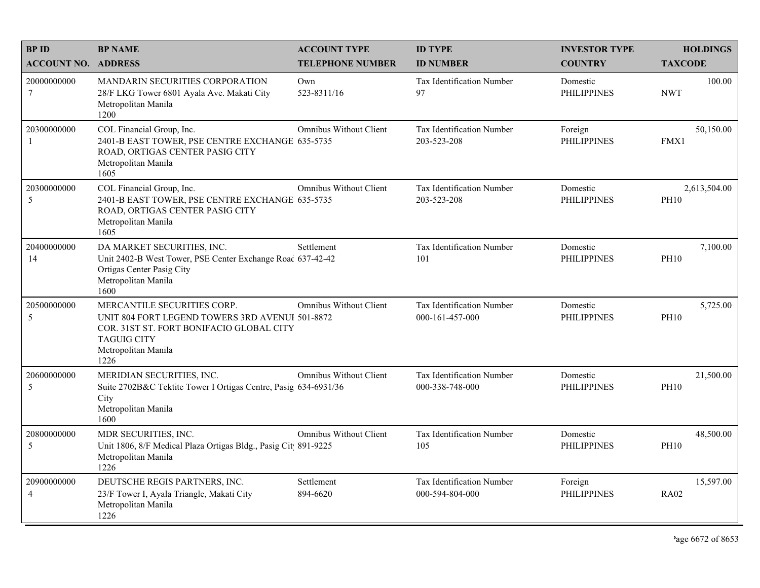| BP ID<br>ACCOUNT NO. | BP NAME<br>ADDRESS | ACCOUNT TYPE<br>TELEPHONE NUMBER | ID TYPE<br>ID NUMBER | INVESTOR TYPE<br>COUNTRY | HOLDINGS<br>TAXCODE |
|---|---|---|---|---|---|
| 20000000000<br>7 | MANDARIN SECURITIES CORPORATION<br>28/F LKG Tower 6801 Ayala Ave. Makati City<br>Metropolitan Manila<br>1200 | Own<br>523-8311/16 | Tax Identification Number<br>97 | Domestic<br>PHILIPPINES | 100.00<br>NWT |
| 20300000000<br>1 | COL Financial Group, Inc.<br>2401-B EAST TOWER, PSE CENTRE EXCHANGE ROAD, ORTIGAS CENTER PASIG CITY<br>Metropolitan Manila<br>1605 | Omnibus Without Client<br>635-5735 | Tax Identification Number<br>203-523-208 | Foreign<br>PHILIPPINES | 50,150.00<br>FMX1 |
| 20300000000<br>5 | COL Financial Group, Inc.<br>2401-B EAST TOWER, PSE CENTRE EXCHANGE ROAD, ORTIGAS CENTER PASIG CITY<br>Metropolitan Manila<br>1605 | Omnibus Without Client<br>635-5735 | Tax Identification Number<br>203-523-208 | Domestic<br>PHILIPPINES | 2,613,504.00<br>PH10 |
| 20400000000<br>14 | DA MARKET SECURITIES, INC.<br>Unit 2402-B West Tower, PSE Center Exchange Roac Ortigas Center Pasig City<br>Metropolitan Manila<br>1600 | Settlement<br>637-42-42 | Tax Identification Number<br>101 | Domestic<br>PHILIPPINES | 7,100.00<br>PH10 |
| 20500000000<br>5 | MERCANTILE SECURITIES CORP.<br>UNIT 804 FORT LEGEND TOWERS 3RD AVENUI COR. 31ST ST. FORT BONIFACIO GLOBAL CITY TAGUIG CITY<br>Metropolitan Manila<br>1226 | Omnibus Without Client<br>501-8872 | Tax Identification Number<br>000-161-457-000 | Domestic<br>PHILIPPINES | 5,725.00<br>PH10 |
| 20600000000<br>5 | MERIDIAN SECURITIES, INC.<br>Suite 2702B&C Tektite Tower I Ortigas Centre, Pasig City<br>Metropolitan Manila<br>1600 | Omnibus Without Client<br>634-6931/36 | Tax Identification Number<br>000-338-748-000 | Domestic<br>PHILIPPINES | 21,500.00<br>PH10 |
| 20800000000<br>5 | MDR SECURITIES, INC.<br>Unit 1806, 8/F Medical Plaza Ortigas Bldg., Pasig Cit<br>Metropolitan Manila<br>1226 | Omnibus Without Client<br>891-9225 | Tax Identification Number<br>105 | Domestic<br>PHILIPPINES | 48,500.00<br>PH10 |
| 20900000000<br>4 | DEUTSCHE REGIS PARTNERS, INC.<br>23/F Tower I, Ayala Triangle, Makati City<br>Metropolitan Manila<br>1226 | Settlement<br>894-6620 | Tax Identification Number<br>000-594-804-000 | Foreign<br>PHILIPPINES | 15,597.00<br>RA02 |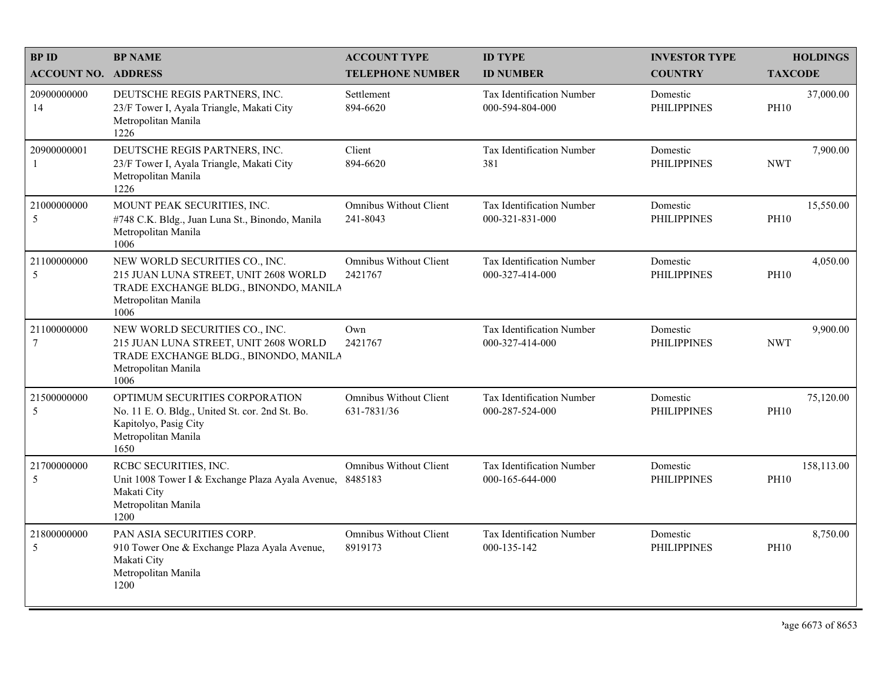| BP ID<br>ACCOUNT NO. | BP NAME<br>ADDRESS | ACCOUNT TYPE<br>TELEPHONE NUMBER | ID TYPE<br>ID NUMBER | INVESTOR TYPE<br>COUNTRY | HOLDINGS<br>TAXCODE |
|---|---|---|---|---|---|
| 20900000000<br>14 | DEUTSCHE REGIS PARTNERS, INC.<br>23/F Tower I, Ayala Triangle, Makati City<br>Metropolitan Manila<br>1226 | Settlement<br>894-6620 | Tax Identification Number<br>000-594-804-000 | Domestic<br>PHILIPPINES | 37,000.00<br>PH10 |
| 20900000001<br>1 | DEUTSCHE REGIS PARTNERS, INC.<br>23/F Tower I, Ayala Triangle, Makati City<br>Metropolitan Manila<br>1226 | Client<br>894-6620 | Tax Identification Number<br>381 | Domestic<br>PHILIPPINES | 7,900.00<br>NWT |
| 21000000000<br>5 | MOUNT PEAK SECURITIES, INC.<br>#748 C.K. Bldg., Juan Luna St., Binondo, Manila<br>Metropolitan Manila<br>1006 | Omnibus Without Client<br>241-8043 | Tax Identification Number<br>000-321-831-000 | Domestic<br>PHILIPPINES | 15,550.00<br>PH10 |
| 21100000000<br>5 | NEW WORLD SECURITIES CO., INC.<br>215 JUAN LUNA STREET, UNIT 2608 WORLD TRADE EXCHANGE BLDG., BINONDO, MANILA<br>Metropolitan Manila<br>1006 | Omnibus Without Client<br>2421767 | Tax Identification Number<br>000-327-414-000 | Domestic<br>PHILIPPINES | 4,050.00<br>PH10 |
| 21100000000<br>7 | NEW WORLD SECURITIES CO., INC.<br>215 JUAN LUNA STREET, UNIT 2608 WORLD TRADE EXCHANGE BLDG., BINONDO, MANILA<br>Metropolitan Manila<br>1006 | Own<br>2421767 | Tax Identification Number<br>000-327-414-000 | Domestic<br>PHILIPPINES | 9,900.00<br>NWT |
| 21500000000<br>5 | OPTIMUM SECURITIES CORPORATION<br>No. 11 E. O. Bldg., United St. cor. 2nd St. Bo. Kapitolyo, Pasig City<br>Metropolitan Manila<br>1650 | Omnibus Without Client<br>631-7831/36 | Tax Identification Number<br>000-287-524-000 | Domestic<br>PHILIPPINES | 75,120.00<br>PH10 |
| 21700000000<br>5 | RCBC SECURITIES, INC.<br>Unit 1008 Tower I & Exchange Plaza Ayala Avenue, Makati City<br>Metropolitan Manila<br>1200 | Omnibus Without Client<br>8485183 | Tax Identification Number<br>000-165-644-000 | Domestic<br>PHILIPPINES | 158,113.00<br>PH10 |
| 21800000000<br>5 | PAN ASIA SECURITIES CORP.<br>910 Tower One & Exchange Plaza Ayala Avenue, Makati City<br>Metropolitan Manila<br>1200 | Omnibus Without Client<br>8919173 | Tax Identification Number<br>000-135-142 | Domestic<br>PHILIPPINES | 8,750.00<br>PH10 |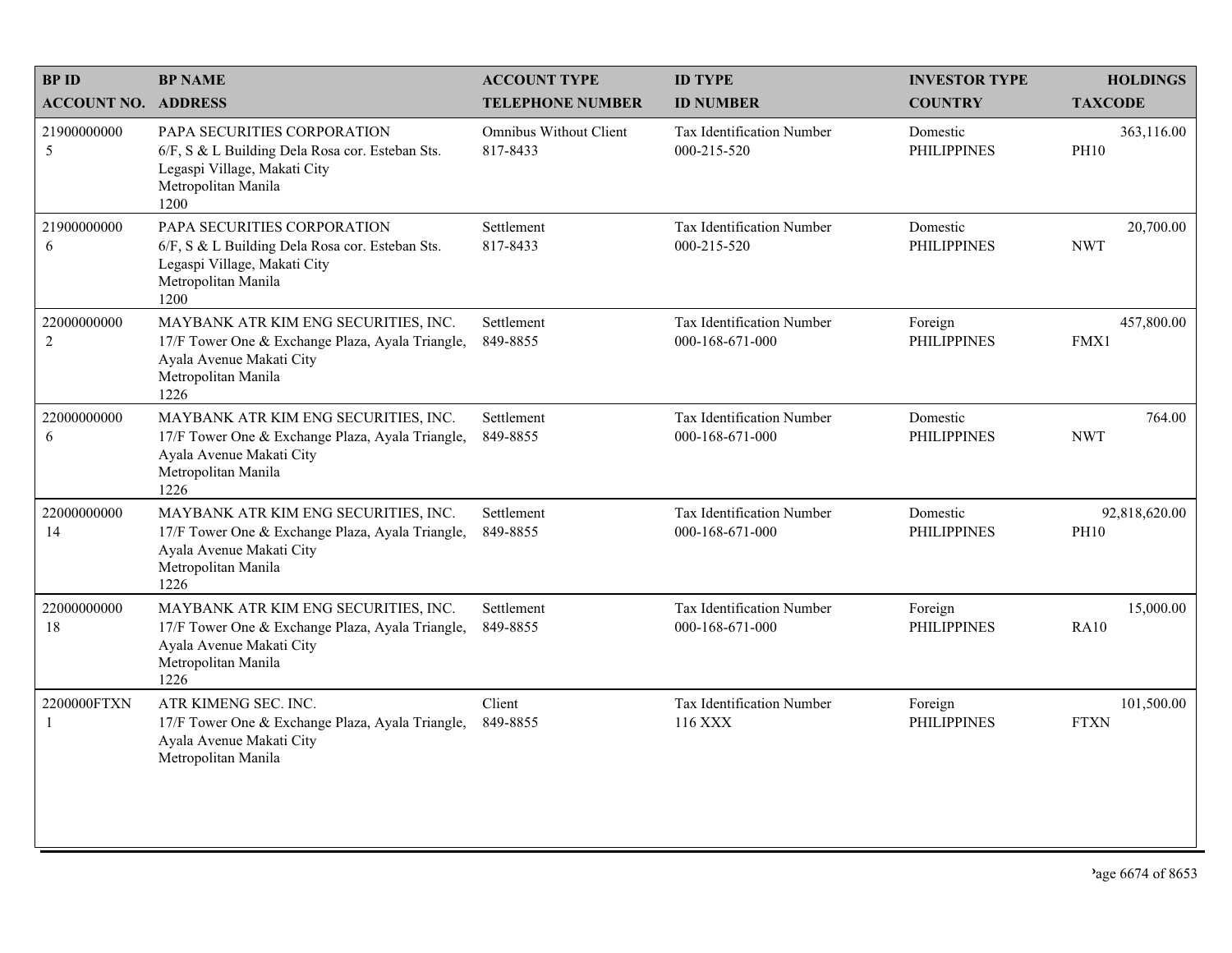| BP ID<br>ACCOUNT NO. | BP NAME<br>ADDRESS | ACCOUNT TYPE<br>TELEPHONE NUMBER | ID TYPE<br>ID NUMBER | INVESTOR TYPE<br>COUNTRY | HOLDINGS<br>TAXCODE |
|---|---|---|---|---|---|
| 21900000000<br>5 | PAPA SECURITIES CORPORATION<br>6/F, S & L Building Dela Rosa cor. Esteban Sts. Legaspi Village, Makati City<br>Metropolitan Manila<br>1200 | Omnibus Without Client<br>817-8433 | Tax Identification Number<br>000-215-520 | Domestic<br>PHILIPPINES | 363,116.00<br>PH10 |
| 21900000000<br>6 | PAPA SECURITIES CORPORATION<br>6/F, S & L Building Dela Rosa cor. Esteban Sts. Legaspi Village, Makati City<br>Metropolitan Manila<br>1200 | Settlement<br>817-8433 | Tax Identification Number<br>000-215-520 | Domestic<br>PHILIPPINES | 20,700.00<br>NWT |
| 22000000000<br>2 | MAYBANK ATR KIM ENG SECURITIES, INC.<br>17/F Tower One & Exchange Plaza, Ayala Triangle, Ayala Avenue Makati City<br>Metropolitan Manila<br>1226 | Settlement<br>849-8855 | Tax Identification Number<br>000-168-671-000 | Foreign<br>PHILIPPINES | 457,800.00<br>FMX1 |
| 22000000000<br>6 | MAYBANK ATR KIM ENG SECURITIES, INC.<br>17/F Tower One & Exchange Plaza, Ayala Triangle, Ayala Avenue Makati City<br>Metropolitan Manila<br>1226 | Settlement<br>849-8855 | Tax Identification Number<br>000-168-671-000 | Domestic<br>PHILIPPINES | 764.00<br>NWT |
| 22000000000<br>14 | MAYBANK ATR KIM ENG SECURITIES, INC.<br>17/F Tower One & Exchange Plaza, Ayala Triangle, Ayala Avenue Makati City<br>Metropolitan Manila<br>1226 | Settlement<br>849-8855 | Tax Identification Number<br>000-168-671-000 | Domestic<br>PHILIPPINES | 92,818,620.00<br>PH10 |
| 22000000000<br>18 | MAYBANK ATR KIM ENG SECURITIES, INC.<br>17/F Tower One & Exchange Plaza, Ayala Triangle, Ayala Avenue Makati City<br>Metropolitan Manila<br>1226 | Settlement<br>849-8855 | Tax Identification Number<br>000-168-671-000 | Foreign<br>PHILIPPINES | 15,000.00<br>RA10 |
| 2200000FTXN<br>1 | ATR KIMENG SEC. INC.<br>17/F Tower One & Exchange Plaza, Ayala Triangle, Ayala Avenue Makati City<br>Metropolitan Manila | Client<br>849-8855 | Tax Identification Number<br>116 XXX | Foreign<br>PHILIPPINES | 101,500.00<br>FTXN |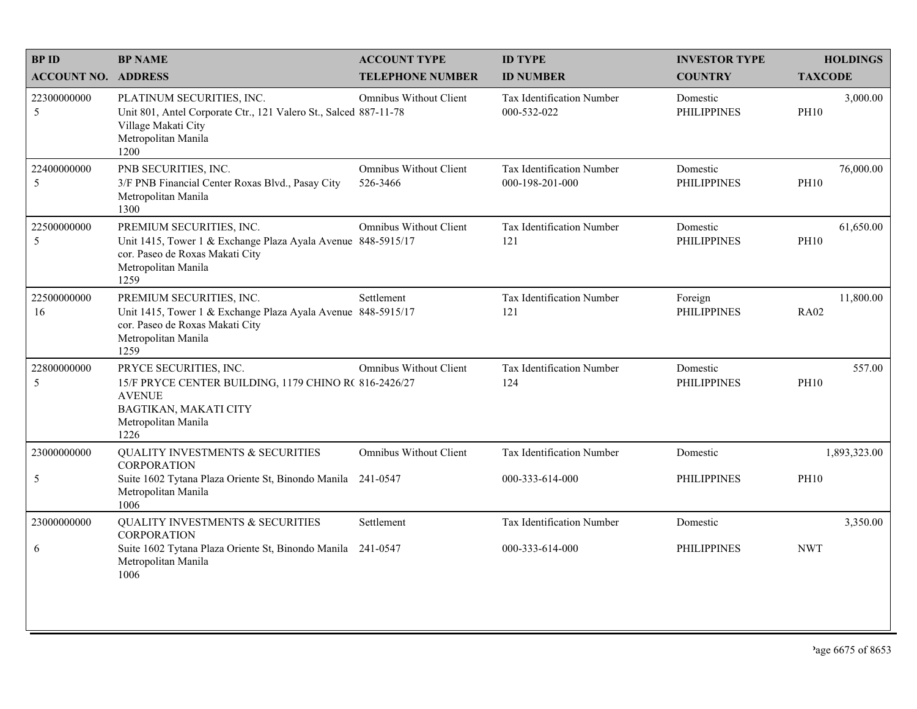| BP ID<br>ACCOUNT NO. | BP NAME<br>ADDRESS | ACCOUNT TYPE<br>TELEPHONE NUMBER | ID TYPE<br>ID NUMBER | INVESTOR TYPE<br>COUNTRY | HOLDINGS<br>TAXCODE |
|---|---|---|---|---|---|
| 22300000000<br>5 | PLATINUM SECURITIES, INC.<br>Unit 801, Antel Corporate Ctr., 121 Valero St., Salced Village Makati City<br>Metropolitan Manila<br>1200 | Omnibus Without Client<br>887-11-78 | Tax Identification Number<br>000-532-022 | Domestic<br>PHILIPPINES | 3,000.00<br>PH10 |
| 22400000000<br>5 | PNB SECURITIES, INC.<br>3/F PNB Financial Center Roxas Blvd., Pasay City<br>Metropolitan Manila<br>1300 | Omnibus Without Client<br>526-3466 | Tax Identification Number<br>000-198-201-000 | Domestic<br>PHILIPPINES | 76,000.00<br>PH10 |
| 22500000000<br>5 | PREMIUM SECURITIES, INC.<br>Unit 1415, Tower 1 & Exchange Plaza Ayala Avenue cor. Paseo de Roxas Makati City<br>Metropolitan Manila<br>1259 | Omnibus Without Client<br>848-5915/17 | Tax Identification Number<br>121 | Domestic<br>PHILIPPINES | 61,650.00<br>PH10 |
| 22500000000<br>16 | PREMIUM SECURITIES, INC.<br>Unit 1415, Tower 1 & Exchange Plaza Ayala Avenue cor. Paseo de Roxas Makati City<br>Metropolitan Manila<br>1259 | Settlement<br>848-5915/17 | Tax Identification Number<br>121 | Foreign<br>PHILIPPINES | 11,800.00<br>RA02 |
| 22800000000<br>5 | PRYCE SECURITIES, INC.<br>15/F PRYCE CENTER BUILDING, 1179 CHINO R( AVENUE<br>BAGTIKAN, MAKATI CITY<br>Metropolitan Manila<br>1226 | Omnibus Without Client<br>816-2426/27 | Tax Identification Number<br>124 | Domestic<br>PHILIPPINES | 557.00<br>PH10 |
| 23000000000<br>5 | QUALITY INVESTMENTS & SECURITIES CORPORATION<br>Suite 1602 Tytana Plaza Oriente St, Binondo Manila<br>Metropolitan Manila<br>1006 | Omnibus Without Client<br>241-0547 | Tax Identification Number<br>000-333-614-000 | Domestic<br>PHILIPPINES | 1,893,323.00<br>PH10 |
| 23000000000<br>6 | QUALITY INVESTMENTS & SECURITIES CORPORATION<br>Suite 1602 Tytana Plaza Oriente St, Binondo Manila<br>Metropolitan Manila<br>1006 | Settlement<br>241-0547 | Tax Identification Number<br>000-333-614-000 | Domestic<br>PHILIPPINES | 3,350.00<br>NWT |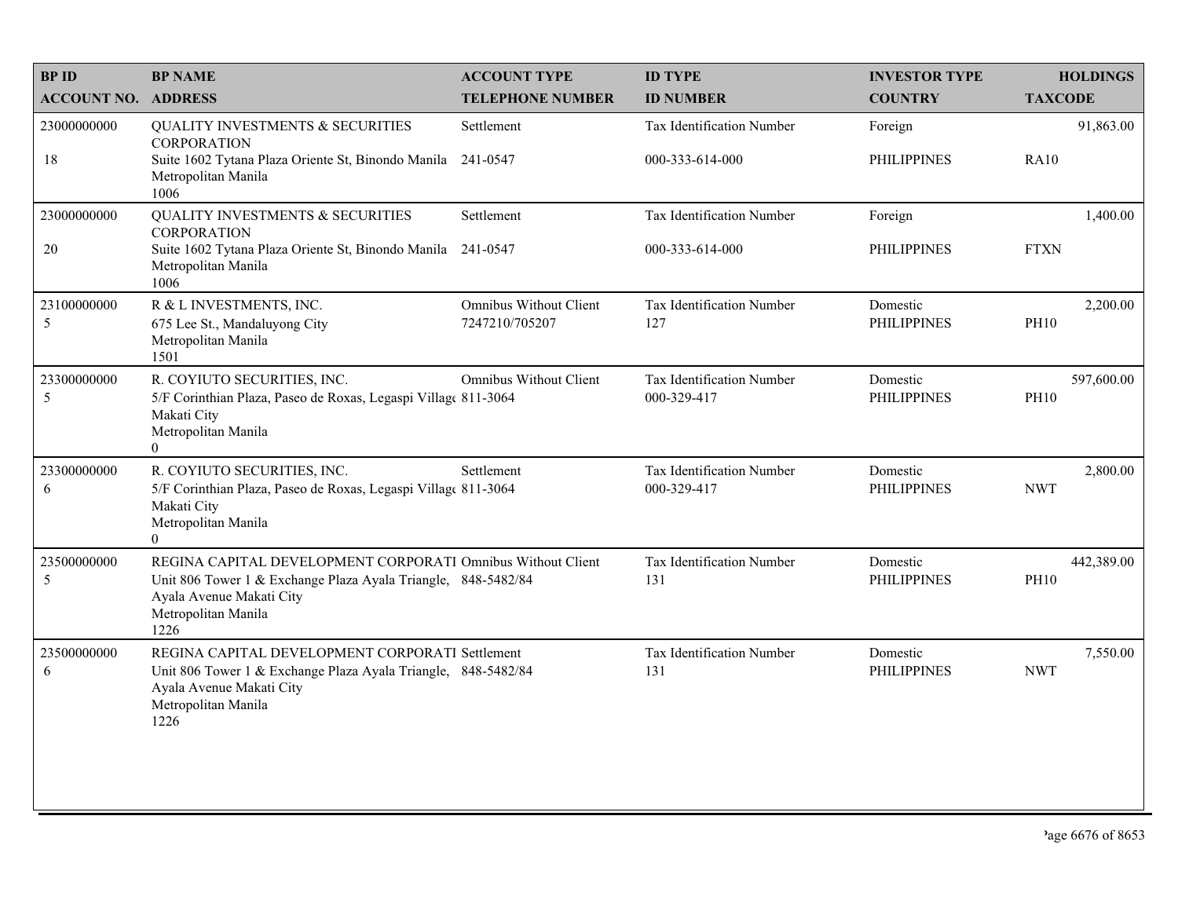| BP ID<br>ACCOUNT NO. | BP NAME<br>ADDRESS | ACCOUNT TYPE<br>TELEPHONE NUMBER | ID TYPE<br>ID NUMBER | INVESTOR TYPE<br>COUNTRY | HOLDINGS<br>TAXCODE |
|---|---|---|---|---|---|
| 23000000000<br>18 | QUALITY INVESTMENTS & SECURITIES CORPORATION<br>Suite 1602 Tytana Plaza Oriente St, Binondo Manila Metropolitan Manila 1006 | Settlement<br>241-0547 | Tax Identification Number<br>000-333-614-000 | Foreign<br>PHILIPPINES | 91,863.00<br>RA10 |
| 23000000000<br>20 | QUALITY INVESTMENTS & SECURITIES CORPORATION<br>Suite 1602 Tytana Plaza Oriente St, Binondo Manila Metropolitan Manila 1006 | Settlement<br>241-0547 | Tax Identification Number<br>000-333-614-000 | Foreign<br>PHILIPPINES | 1,400.00<br>FTXN |
| 23100000000<br>5 | R & L INVESTMENTS, INC.<br>675 Lee St., Mandaluyong City Metropolitan Manila 1501 | Omnibus Without Client<br>7247210/705207 | Tax Identification Number<br>127 | Domestic<br>PHILIPPINES | 2,200.00<br>PH10 |
| 23300000000<br>5 | R. COYIUTO SECURITIES, INC.<br>5/F Corinthian Plaza, Paseo de Roxas, Legaspi Villag Makati City Metropolitan Manila 0 | Omnibus Without Client<br>811-3064 | Tax Identification Number<br>000-329-417 | Domestic<br>PHILIPPINES | 597,600.00<br>PH10 |
| 23300000000<br>6 | R. COYIUTO SECURITIES, INC.<br>5/F Corinthian Plaza, Paseo de Roxas, Legaspi Villag Makati City Metropolitan Manila 0 | Settlement<br>811-3064 | Tax Identification Number<br>000-329-417 | Domestic<br>PHILIPPINES | 2,800.00<br>NWT |
| 23500000000<br>5 | REGINA CAPITAL DEVELOPMENT CORPORATI<br>Unit 806 Tower 1 & Exchange Plaza Ayala Triangle, Ayala Avenue Makati City Metropolitan Manila 1226 | Omnibus Without Client<br>848-5482/84 | Tax Identification Number<br>131 | Domestic<br>PHILIPPINES | 442,389.00<br>PH10 |
| 23500000000<br>6 | REGINA CAPITAL DEVELOPMENT CORPORATI<br>Unit 806 Tower 1 & Exchange Plaza Ayala Triangle, Ayala Avenue Makati City Metropolitan Manila 1226 | Settlement<br>848-5482/84 | Tax Identification Number<br>131 | Domestic<br>PHILIPPINES | 7,550.00<br>NWT |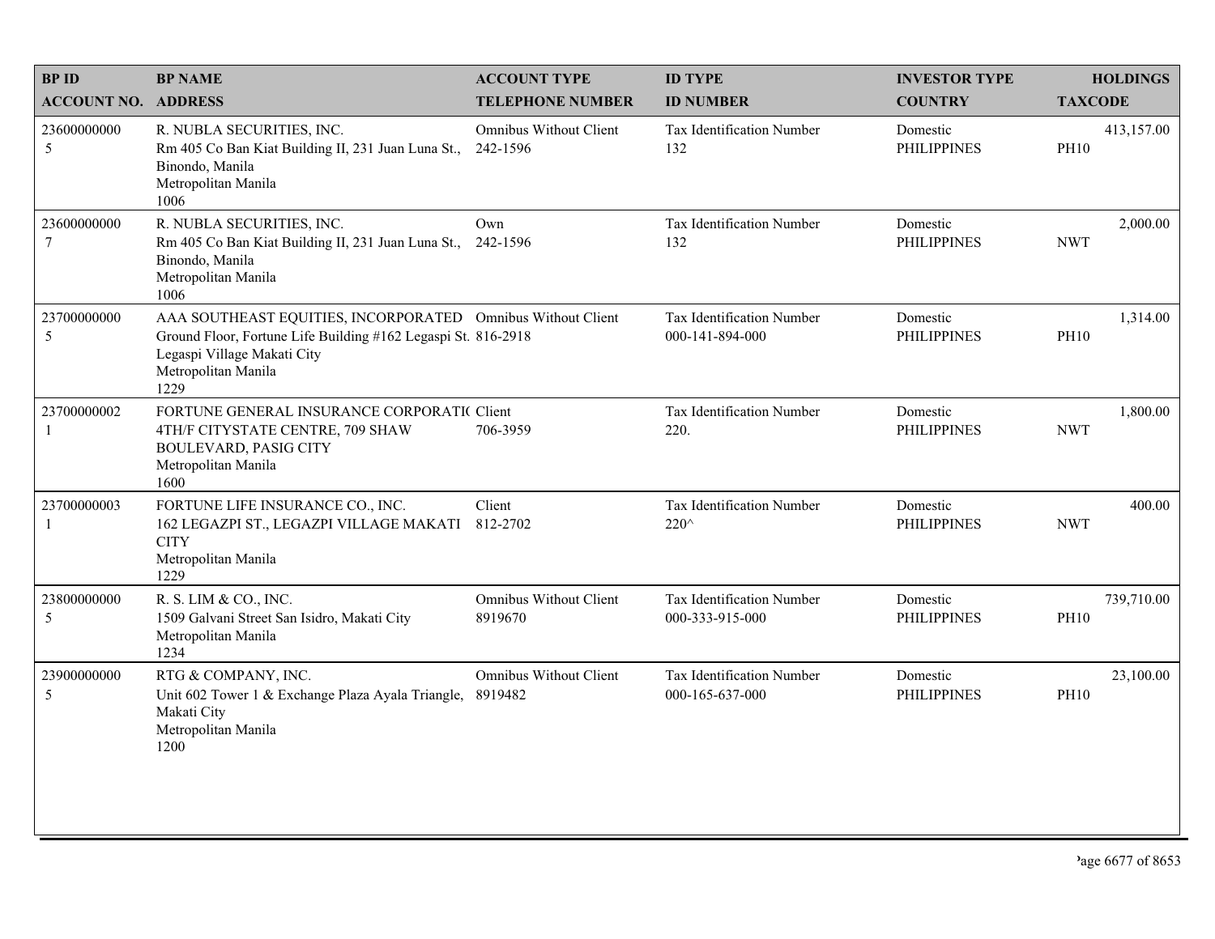| BP ID<br>ACCOUNT NO. | BP NAME<br>ADDRESS | ACCOUNT TYPE<br>TELEPHONE NUMBER | ID TYPE<br>ID NUMBER | INVESTOR TYPE<br>COUNTRY | HOLDINGS<br>TAXCODE |
|---|---|---|---|---|---|
| 23600000000<br>5 | R. NUBLA SECURITIES, INC.<br>Rm 405 Co Ban Kiat Building II, 231 Juan Luna St., Binondo, Manila<br>Metropolitan Manila<br>1006 | Omnibus Without Client<br>242-1596 | Tax Identification Number<br>132 | Domestic<br>PHILIPPINES | 413,157.00<br>PH10 |
| 23600000000<br>7 | R. NUBLA SECURITIES, INC.<br>Rm 405 Co Ban Kiat Building II, 231 Juan Luna St., Binondo, Manila<br>Metropolitan Manila<br>1006 | Own<br>242-1596 | Tax Identification Number<br>132 | Domestic<br>PHILIPPINES | 2,000.00<br>NWT |
| 23700000000<br>5 | AAA SOUTHEAST EQUITIES, INCORPORATED<br>Ground Floor, Fortune Life Building #162 Legaspi St. Legaspi Village Makati City<br>Metropolitan Manila<br>1229 | Omnibus Without Client<br>816-2918 | Tax Identification Number<br>000-141-894-000 | Domestic<br>PHILIPPINES | 1,314.00<br>PH10 |
| 23700000002<br>1 | FORTUNE GENERAL INSURANCE CORPORATI( <br>4TH/F CITYSTATE CENTRE, 709 SHAW BOULEVARD, PASIG CITY<br>Metropolitan Manila<br>1600 | Client<br>706-3959 | Tax Identification Number<br>220. | Domestic<br>PHILIPPINES | 1,800.00<br>NWT |
| 23700000003<br>1 | FORTUNE LIFE INSURANCE CO., INC.<br>162 LEGAZPI ST., LEGAZPI VILLAGE MAKATI CITY<br>Metropolitan Manila<br>1229 | Client<br>812-2702 | Tax Identification Number<br>220^ | Domestic<br>PHILIPPINES | 400.00<br>NWT |
| 23800000000<br>5 | R. S. LIM & CO., INC.<br>1509 Galvani Street San Isidro, Makati City<br>Metropolitan Manila<br>1234 | Omnibus Without Client<br>8919670 | Tax Identification Number<br>000-333-915-000 | Domestic<br>PHILIPPINES | 739,710.00<br>PH10 |
| 23900000000<br>5 | RTG & COMPANY, INC.<br>Unit 602 Tower 1 & Exchange Plaza Ayala Triangle, Makati City<br>Metropolitan Manila<br>1200 | Omnibus Without Client<br>8919482 | Tax Identification Number<br>000-165-637-000 | Domestic<br>PHILIPPINES | 23,100.00<br>PH10 |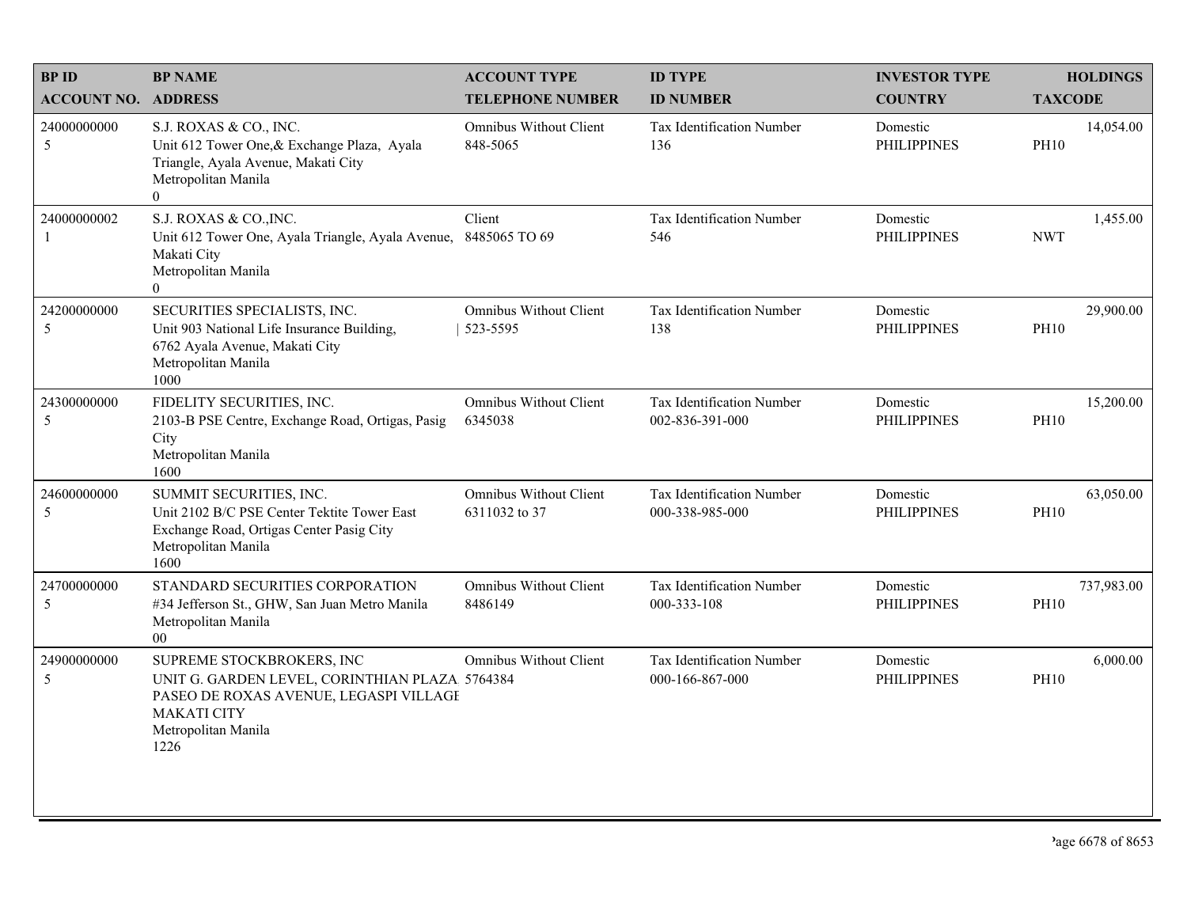| BP ID<br>ACCOUNT NO. | BP NAME<br>ADDRESS | ACCOUNT TYPE<br>TELEPHONE NUMBER | ID TYPE<br>ID NUMBER | INVESTOR TYPE<br>COUNTRY | HOLDINGS<br>TAXCODE |
|---|---|---|---|---|---|
| 24000000000<br>5 | S.J. ROXAS & CO., INC.<br>Unit 612 Tower One,& Exchange Plaza, Ayala Triangle, Ayala Avenue, Makati City<br>Metropolitan Manila<br>0 | Omnibus Without Client<br>848-5065 | Tax Identification Number<br>136 | Domestic<br>PHILIPPINES | 14,054.00<br>PH10 |
| 24000000002<br>1 | S.J. ROXAS & CO.,INC.<br>Unit 612 Tower One, Ayala Triangle, Ayala Avenue, Makati City<br>Metropolitan Manila<br>0 | Client<br>8485065 TO 69 | Tax Identification Number<br>546 | Domestic<br>PHILIPPINES | 1,455.00<br>NWT |
| 24200000000<br>5 | SECURITIES SPECIALISTS, INC.<br>Unit 903 National Life Insurance Building, 6762 Ayala Avenue, Makati City<br>Metropolitan Manila<br>1000 | Omnibus Without Client<br>523-5595 | Tax Identification Number<br>138 | Domestic<br>PHILIPPINES | 29,900.00<br>PH10 |
| 24300000000<br>5 | FIDELITY SECURITIES, INC.<br>2103-B PSE Centre, Exchange Road, Ortigas, Pasig City<br>Metropolitan Manila<br>1600 | Omnibus Without Client<br>6345038 | Tax Identification Number<br>002-836-391-000 | Domestic<br>PHILIPPINES | 15,200.00<br>PH10 |
| 24600000000<br>5 | SUMMIT SECURITIES, INC.<br>Unit 2102 B/C PSE Center Tektite Tower East Exchange Road, Ortigas Center Pasig City<br>Metropolitan Manila<br>1600 | Omnibus Without Client<br>6311032 to 37 | Tax Identification Number<br>000-338-985-000 | Domestic<br>PHILIPPINES | 63,050.00<br>PH10 |
| 24700000000<br>5 | STANDARD SECURITIES CORPORATION<br>#34 Jefferson St., GHW, San Juan Metro Manila<br>Metropolitan Manila<br>00 | Omnibus Without Client<br>8486149 | Tax Identification Number<br>000-333-108 | Domestic<br>PHILIPPINES | 737,983.00<br>PH10 |
| 24900000000<br>5 | SUPREME STOCKBROKERS, INC<br>UNIT G. GARDEN LEVEL, CORINTHIAN PLAZA PASEO DE ROXAS AVENUE, LEGASPI VILLAGE MAKATI CITY<br>Metropolitan Manila<br>1226 | Omnibus Without Client<br>5764384 | Tax Identification Number<br>000-166-867-000 | Domestic<br>PHILIPPINES | 6,000.00<br>PH10 |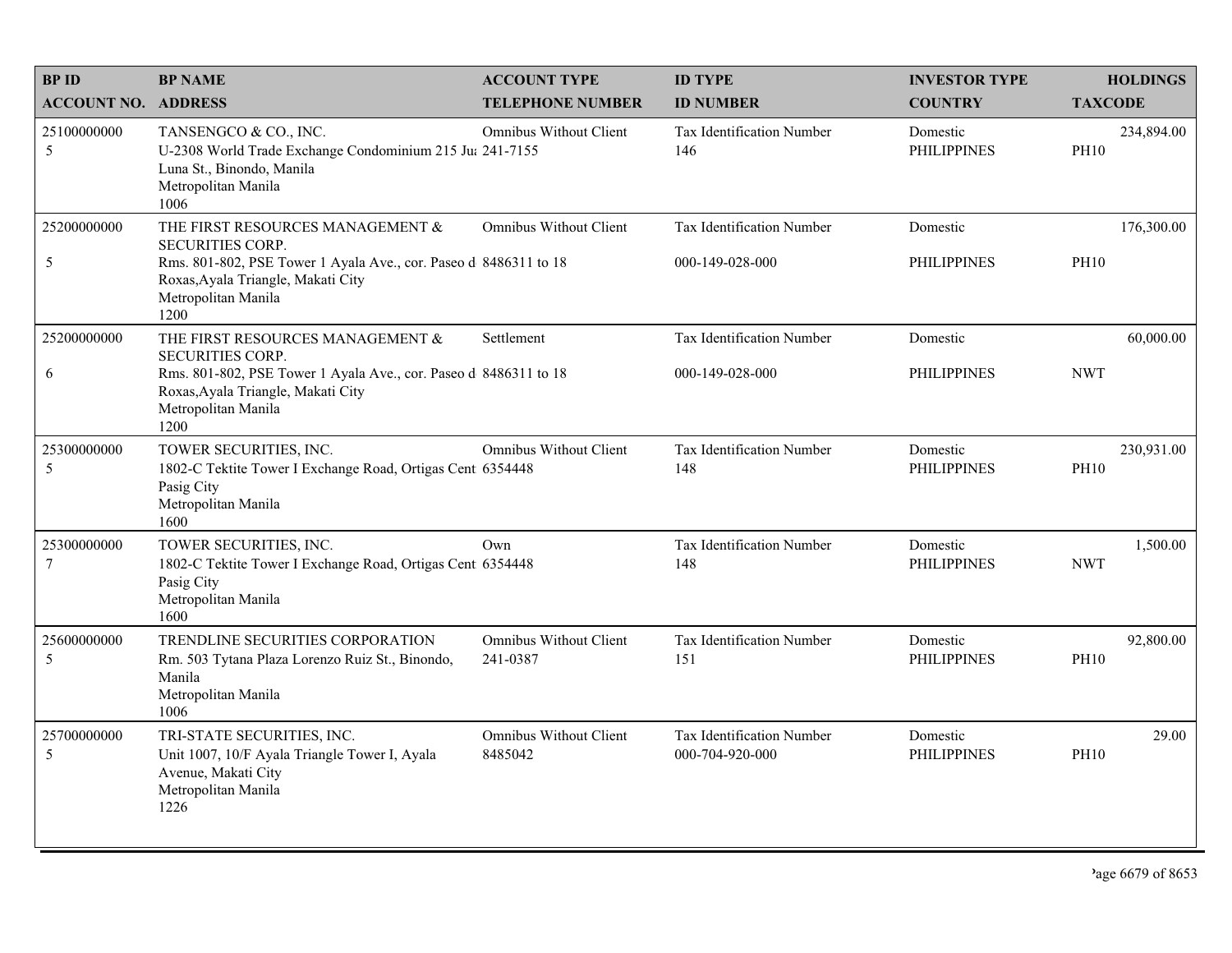| BP ID<br>ACCOUNT NO. | BP NAME<br>ADDRESS | ACCOUNT TYPE<br>TELEPHONE NUMBER | ID TYPE<br>ID NUMBER | INVESTOR TYPE<br>COUNTRY | HOLDINGS<br>TAXCODE |
|---|---|---|---|---|---|
| 25100000000<br>5 | TANSENGCO & CO., INC.<br>U-2308 World Trade Exchange Condominium 215 Ju<br>Luna St., Binondo, Manila<br>Metropolitan Manila<br>1006 | Omnibus Without Client<br>241-7155 | Tax Identification Number<br>146 | Domestic<br>PHILIPPINES | 234,894.00<br>PH10 |
| 25200000000<br>5 | THE FIRST RESOURCES MANAGEMENT & SECURITIES CORP.<br>Rms. 801-802, PSE Tower 1 Ayala Ave., cor. Paseo d<br>Roxas,Ayala Triangle, Makati City<br>Metropolitan Manila<br>1200 | Omnibus Without Client<br>8486311 to 18 | Tax Identification Number<br>000-149-028-000 | Domestic<br>PHILIPPINES | 176,300.00<br>PH10 |
| 25200000000<br>6 | THE FIRST RESOURCES MANAGEMENT & SECURITIES CORP.<br>Rms. 801-802, PSE Tower 1 Ayala Ave., cor. Paseo d<br>Roxas,Ayala Triangle, Makati City<br>Metropolitan Manila<br>1200 | Settlement<br>8486311 to 18 | Tax Identification Number<br>000-149-028-000 | Domestic<br>PHILIPPINES | 60,000.00<br>NWT |
| 25300000000<br>5 | TOWER SECURITIES, INC.<br>1802-C Tektite Tower I Exchange Road, Ortigas Cent<br>Pasig City<br>Metropolitan Manila<br>1600 | Omnibus Without Client<br>6354448 | Tax Identification Number<br>148 | Domestic<br>PHILIPPINES | 230,931.00<br>PH10 |
| 25300000000<br>7 | TOWER SECURITIES, INC.<br>1802-C Tektite Tower I Exchange Road, Ortigas Cent<br>Pasig City<br>Metropolitan Manila<br>1600 | Own<br>6354448 | Tax Identification Number<br>148 | Domestic<br>PHILIPPINES | 1,500.00<br>NWT |
| 25600000000<br>5 | TRENDLINE SECURITIES CORPORATION<br>Rm. 503 Tytana Plaza Lorenzo Ruiz St., Binondo, Manila<br>Metropolitan Manila<br>1006 | Omnibus Without Client<br>241-0387 | Tax Identification Number<br>151 | Domestic<br>PHILIPPINES | 92,800.00<br>PH10 |
| 25700000000<br>5 | TRI-STATE SECURITIES, INC.<br>Unit 1007, 10/F Ayala Triangle Tower I, Ayala Avenue, Makati City<br>Metropolitan Manila<br>1226 | Omnibus Without Client<br>8485042 | Tax Identification Number<br>000-704-920-000 | Domestic<br>PHILIPPINES | 29.00<br>PH10 |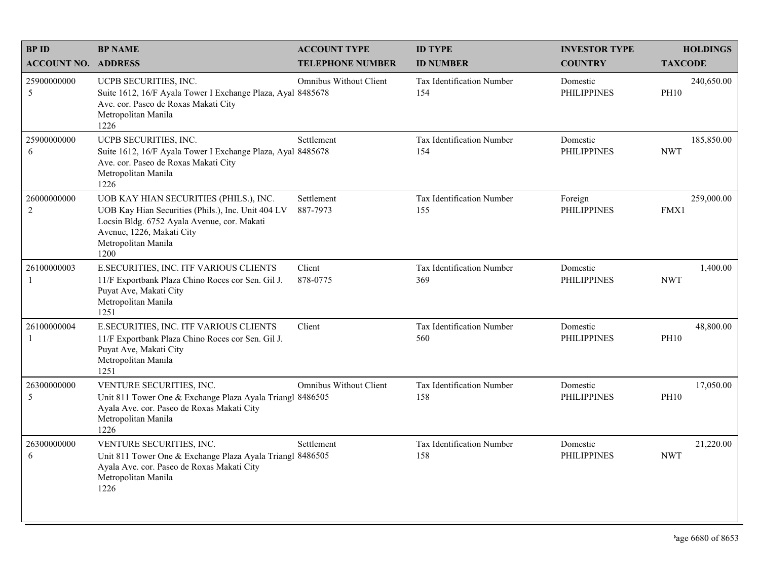| BP ID<br>ACCOUNT NO. | BP NAME<br>ADDRESS | ACCOUNT TYPE<br>TELEPHONE NUMBER | ID TYPE<br>ID NUMBER | INVESTOR TYPE<br>COUNTRY | HOLDINGS<br>TAXCODE |
|---|---|---|---|---|---|
| 25900000000<br>5 | UCPB SECURITIES, INC.<br>Suite 1612, 16/F Ayala Tower I Exchange Plaza, Ayal Ave. cor. Paseo de Roxas Makati City<br>Metropolitan Manila<br>1226 | Omnibus Without Client<br>8485678 | Tax Identification Number<br>154 | Domestic<br>PHILIPPINES | 240,650.00<br>PH10 |
| 25900000000<br>6 | UCPB SECURITIES, INC.<br>Suite 1612, 16/F Ayala Tower I Exchange Plaza, Ayal Ave. cor. Paseo de Roxas Makati City<br>Metropolitan Manila<br>1226 | Settlement<br>8485678 | Tax Identification Number<br>154 | Domestic<br>PHILIPPINES | 185,850.00<br>NWT |
| 26000000000<br>2 | UOB KAY HIAN SECURITIES (PHILS.), INC.<br>UOB Kay Hian Securities (Phils.), Inc. Unit 404 LV Locsin Bldg. 6752 Ayala Avenue, cor. Makati Avenue, 1226, Makati City<br>Metropolitan Manila<br>1200 | Settlement<br>887-7973 | Tax Identification Number<br>155 | Foreign<br>PHILIPPINES | 259,000.00<br>FMX1 |
| 26100000003<br>1 | E.SECURITIES, INC. ITF VARIOUS CLIENTS<br>11/F Exportbank Plaza Chino Roces cor Sen. Gil J. Puyat Ave, Makati City<br>Metropolitan Manila<br>1251 | Client<br>878-0775 | Tax Identification Number<br>369 | Domestic<br>PHILIPPINES | 1,400.00<br>NWT |
| 26100000004<br>1 | E.SECURITIES, INC. ITF VARIOUS CLIENTS<br>11/F Exportbank Plaza Chino Roces cor Sen. Gil J. Puyat Ave, Makati City<br>Metropolitan Manila<br>1251 | Client | Tax Identification Number<br>560 | Domestic<br>PHILIPPINES | 48,800.00<br>PH10 |
| 26300000000<br>5 | VENTURE SECURITIES, INC.<br>Unit 811 Tower One & Exchange Plaza Ayala Triangl Ayala Ave. cor. Paseo de Roxas Makati City<br>Metropolitan Manila<br>1226 | Omnibus Without Client<br>8486505 | Tax Identification Number<br>158 | Domestic<br>PHILIPPINES | 17,050.00<br>PH10 |
| 26300000000<br>6 | VENTURE SECURITIES, INC.<br>Unit 811 Tower One & Exchange Plaza Ayala Triangl Ayala Ave. cor. Paseo de Roxas Makati City<br>Metropolitan Manila<br>1226 | Settlement<br>8486505 | Tax Identification Number<br>158 | Domestic<br>PHILIPPINES | 21,220.00<br>NWT |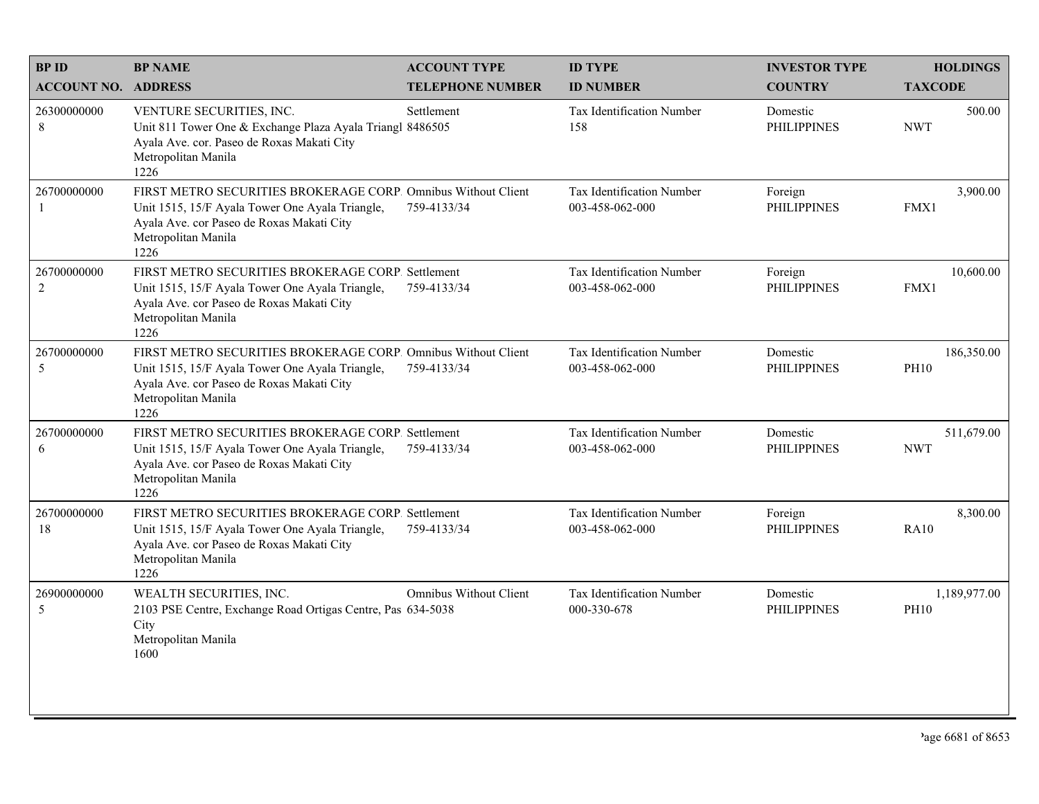| BP ID<br>ACCOUNT NO. | BP NAME<br>ADDRESS | ACCOUNT TYPE<br>TELEPHONE NUMBER | ID TYPE<br>ID NUMBER | INVESTOR TYPE<br>COUNTRY | HOLDINGS<br>TAXCODE |
|---|---|---|---|---|---|
| 26300000000<br>8 | VENTURE SECURITIES, INC.<br>Unit 811 Tower One & Exchange Plaza Ayala Triangl<br>Ayala Ave. cor. Paseo de Roxas Makati City<br>Metropolitan Manila<br>1226 | Settlement<br>8486505 | Tax Identification Number<br>158 | Domestic<br>PHILIPPINES | 500.00<br>NWT |
| 26700000000<br>1 | FIRST METRO SECURITIES BROKERAGE CORP.<br>Unit 1515, 15/F Ayala Tower One Ayala Triangle,<br>Ayala Ave. cor Paseo de Roxas Makati City<br>Metropolitan Manila<br>1226 | Omnibus Without Client<br>759-4133/34 | Tax Identification Number<br>003-458-062-000 | Foreign<br>PHILIPPINES | 3,900.00<br>FMX1 |
| 26700000000<br>2 | FIRST METRO SECURITIES BROKERAGE CORP.<br>Unit 1515, 15/F Ayala Tower One Ayala Triangle,<br>Ayala Ave. cor Paseo de Roxas Makati City<br>Metropolitan Manila<br>1226 | Settlement<br>759-4133/34 | Tax Identification Number<br>003-458-062-000 | Foreign<br>PHILIPPINES | 10,600.00<br>FMX1 |
| 26700000000<br>5 | FIRST METRO SECURITIES BROKERAGE CORP.<br>Unit 1515, 15/F Ayala Tower One Ayala Triangle,<br>Ayala Ave. cor Paseo de Roxas Makati City<br>Metropolitan Manila<br>1226 | Omnibus Without Client<br>759-4133/34 | Tax Identification Number<br>003-458-062-000 | Domestic<br>PHILIPPINES | 186,350.00<br>PH10 |
| 26700000000<br>6 | FIRST METRO SECURITIES BROKERAGE CORP.<br>Unit 1515, 15/F Ayala Tower One Ayala Triangle,<br>Ayala Ave. cor Paseo de Roxas Makati City<br>Metropolitan Manila<br>1226 | Settlement<br>759-4133/34 | Tax Identification Number<br>003-458-062-000 | Domestic<br>PHILIPPINES | 511,679.00<br>NWT |
| 26700000000<br>18 | FIRST METRO SECURITIES BROKERAGE CORP.<br>Unit 1515, 15/F Ayala Tower One Ayala Triangle,<br>Ayala Ave. cor Paseo de Roxas Makati City<br>Metropolitan Manila<br>1226 | Settlement<br>759-4133/34 | Tax Identification Number<br>003-458-062-000 | Foreign<br>PHILIPPINES | 8,300.00<br>RA10 |
| 26900000000<br>5 | WEALTH SECURITIES, INC.<br>2103 PSE Centre, Exchange Road Ortigas Centre, Pas<br>City<br>Metropolitan Manila<br>1600 | Omnibus Without Client<br>634-5038 | Tax Identification Number<br>000-330-678 | Domestic<br>PHILIPPINES | 1,189,977.00<br>PH10 |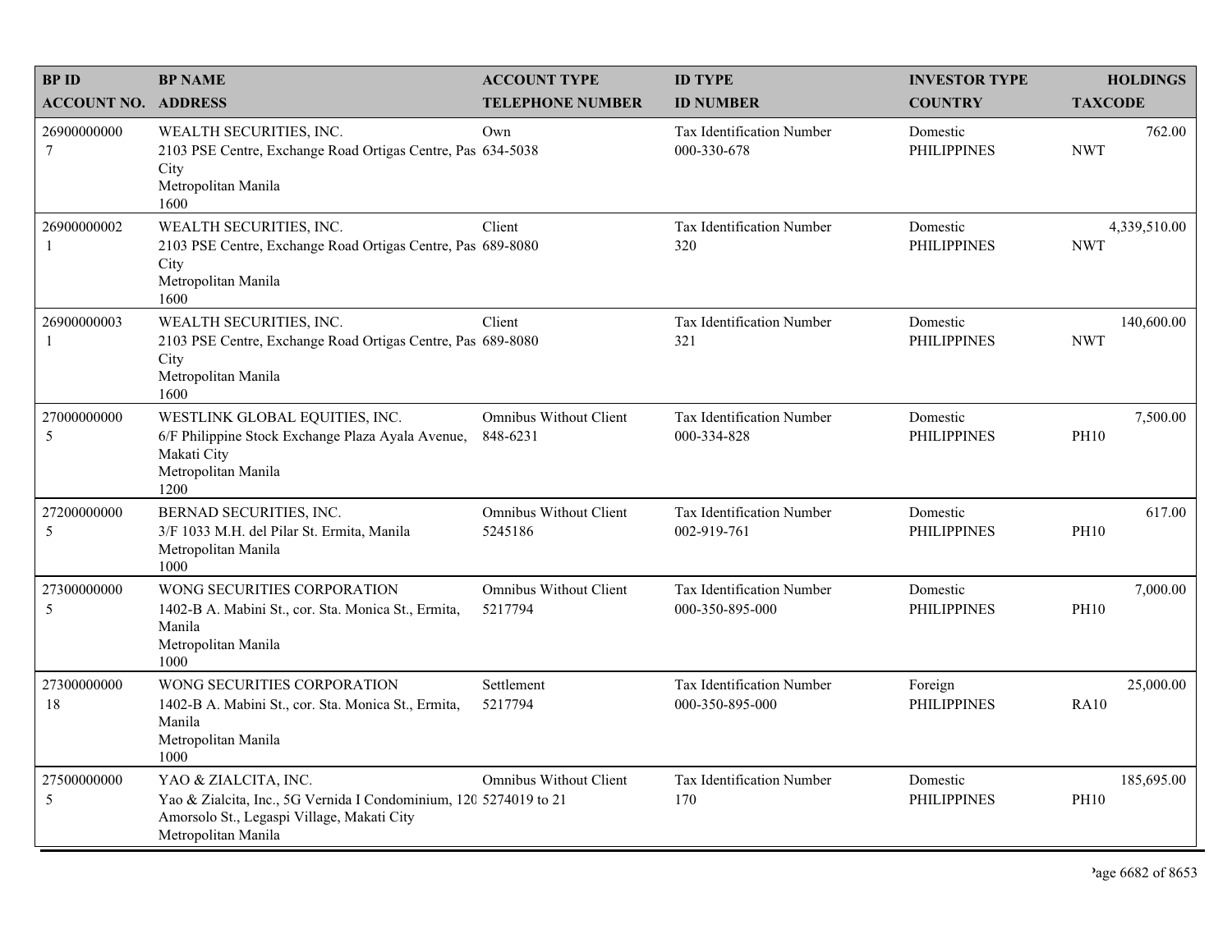| BP ID<br>ACCOUNT NO. | BP NAME<br>ADDRESS | ACCOUNT TYPE<br>TELEPHONE NUMBER | ID TYPE<br>ID NUMBER | INVESTOR TYPE<br>COUNTRY | HOLDINGS<br>TAXCODE |
|---|---|---|---|---|---|
| 26900000000<br>7 | WEALTH SECURITIES, INC.<br>2103 PSE Centre, Exchange Road Ortigas Centre, Pas City<br>Metropolitan Manila<br>1600 | Own<br>634-5038 | Tax Identification Number<br>000-330-678 | Domestic<br>PHILIPPINES | 762.00<br>NWT |
| 26900000002<br>1 | WEALTH SECURITIES, INC.<br>2103 PSE Centre, Exchange Road Ortigas Centre, Pas City<br>Metropolitan Manila<br>1600 | Client<br>689-8080 | Tax Identification Number<br>320 | Domestic<br>PHILIPPINES | 4,339,510.00<br>NWT |
| 26900000003<br>1 | WEALTH SECURITIES, INC.<br>2103 PSE Centre, Exchange Road Ortigas Centre, Pas City<br>Metropolitan Manila<br>1600 | Client<br>689-8080 | Tax Identification Number<br>321 | Domestic<br>PHILIPPINES | 140,600.00<br>NWT |
| 27000000000<br>5 | WESTLINK GLOBAL EQUITIES, INC.<br>6/F Philippine Stock Exchange Plaza Ayala Avenue, Makati City<br>Metropolitan Manila<br>1200 | Omnibus Without Client<br>848-6231 | Tax Identification Number<br>000-334-828 | Domestic<br>PHILIPPINES | 7,500.00<br>PH10 |
| 27200000000<br>5 | BERNAD SECURITIES, INC.<br>3/F 1033 M.H. del Pilar St. Ermita, Manila<br>Metropolitan Manila<br>1000 | Omnibus Without Client<br>5245186 | Tax Identification Number<br>002-919-761 | Domestic<br>PHILIPPINES | 617.00<br>PH10 |
| 27300000000<br>5 | WONG SECURITIES CORPORATION<br>1402-B A. Mabini St., cor. Sta. Monica St., Ermita, Manila<br>Metropolitan Manila<br>1000 | Omnibus Without Client<br>5217794 | Tax Identification Number<br>000-350-895-000 | Domestic<br>PHILIPPINES | 7,000.00<br>PH10 |
| 27300000000<br>18 | WONG SECURITIES CORPORATION<br>1402-B A. Mabini St., cor. Sta. Monica St., Ermita, Manila<br>Metropolitan Manila<br>1000 | Settlement<br>5217794 | Tax Identification Number<br>000-350-895-000 | Foreign<br>PHILIPPINES | 25,000.00<br>RA10 |
| 27500000000<br>5 | YAO & ZIALCITA, INC.<br>Yao & Zialcita, Inc., 5G Vernida I Condominium, 120 Amorsolo St., Legaspi Village, Makati City<br>Metropolitan Manila | Omnibus Without Client<br>5274019 to 21 | Tax Identification Number<br>170 | Domestic<br>PHILIPPINES | 185,695.00<br>PH10 |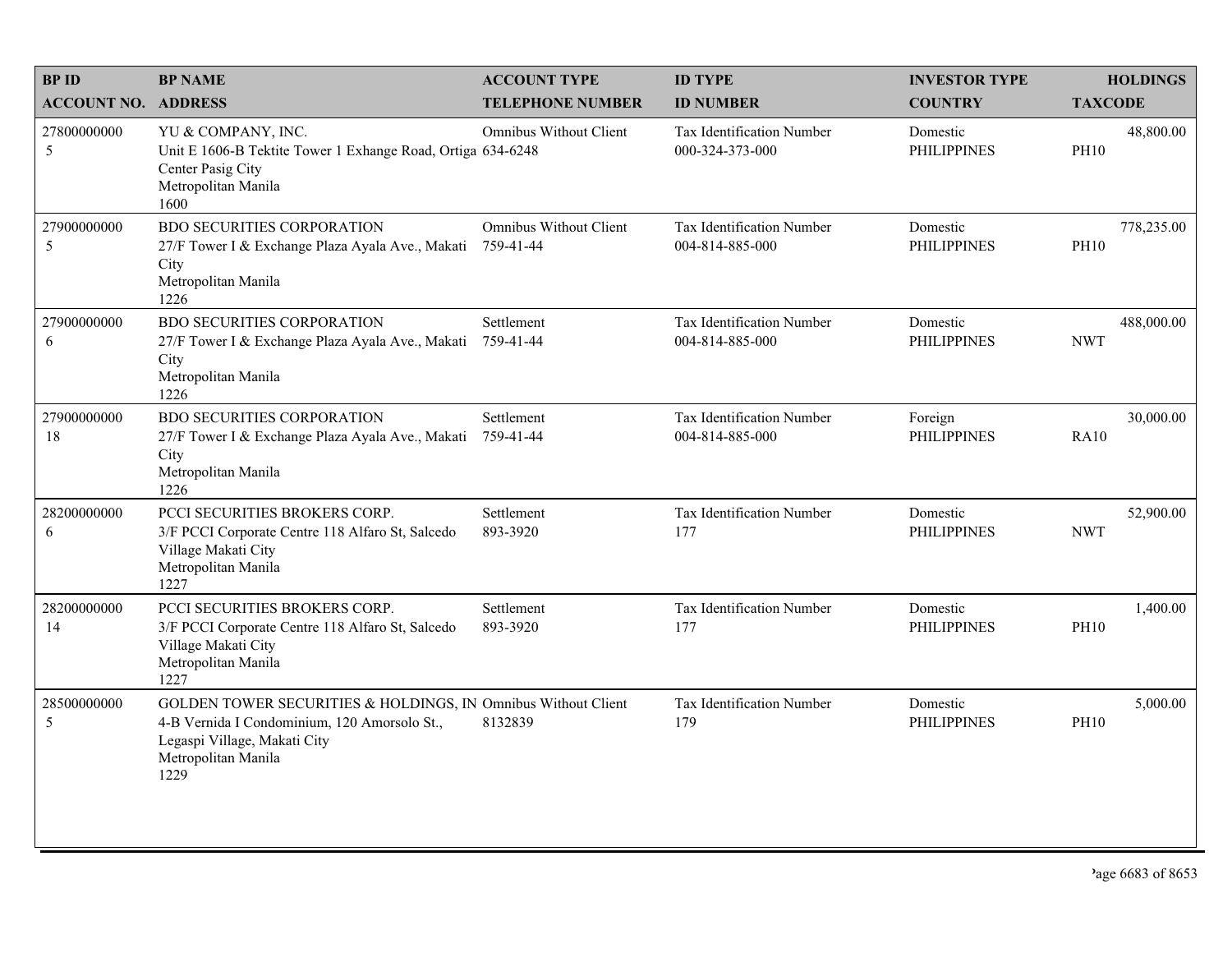| BP ID<br>ACCOUNT NO. | BP NAME<br>ADDRESS | ACCOUNT TYPE<br>TELEPHONE NUMBER | ID TYPE<br>ID NUMBER | INVESTOR TYPE<br>COUNTRY | HOLDINGS<br>TAXCODE |
|---|---|---|---|---|---|
| 27800000000<br>5 | YU & COMPANY, INC.<br>Unit E 1606-B Tektite Tower 1 Exhange Road, Ortiga Center Pasig City<br>Metropolitan Manila<br>1600 | Omnibus Without Client<br>634-6248 | Tax Identification Number<br>000-324-373-000 | Domestic<br>PHILIPPINES | 48,800.00<br>PH10 |
| 27900000000<br>5 | BDO SECURITIES CORPORATION<br>27/F Tower I & Exchange Plaza Ayala Ave., Makati City<br>Metropolitan Manila<br>1226 | Omnibus Without Client<br>759-41-44 | Tax Identification Number<br>004-814-885-000 | Domestic<br>PHILIPPINES | 778,235.00<br>PH10 |
| 27900000000<br>6 | BDO SECURITIES CORPORATION<br>27/F Tower I & Exchange Plaza Ayala Ave., Makati City<br>Metropolitan Manila<br>1226 | Settlement<br>759-41-44 | Tax Identification Number<br>004-814-885-000 | Domestic<br>PHILIPPINES | 488,000.00<br>NWT |
| 27900000000<br>18 | BDO SECURITIES CORPORATION<br>27/F Tower I & Exchange Plaza Ayala Ave., Makati City<br>Metropolitan Manila<br>1226 | Settlement<br>759-41-44 | Tax Identification Number<br>004-814-885-000 | Foreign<br>PHILIPPINES | 30,000.00<br>RA10 |
| 28200000000<br>6 | PCCI SECURITIES BROKERS CORP.<br>3/F PCCI Corporate Centre 118 Alfaro St, Salcedo Village Makati City<br>Metropolitan Manila<br>1227 | Settlement<br>893-3920 | Tax Identification Number<br>177 | Domestic<br>PHILIPPINES | 52,900.00<br>NWT |
| 28200000000<br>14 | PCCI SECURITIES BROKERS CORP.<br>3/F PCCI Corporate Centre 118 Alfaro St, Salcedo Village Makati City<br>Metropolitan Manila<br>1227 | Settlement<br>893-3920 | Tax Identification Number<br>177 | Domestic<br>PHILIPPINES | 1,400.00<br>PH10 |
| 28500000000<br>5 | GOLDEN TOWER SECURITIES & HOLDINGS, IN<br>4-B Vernida I Condominium, 120 Amorsolo St., Legaspi Village, Makati City<br>Metropolitan Manila<br>1229 | Omnibus Without Client<br>8132839 | Tax Identification Number<br>179 | Domestic<br>PHILIPPINES | 5,000.00<br>PH10 |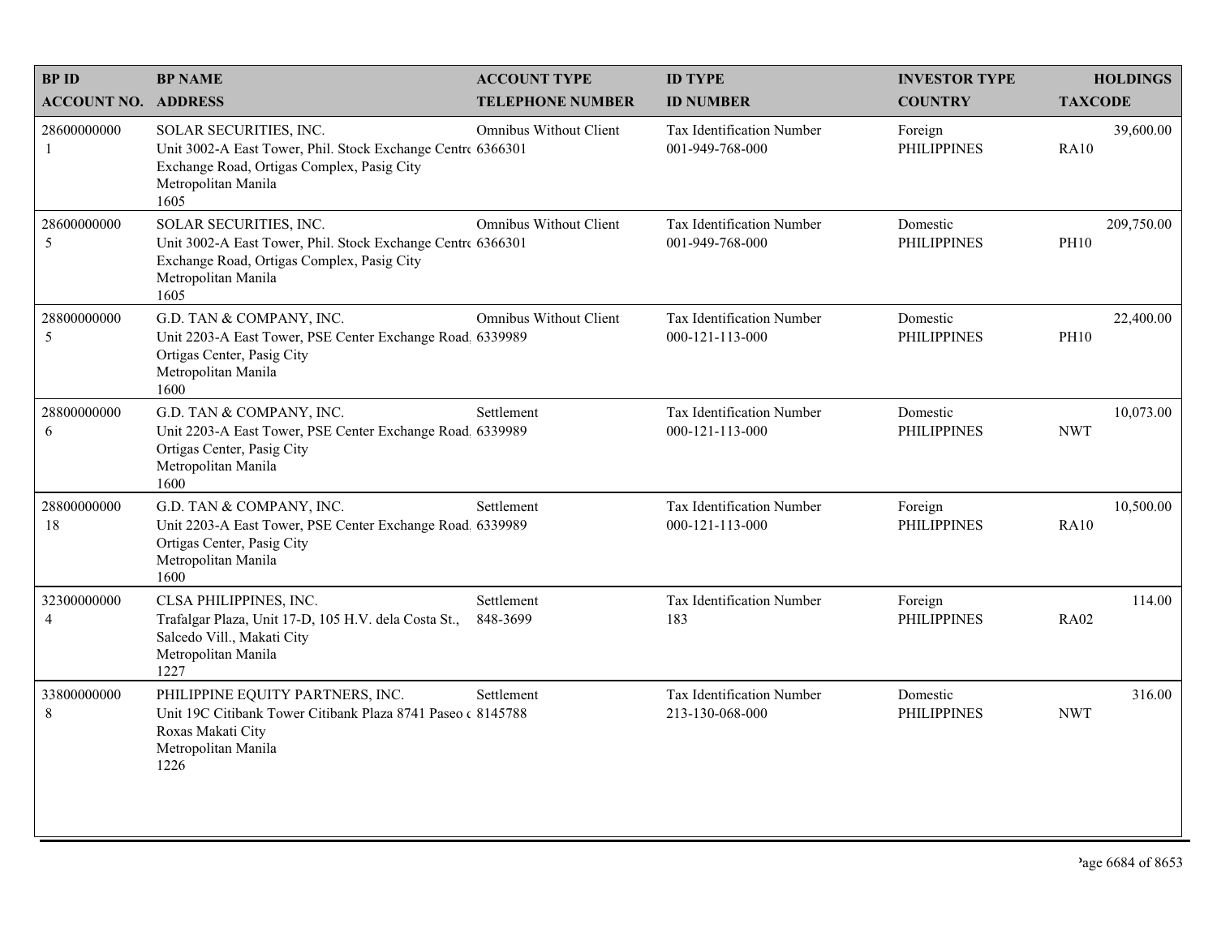| BP ID<br>ACCOUNT NO. | BP NAME<br>ADDRESS | ACCOUNT TYPE<br>TELEPHONE NUMBER | ID TYPE<br>ID NUMBER | INVESTOR TYPE<br>COUNTRY | HOLDINGS<br>TAXCODE |
|---|---|---|---|---|---|
| 28600000000<br>1 | SOLAR SECURITIES, INC.<br>Unit 3002-A East Tower, Phil. Stock Exchange Centre Exchange Road, Ortigas Complex, Pasig City<br>Metropolitan Manila<br>1605 | Omnibus Without Client<br>6366301 | Tax Identification Number<br>001-949-768-000 | Foreign<br>PHILIPPINES | 39,600.00<br>RA10 |
| 28600000000<br>5 | SOLAR SECURITIES, INC.<br>Unit 3002-A East Tower, Phil. Stock Exchange Centre Exchange Road, Ortigas Complex, Pasig City<br>Metropolitan Manila<br>1605 | Omnibus Without Client<br>6366301 | Tax Identification Number<br>001-949-768-000 | Domestic<br>PHILIPPINES | 209,750.00<br>PH10 |
| 28800000000<br>5 | G.D. TAN & COMPANY, INC.<br>Unit 2203-A East Tower, PSE Center Exchange Road, Ortigas Center, Pasig City<br>Metropolitan Manila<br>1600 | Omnibus Without Client<br>6339989 | Tax Identification Number<br>000-121-113-000 | Domestic<br>PHILIPPINES | 22,400.00<br>PH10 |
| 28800000000<br>6 | G.D. TAN & COMPANY, INC.<br>Unit 2203-A East Tower, PSE Center Exchange Road, Ortigas Center, Pasig City<br>Metropolitan Manila<br>1600 | Settlement<br>6339989 | Tax Identification Number<br>000-121-113-000 | Domestic<br>PHILIPPINES | 10,073.00<br>NWT |
| 28800000000<br>18 | G.D. TAN & COMPANY, INC.<br>Unit 2203-A East Tower, PSE Center Exchange Road, Ortigas Center, Pasig City<br>Metropolitan Manila<br>1600 | Settlement<br>6339989 | Tax Identification Number<br>000-121-113-000 | Foreign<br>PHILIPPINES | 10,500.00<br>RA10 |
| 32300000000<br>4 | CLSA PHILIPPINES, INC.<br>Trafalgar Plaza, Unit 17-D, 105 H.V. dela Costa St., Salcedo Vill., Makati City<br>Metropolitan Manila<br>1227 | Settlement<br>848-3699 | Tax Identification Number<br>183 | Foreign<br>PHILIPPINES | 114.00<br>RA02 |
| 33800000000<br>8 | PHILIPPINE EQUITY PARTNERS, INC.<br>Unit 19C Citibank Tower Citibank Plaza 8741 Paseo de Roxas Makati City<br>Metropolitan Manila<br>1226 | Settlement<br>8145788 | Tax Identification Number<br>213-130-068-000 | Domestic<br>PHILIPPINES | 316.00<br>NWT |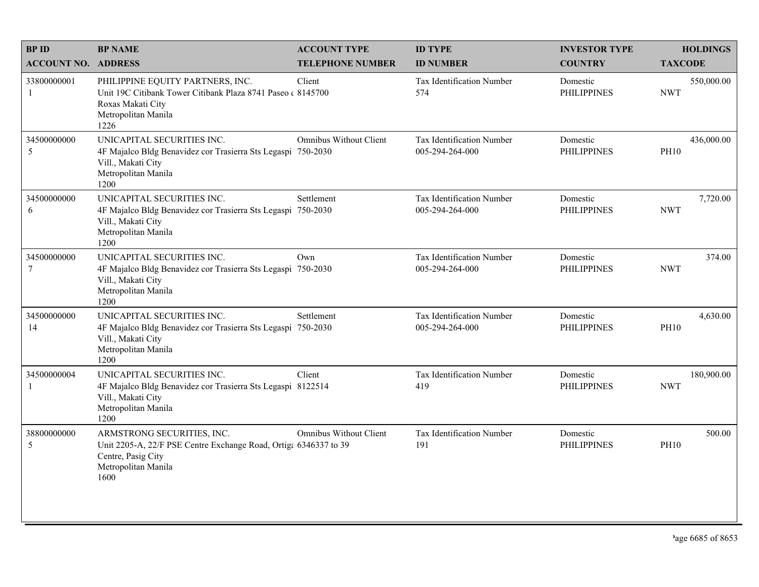| BP ID<br>ACCOUNT NO. | BP NAME<br>ADDRESS | ACCOUNT TYPE<br>TELEPHONE NUMBER | ID TYPE<br>ID NUMBER | INVESTOR TYPE<br>COUNTRY | HOLDINGS<br>TAXCODE |
|---|---|---|---|---|---|
| 33800000001<br>1 | PHILIPPINE EQUITY PARTNERS, INC.<br>Unit 19C Citibank Tower Citibank Plaza 8741 Paseo de Roxas Makati City<br>Metropolitan Manila<br>1226 | Client<br>8145700 | Tax Identification Number<br>574 | Domestic<br>PHILIPPINES | 550,000.00<br>NWT |
| 34500000000<br>5 | UNICAPITAL SECURITIES INC.<br>4F Majalco Bldg Benavidez cor Trasierra Sts Legaspi Vill., Makati City<br>Metropolitan Manila<br>1200 | Omnibus Without Client<br>750-2030 | Tax Identification Number<br>005-294-264-000 | Domestic<br>PHILIPPINES | 436,000.00<br>PH10 |
| 34500000000<br>6 | UNICAPITAL SECURITIES INC.<br>4F Majalco Bldg Benavidez cor Trasierra Sts Legaspi Vill., Makati City<br>Metropolitan Manila<br>1200 | Settlement<br>750-2030 | Tax Identification Number<br>005-294-264-000 | Domestic<br>PHILIPPINES | 7,720.00<br>NWT |
| 34500000000<br>7 | UNICAPITAL SECURITIES INC.<br>4F Majalco Bldg Benavidez cor Trasierra Sts Legaspi Vill., Makati City<br>Metropolitan Manila<br>1200 | Own<br>750-2030 | Tax Identification Number<br>005-294-264-000 | Domestic<br>PHILIPPINES | 374.00<br>NWT |
| 34500000000<br>14 | UNICAPITAL SECURITIES INC.<br>4F Majalco Bldg Benavidez cor Trasierra Sts Legaspi Vill., Makati City<br>Metropolitan Manila<br>1200 | Settlement<br>750-2030 | Tax Identification Number<br>005-294-264-000 | Domestic<br>PHILIPPINES | 4,630.00<br>PH10 |
| 34500000004<br>1 | UNICAPITAL SECURITIES INC.<br>4F Majalco Bldg Benavidez cor Trasierra Sts Legaspi Vill., Makati City<br>Metropolitan Manila<br>1200 | Client<br>8122514 | Tax Identification Number<br>419 | Domestic<br>PHILIPPINES | 180,900.00<br>NWT |
| 38800000000<br>5 | ARMSTRONG SECURITIES, INC.<br>Unit 2205-A, 22/F PSE Centre Exchange Road, Ortigas Centre, Pasig City<br>Metropolitan Manila<br>1600 | Omnibus Without Client<br>6346337 to 39 | Tax Identification Number<br>191 | Domestic<br>PHILIPPINES | 500.00<br>PH10 |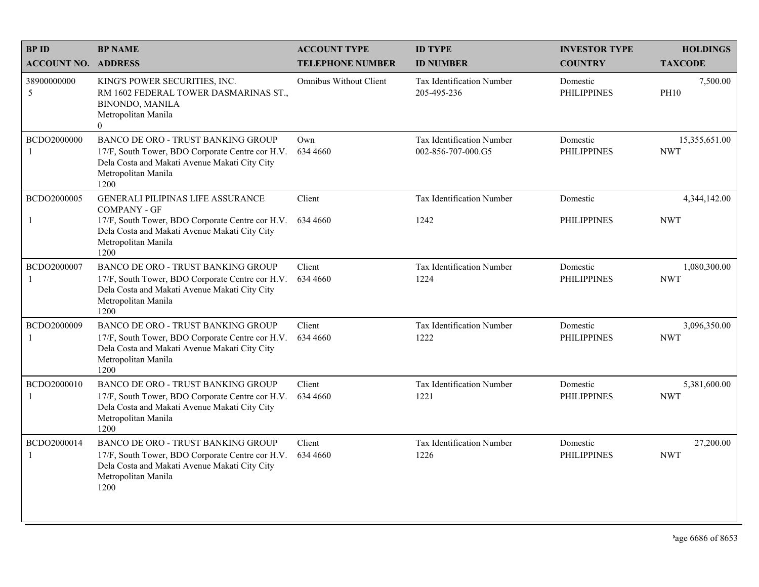| BP ID<br>ACCOUNT NO. | BP NAME<br>ADDRESS | ACCOUNT TYPE<br>TELEPHONE NUMBER | ID TYPE<br>ID NUMBER | INVESTOR TYPE<br>COUNTRY | HOLDINGS<br>TAXCODE |
|---|---|---|---|---|---|
| 38900000000<br>5 | KING'S POWER SECURITIES, INC.<br>RM 1602 FEDERAL TOWER DASMARINAS ST., BINONDO, MANILA<br>Metropolitan Manila<br>0 | Omnibus Without Client | Tax Identification Number<br>205-495-236 | Domestic<br>PHILIPPINES | 7,500.00<br>PH10 |
| BCDO2000000<br>1 | BANCO DE ORO - TRUST BANKING GROUP<br>17/F, South Tower, BDO Corporate Centre cor H.V. Dela Costa and Makati Avenue Makati City City<br>Metropolitan Manila<br>1200 | Own<br>634 4660 | Tax Identification Number<br>002-856-707-000.G5 | Domestic<br>PHILIPPINES | 15,355,651.00<br>NWT |
| BCDO2000005<br>1 | GENERALI PILIPINAS LIFE ASSURANCE COMPANY - GF<br>17/F, South Tower, BDO Corporate Centre cor H.V. Dela Costa and Makati Avenue Makati City City<br>Metropolitan Manila<br>1200 | Client<br>634 4660 | Tax Identification Number<br>1242 | Domestic<br>PHILIPPINES | 4,344,142.00<br>NWT |
| BCDO2000007<br>1 | BANCO DE ORO - TRUST BANKING GROUP<br>17/F, South Tower, BDO Corporate Centre cor H.V. Dela Costa and Makati Avenue Makati City City<br>Metropolitan Manila<br>1200 | Client<br>634 4660 | Tax Identification Number<br>1224 | Domestic<br>PHILIPPINES | 1,080,300.00<br>NWT |
| BCDO2000009<br>1 | BANCO DE ORO - TRUST BANKING GROUP<br>17/F, South Tower, BDO Corporate Centre cor H.V. Dela Costa and Makati Avenue Makati City City<br>Metropolitan Manila<br>1200 | Client<br>634 4660 | Tax Identification Number<br>1222 | Domestic<br>PHILIPPINES | 3,096,350.00<br>NWT |
| BCDO2000010<br>1 | BANCO DE ORO - TRUST BANKING GROUP<br>17/F, South Tower, BDO Corporate Centre cor H.V. Dela Costa and Makati Avenue Makati City City<br>Metropolitan Manila<br>1200 | Client<br>634 4660 | Tax Identification Number<br>1221 | Domestic<br>PHILIPPINES | 5,381,600.00<br>NWT |
| BCDO2000014<br>1 | BANCO DE ORO - TRUST BANKING GROUP<br>17/F, South Tower, BDO Corporate Centre cor H.V. Dela Costa and Makati Avenue Makati City City<br>Metropolitan Manila<br>1200 | Client<br>634 4660 | Tax Identification Number<br>1226 | Domestic<br>PHILIPPINES | 27,200.00<br>NWT |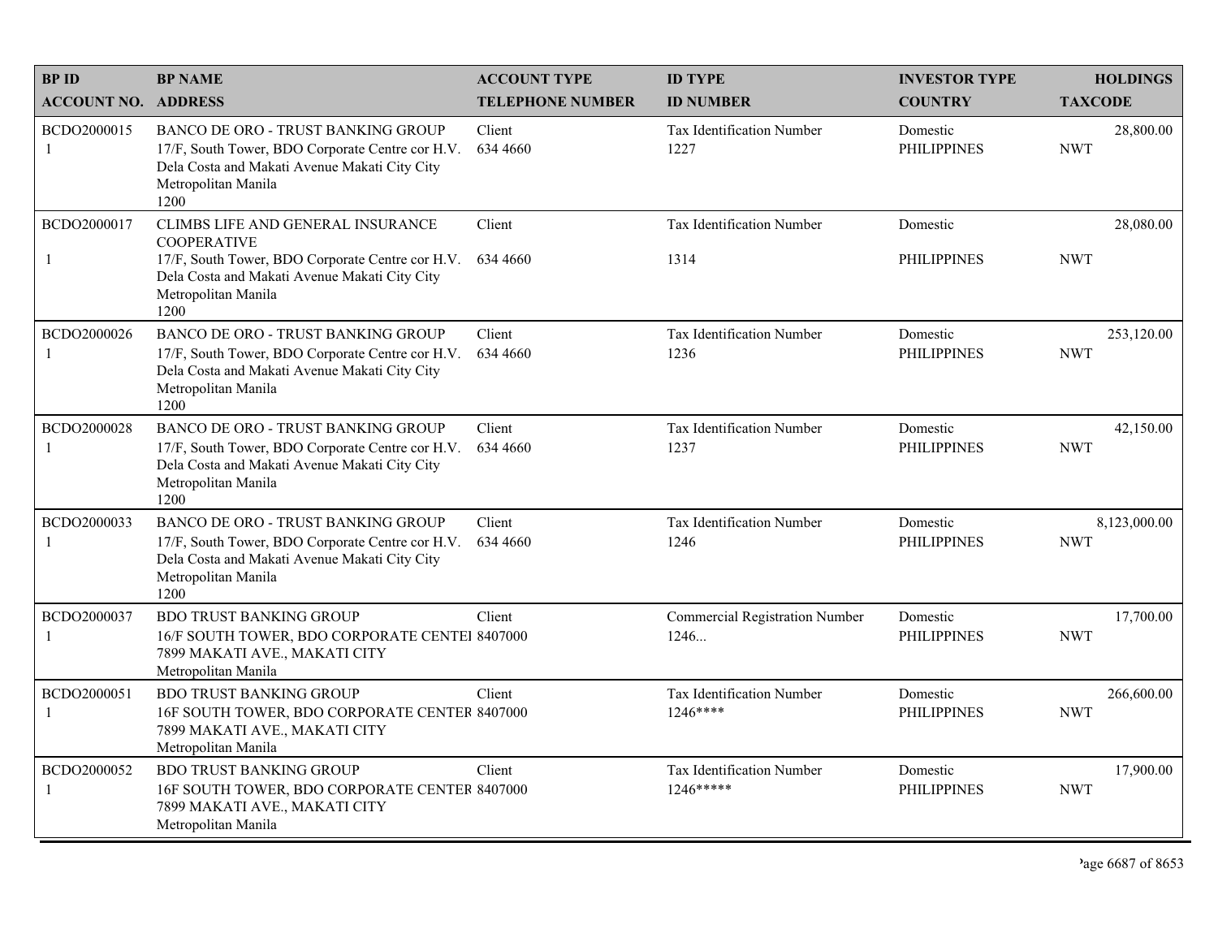| BP ID<br>ACCOUNT NO. | BP NAME<br>ADDRESS | ACCOUNT TYPE<br>TELEPHONE NUMBER | ID TYPE<br>ID NUMBER | INVESTOR TYPE<br>COUNTRY | HOLDINGS<br>TAXCODE |
|---|---|---|---|---|---|
| BCDO2000015<br>1 | BANCO DE ORO - TRUST BANKING GROUP<br>17/F, South Tower, BDO Corporate Centre cor H.V. Dela Costa and Makati Avenue Makati City City<br>Metropolitan Manila<br>1200 | Client<br>634 4660 | Tax Identification Number<br>1227 | Domestic<br>PHILIPPINES | 28,800.00<br>NWT |
| BCDO2000017<br>1 | CLIMBS LIFE AND GENERAL INSURANCE COOPERATIVE<br>17/F, South Tower, BDO Corporate Centre cor H.V. Dela Costa and Makati Avenue Makati City City<br>Metropolitan Manila<br>1200 | Client<br>634 4660 | Tax Identification Number<br>1314 | Domestic<br>PHILIPPINES | 28,080.00<br>NWT |
| BCDO2000026<br>1 | BANCO DE ORO - TRUST BANKING GROUP<br>17/F, South Tower, BDO Corporate Centre cor H.V. Dela Costa and Makati Avenue Makati City City<br>Metropolitan Manila<br>1200 | Client<br>634 4660 | Tax Identification Number<br>1236 | Domestic<br>PHILIPPINES | 253,120.00<br>NWT |
| BCDO2000028<br>1 | BANCO DE ORO - TRUST BANKING GROUP<br>17/F, South Tower, BDO Corporate Centre cor H.V. Dela Costa and Makati Avenue Makati City City<br>Metropolitan Manila<br>1200 | Client<br>634 4660 | Tax Identification Number<br>1237 | Domestic<br>PHILIPPINES | 42,150.00<br>NWT |
| BCDO2000033<br>1 | BANCO DE ORO - TRUST BANKING GROUP<br>17/F, South Tower, BDO Corporate Centre cor H.V. Dela Costa and Makati Avenue Makati City City<br>Metropolitan Manila<br>1200 | Client<br>634 4660 | Tax Identification Number<br>1246 | Domestic<br>PHILIPPINES | 8,123,000.00<br>NWT |
| BCDO2000037<br>1 | BDO TRUST BANKING GROUP<br>16/F SOUTH TOWER, BDO CORPORATE CENTEI 7899 MAKATI AVE., MAKATI CITY<br>Metropolitan Manila | Client<br>8407000 | Commercial Registration Number<br>1246... | Domestic<br>PHILIPPINES | 17,700.00<br>NWT |
| BCDO2000051<br>1 | BDO TRUST BANKING GROUP<br>16F SOUTH TOWER, BDO CORPORATE CENTER 7899 MAKATI AVE., MAKATI CITY<br>Metropolitan Manila | Client<br>8407000 | Tax Identification Number<br>1246**** | Domestic<br>PHILIPPINES | 266,600.00<br>NWT |
| BCDO2000052<br>1 | BDO TRUST BANKING GROUP<br>16F SOUTH TOWER, BDO CORPORATE CENTER 7899 MAKATI AVE., MAKATI CITY<br>Metropolitan Manila | Client<br>8407000 | Tax Identification Number<br>1246***** | Domestic<br>PHILIPPINES | 17,900.00<br>NWT |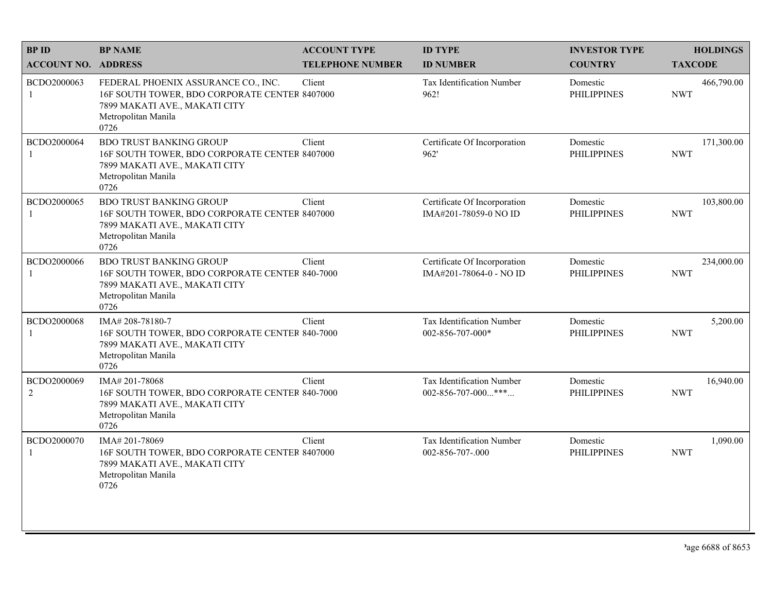| BP ID<br>ACCOUNT NO. | BP NAME<br>ADDRESS | ACCOUNT TYPE<br>TELEPHONE NUMBER | ID TYPE<br>ID NUMBER | INVESTOR TYPE<br>COUNTRY | HOLDINGS<br>TAXCODE |
|---|---|---|---|---|---|
| BCDO2000063<br>1 | FEDERAL PHOENIX ASSURANCE CO., INC.<br>16F SOUTH TOWER, BDO CORPORATE CENTER<br>7899 MAKATI AVE., MAKATI CITY<br>Metropolitan Manila<br>0726 | Client<br>8407000 | Tax Identification Number<br>962! | Domestic<br>PHILIPPINES | 466,790.00<br>NWT |
| BCDO2000064<br>1 | BDO TRUST BANKING GROUP<br>16F SOUTH TOWER, BDO CORPORATE CENTER<br>7899 MAKATI AVE., MAKATI CITY<br>Metropolitan Manila<br>0726 | Client<br>8407000 | Certificate Of Incorporation<br>962' | Domestic<br>PHILIPPINES | 171,300.00<br>NWT |
| BCDO2000065<br>1 | BDO TRUST BANKING GROUP<br>16F SOUTH TOWER, BDO CORPORATE CENTER<br>7899 MAKATI AVE., MAKATI CITY<br>Metropolitan Manila<br>0726 | Client<br>8407000 | Certificate Of Incorporation<br>IMA#201-78059-0 NO ID | Domestic<br>PHILIPPINES | 103,800.00<br>NWT |
| BCDO2000066<br>1 | BDO TRUST BANKING GROUP<br>16F SOUTH TOWER, BDO CORPORATE CENTER<br>7899 MAKATI AVE., MAKATI CITY<br>Metropolitan Manila<br>0726 | Client<br>840-7000 | Certificate Of Incorporation<br>IMA#201-78064-0 - NO ID | Domestic<br>PHILIPPINES | 234,000.00<br>NWT |
| BCDO2000068<br>1 | IMA# 208-78180-7<br>16F SOUTH TOWER, BDO CORPORATE CENTER<br>7899 MAKATI AVE., MAKATI CITY<br>Metropolitan Manila<br>0726 | Client<br>840-7000 | Tax Identification Number<br>002-856-707-000* | Domestic<br>PHILIPPINES | 5,200.00<br>NWT |
| BCDO2000069<br>2 | IMA# 201-78068<br>16F SOUTH TOWER, BDO CORPORATE CENTER<br>7899 MAKATI AVE., MAKATI CITY<br>Metropolitan Manila<br>0726 | Client<br>840-7000 | Tax Identification Number<br>002-856-707-000...***... | Domestic<br>PHILIPPINES | 16,940.00<br>NWT |
| BCDO2000070<br>1 | IMA# 201-78069<br>16F SOUTH TOWER, BDO CORPORATE CENTER<br>7899 MAKATI AVE., MAKATI CITY<br>Metropolitan Manila<br>0726 | Client<br>8407000 | Tax Identification Number<br>002-856-707-.000 | Domestic<br>PHILIPPINES | 1,090.00<br>NWT |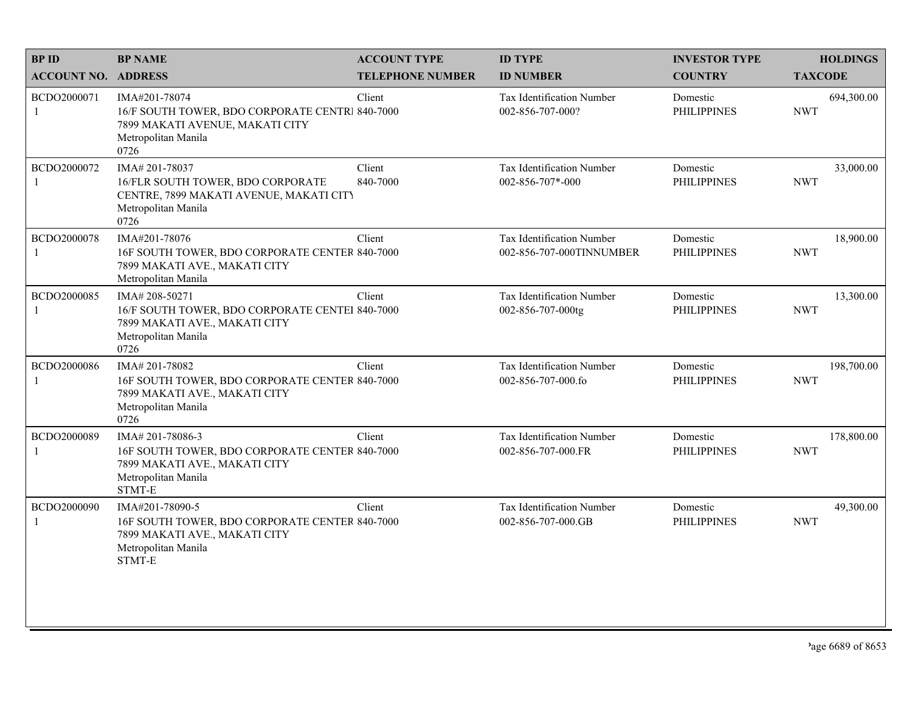| BP ID<br>ACCOUNT NO. | BP NAME<br>ADDRESS | ACCOUNT TYPE<br>TELEPHONE NUMBER | ID TYPE<br>ID NUMBER | INVESTOR TYPE<br>COUNTRY | HOLDINGS<br>TAXCODE |
|---|---|---|---|---|---|
| BCDO2000071<br>1 | IMA#201-78074<br>16/F SOUTH TOWER, BDO CORPORATE CENTRI<br>7899 MAKATI AVENUE, MAKATI CITY<br>Metropolitan Manila<br>0726 | Client<br>840-7000 | Tax Identification Number<br>002-856-707-000? | Domestic<br>PHILIPPINES | 694,300.00<br>NWT |
| BCDO2000072<br>1 | IMA# 201-78037<br>16/FLR SOUTH TOWER, BDO CORPORATE<br>CENTRE, 7899 MAKATI AVENUE, MAKATI CITY<br>Metropolitan Manila<br>0726 | Client<br>840-7000 | Tax Identification Number<br>002-856-707*-000 | Domestic<br>PHILIPPINES | 33,000.00<br>NWT |
| BCDO2000078<br>1 | IMA#201-78076<br>16F SOUTH TOWER, BDO CORPORATE CENTER<br>7899 MAKATI AVE., MAKATI CITY<br>Metropolitan Manila | Client<br>840-7000 | Tax Identification Number<br>002-856-707-000TINNUMBER | Domestic<br>PHILIPPINES | 18,900.00<br>NWT |
| BCDO2000085<br>1 | IMA# 208-50271<br>16/F SOUTH TOWER, BDO CORPORATE CENTEI<br>7899 MAKATI AVE., MAKATI CITY<br>Metropolitan Manila<br>0726 | Client<br>840-7000 | Tax Identification Number<br>002-856-707-000tg | Domestic<br>PHILIPPINES | 13,300.00<br>NWT |
| BCDO2000086<br>1 | IMA# 201-78082<br>16F SOUTH TOWER, BDO CORPORATE CENTER<br>7899 MAKATI AVE., MAKATI CITY<br>Metropolitan Manila<br>0726 | Client<br>840-7000 | Tax Identification Number<br>002-856-707-000.fo | Domestic<br>PHILIPPINES | 198,700.00<br>NWT |
| BCDO2000089<br>1 | IMA# 201-78086-3<br>16F SOUTH TOWER, BDO CORPORATE CENTER<br>7899 MAKATI AVE., MAKATI CITY<br>Metropolitan Manila<br>STMT-E | Client<br>840-7000 | Tax Identification Number<br>002-856-707-000.FR | Domestic<br>PHILIPPINES | 178,800.00<br>NWT |
| BCDO2000090<br>1 | IMA#201-78090-5<br>16F SOUTH TOWER, BDO CORPORATE CENTER<br>7899 MAKATI AVE., MAKATI CITY<br>Metropolitan Manila<br>STMT-E | Client<br>840-7000 | Tax Identification Number<br>002-856-707-000.GB | Domestic<br>PHILIPPINES | 49,300.00<br>NWT |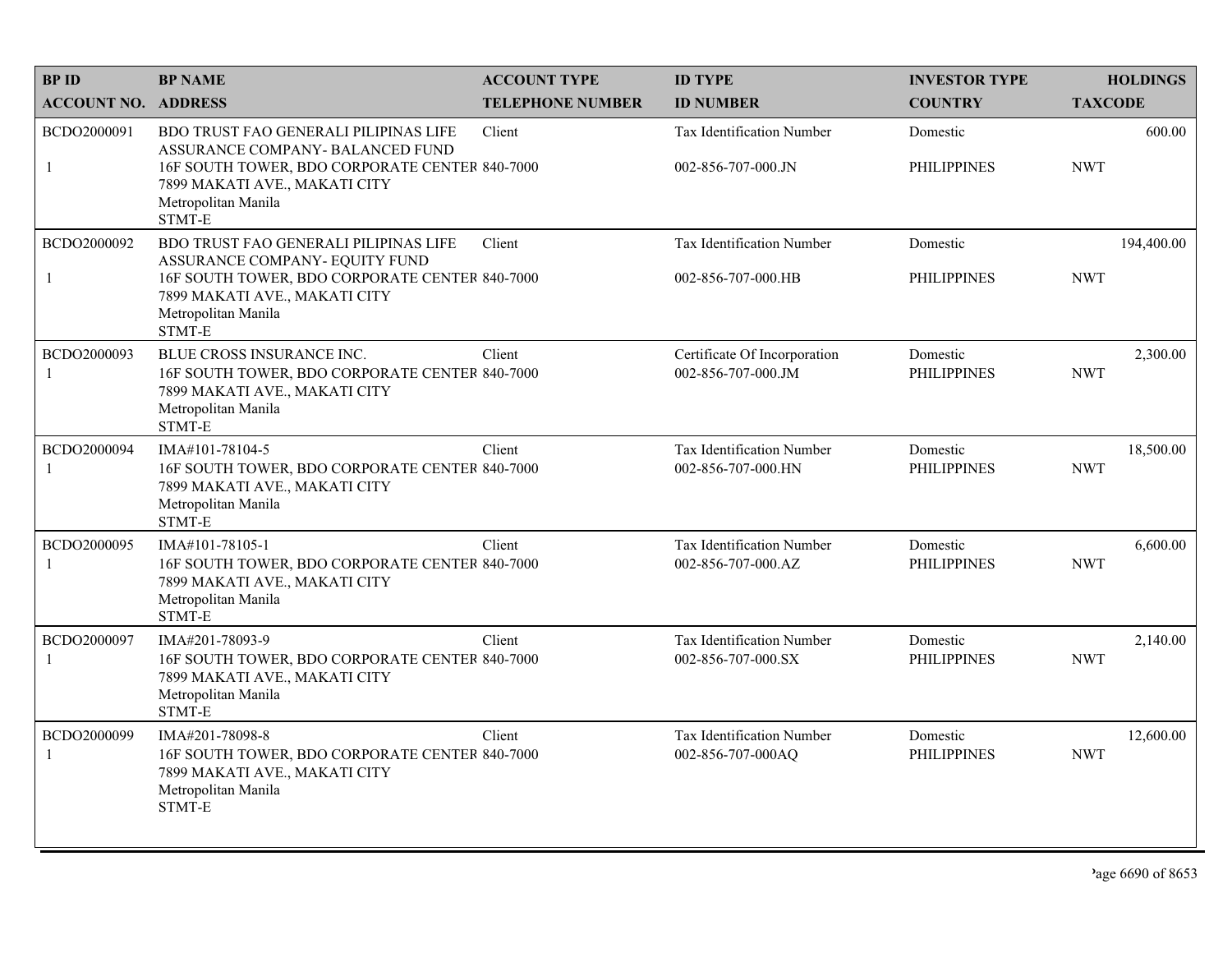| BP ID<br>ACCOUNT NO. | BP NAME<br>ADDRESS | ACCOUNT TYPE<br>TELEPHONE NUMBER | ID TYPE<br>ID NUMBER | INVESTOR TYPE<br>COUNTRY | HOLDINGS<br>TAXCODE |
|---|---|---|---|---|---|
| BCDO2000091<br>1 | BDO TRUST FAO GENERALI PILIPINAS LIFE ASSURANCE COMPANY- BALANCED FUND<br>16F SOUTH TOWER, BDO CORPORATE CENTER 7899 MAKATI AVE., MAKATI CITY<br>Metropolitan Manila<br>STMT-E | Client<br>840-7000 | Tax Identification Number<br>002-856-707-000.JN | Domestic<br>PHILIPPINES | 600.00<br>NWT |
| BCDO2000092<br>1 | BDO TRUST FAO GENERALI PILIPINAS LIFE ASSURANCE COMPANY- EQUITY FUND<br>16F SOUTH TOWER, BDO CORPORATE CENTER 7899 MAKATI AVE., MAKATI CITY<br>Metropolitan Manila<br>STMT-E | Client<br>840-7000 | Tax Identification Number<br>002-856-707-000.HB | Domestic<br>PHILIPPINES | 194,400.00<br>NWT |
| BCDO2000093<br>1 | BLUE CROSS INSURANCE INC.<br>16F SOUTH TOWER, BDO CORPORATE CENTER 7899 MAKATI AVE., MAKATI CITY<br>Metropolitan Manila<br>STMT-E | Client<br>840-7000 | Certificate Of Incorporation<br>002-856-707-000.JM | Domestic<br>PHILIPPINES | 2,300.00<br>NWT |
| BCDO2000094<br>1 | IMA#101-78104-5<br>16F SOUTH TOWER, BDO CORPORATE CENTER 7899 MAKATI AVE., MAKATI CITY<br>Metropolitan Manila<br>STMT-E | Client<br>840-7000 | Tax Identification Number<br>002-856-707-000.HN | Domestic<br>PHILIPPINES | 18,500.00<br>NWT |
| BCDO2000095<br>1 | IMA#101-78105-1<br>16F SOUTH TOWER, BDO CORPORATE CENTER 7899 MAKATI AVE., MAKATI CITY<br>Metropolitan Manila<br>STMT-E | Client<br>840-7000 | Tax Identification Number<br>002-856-707-000.AZ | Domestic<br>PHILIPPINES | 6,600.00<br>NWT |
| BCDO2000097<br>1 | IMA#201-78093-9<br>16F SOUTH TOWER, BDO CORPORATE CENTER 7899 MAKATI AVE., MAKATI CITY<br>Metropolitan Manila<br>STMT-E | Client<br>840-7000 | Tax Identification Number<br>002-856-707-000.SX | Domestic<br>PHILIPPINES | 2,140.00<br>NWT |
| BCDO2000099<br>1 | IMA#201-78098-8<br>16F SOUTH TOWER, BDO CORPORATE CENTER 7899 MAKATI AVE., MAKATI CITY<br>Metropolitan Manila<br>STMT-E | Client<br>840-7000 | Tax Identification Number<br>002-856-707-000AQ | Domestic<br>PHILIPPINES | 12,600.00<br>NWT |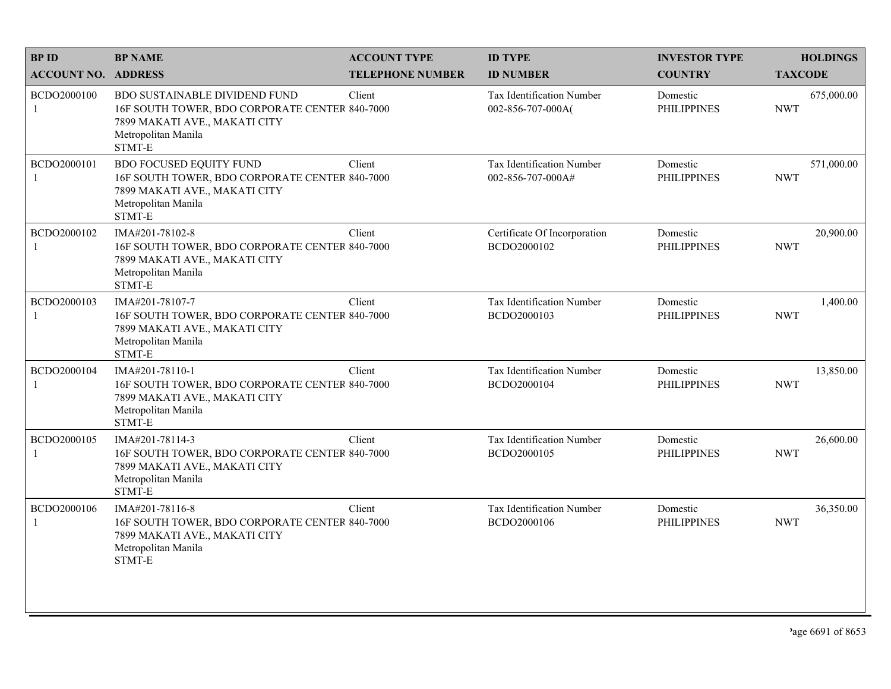| BP ID<br>ACCOUNT NO. | BP NAME<br>ADDRESS | ACCOUNT TYPE<br>TELEPHONE NUMBER | ID TYPE<br>ID NUMBER | INVESTOR TYPE<br>COUNTRY | HOLDINGS<br>TAXCODE |
|---|---|---|---|---|---|
| BCDO2000100<br>1 | BDO SUSTAINABLE DIVIDEND FUND<br>16F SOUTH TOWER, BDO CORPORATE CENTER<br>7899 MAKATI AVE., MAKATI CITY<br>Metropolitan Manila<br>STMT-E | Client<br>840-7000 | Tax Identification Number<br>002-856-707-000A( | Domestic<br>PHILIPPINES | 675,000.00<br>NWT |
| BCDO2000101<br>1 | BDO FOCUSED EQUITY FUND<br>16F SOUTH TOWER, BDO CORPORATE CENTER<br>7899 MAKATI AVE., MAKATI CITY<br>Metropolitan Manila<br>STMT-E | Client<br>840-7000 | Tax Identification Number<br>002-856-707-000A# | Domestic<br>PHILIPPINES | 571,000.00<br>NWT |
| BCDO2000102<br>1 | IMA#201-78102-8<br>16F SOUTH TOWER, BDO CORPORATE CENTER<br>7899 MAKATI AVE., MAKATI CITY<br>Metropolitan Manila<br>STMT-E | Client<br>840-7000 | Certificate Of Incorporation<br>BCDO2000102 | Domestic<br>PHILIPPINES | 20,900.00<br>NWT |
| BCDO2000103<br>1 | IMA#201-78107-7<br>16F SOUTH TOWER, BDO CORPORATE CENTER<br>7899 MAKATI AVE., MAKATI CITY<br>Metropolitan Manila<br>STMT-E | Client<br>840-7000 | Tax Identification Number<br>BCDO2000103 | Domestic<br>PHILIPPINES | 1,400.00<br>NWT |
| BCDO2000104<br>1 | IMA#201-78110-1<br>16F SOUTH TOWER, BDO CORPORATE CENTER<br>7899 MAKATI AVE., MAKATI CITY<br>Metropolitan Manila<br>STMT-E | Client<br>840-7000 | Tax Identification Number<br>BCDO2000104 | Domestic<br>PHILIPPINES | 13,850.00<br>NWT |
| BCDO2000105<br>1 | IMA#201-78114-3<br>16F SOUTH TOWER, BDO CORPORATE CENTER<br>7899 MAKATI AVE., MAKATI CITY<br>Metropolitan Manila<br>STMT-E | Client<br>840-7000 | Tax Identification Number<br>BCDO2000105 | Domestic<br>PHILIPPINES | 26,600.00<br>NWT |
| BCDO2000106<br>1 | IMA#201-78116-8<br>16F SOUTH TOWER, BDO CORPORATE CENTER<br>7899 MAKATI AVE., MAKATI CITY<br>Metropolitan Manila<br>STMT-E | Client<br>840-7000 | Tax Identification Number<br>BCDO2000106 | Domestic<br>PHILIPPINES | 36,350.00<br>NWT |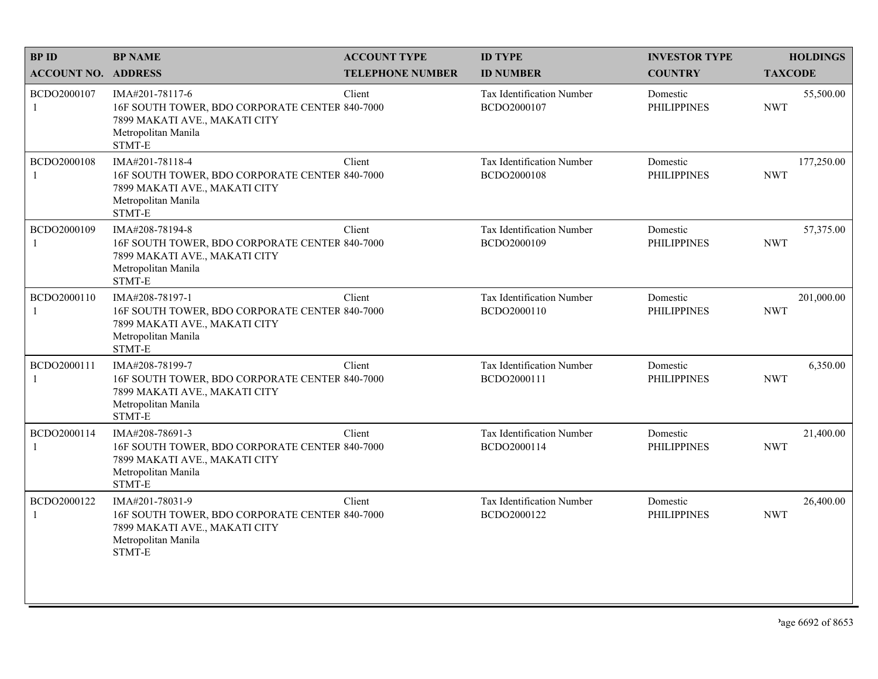| BP ID<br>ACCOUNT NO. | BP NAME<br>ADDRESS | ACCOUNT TYPE<br>TELEPHONE NUMBER | ID TYPE<br>ID NUMBER | INVESTOR TYPE<br>COUNTRY | HOLDINGS<br>TAXCODE |
|---|---|---|---|---|---|
| BCDO2000107<br>1 | IMA#201-78117-6<br>16F SOUTH TOWER, BDO CORPORATE CENTER<br>7899 MAKATI AVE., MAKATI CITY<br>Metropolitan Manila<br>STMT-E | Client<br>840-7000 | Tax Identification Number<br>BCDO2000107 | Domestic<br>PHILIPPINES | 55,500.00<br>NWT |
| BCDO2000108<br>1 | IMA#201-78118-4<br>16F SOUTH TOWER, BDO CORPORATE CENTER<br>7899 MAKATI AVE., MAKATI CITY<br>Metropolitan Manila<br>STMT-E | Client<br>840-7000 | Tax Identification Number<br>BCDO2000108 | Domestic<br>PHILIPPINES | 177,250.00<br>NWT |
| BCDO2000109<br>1 | IMA#208-78194-8<br>16F SOUTH TOWER, BDO CORPORATE CENTER<br>7899 MAKATI AVE., MAKATI CITY<br>Metropolitan Manila<br>STMT-E | Client<br>840-7000 | Tax Identification Number<br>BCDO2000109 | Domestic<br>PHILIPPINES | 57,375.00<br>NWT |
| BCDO2000110<br>1 | IMA#208-78197-1<br>16F SOUTH TOWER, BDO CORPORATE CENTER<br>7899 MAKATI AVE., MAKATI CITY<br>Metropolitan Manila<br>STMT-E | Client<br>840-7000 | Tax Identification Number<br>BCDO2000110 | Domestic<br>PHILIPPINES | 201,000.00<br>NWT |
| BCDO2000111<br>1 | IMA#208-78199-7<br>16F SOUTH TOWER, BDO CORPORATE CENTER<br>7899 MAKATI AVE., MAKATI CITY<br>Metropolitan Manila<br>STMT-E | Client<br>840-7000 | Tax Identification Number<br>BCDO2000111 | Domestic<br>PHILIPPINES | 6,350.00<br>NWT |
| BCDO2000114<br>1 | IMA#208-78691-3<br>16F SOUTH TOWER, BDO CORPORATE CENTER<br>7899 MAKATI AVE., MAKATI CITY<br>Metropolitan Manila<br>STMT-E | Client<br>840-7000 | Tax Identification Number<br>BCDO2000114 | Domestic<br>PHILIPPINES | 21,400.00<br>NWT |
| BCDO2000122<br>1 | IMA#201-78031-9<br>16F SOUTH TOWER, BDO CORPORATE CENTER<br>7899 MAKATI AVE., MAKATI CITY<br>Metropolitan Manila<br>STMT-E | Client<br>840-7000 | Tax Identification Number<br>BCDO2000122 | Domestic<br>PHILIPPINES | 26,400.00<br>NWT |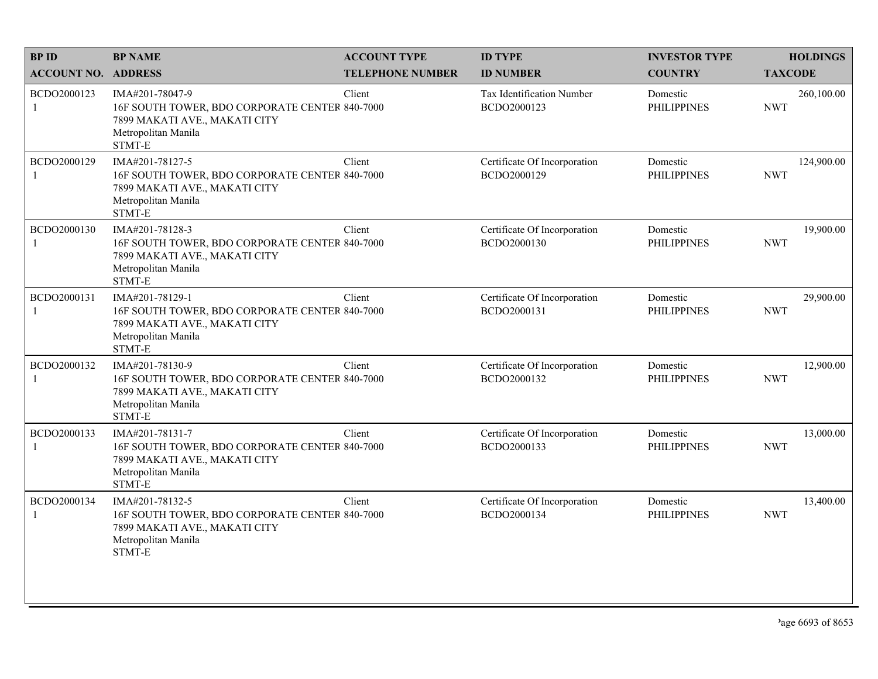| BP ID<br>ACCOUNT NO. | BP NAME<br>ADDRESS | ACCOUNT TYPE<br>TELEPHONE NUMBER | ID TYPE<br>ID NUMBER | INVESTOR TYPE<br>COUNTRY | HOLDINGS<br>TAXCODE |
|---|---|---|---|---|---|
| BCDO2000123<br>1 | IMA#201-78047-9<br>16F SOUTH TOWER, BDO CORPORATE CENTER<br>7899 MAKATI AVE., MAKATI CITY<br>Metropolitan Manila<br>STMT-E | Client<br>840-7000 | Tax Identification Number<br>BCDO2000123 | Domestic<br>PHILIPPINES | 260,100.00<br>NWT |
| BCDO2000129<br>1 | IMA#201-78127-5<br>16F SOUTH TOWER, BDO CORPORATE CENTER<br>7899 MAKATI AVE., MAKATI CITY<br>Metropolitan Manila<br>STMT-E | Client<br>840-7000 | Certificate Of Incorporation<br>BCDO2000129 | Domestic<br>PHILIPPINES | 124,900.00<br>NWT |
| BCDO2000130<br>1 | IMA#201-78128-3<br>16F SOUTH TOWER, BDO CORPORATE CENTER<br>7899 MAKATI AVE., MAKATI CITY<br>Metropolitan Manila<br>STMT-E | Client<br>840-7000 | Certificate Of Incorporation<br>BCDO2000130 | Domestic<br>PHILIPPINES | 19,900.00<br>NWT |
| BCDO2000131<br>1 | IMA#201-78129-1<br>16F SOUTH TOWER, BDO CORPORATE CENTER<br>7899 MAKATI AVE., MAKATI CITY<br>Metropolitan Manila<br>STMT-E | Client<br>840-7000 | Certificate Of Incorporation<br>BCDO2000131 | Domestic<br>PHILIPPINES | 29,900.00<br>NWT |
| BCDO2000132<br>1 | IMA#201-78130-9<br>16F SOUTH TOWER, BDO CORPORATE CENTER<br>7899 MAKATI AVE., MAKATI CITY<br>Metropolitan Manila<br>STMT-E | Client<br>840-7000 | Certificate Of Incorporation<br>BCDO2000132 | Domestic<br>PHILIPPINES | 12,900.00<br>NWT |
| BCDO2000133<br>1 | IMA#201-78131-7<br>16F SOUTH TOWER, BDO CORPORATE CENTER<br>7899 MAKATI AVE., MAKATI CITY<br>Metropolitan Manila<br>STMT-E | Client<br>840-7000 | Certificate Of Incorporation<br>BCDO2000133 | Domestic<br>PHILIPPINES | 13,000.00<br>NWT |
| BCDO2000134<br>1 | IMA#201-78132-5<br>16F SOUTH TOWER, BDO CORPORATE CENTER<br>7899 MAKATI AVE., MAKATI CITY<br>Metropolitan Manila<br>STMT-E | Client<br>840-7000 | Certificate Of Incorporation<br>BCDO2000134 | Domestic<br>PHILIPPINES | 13,400.00<br>NWT |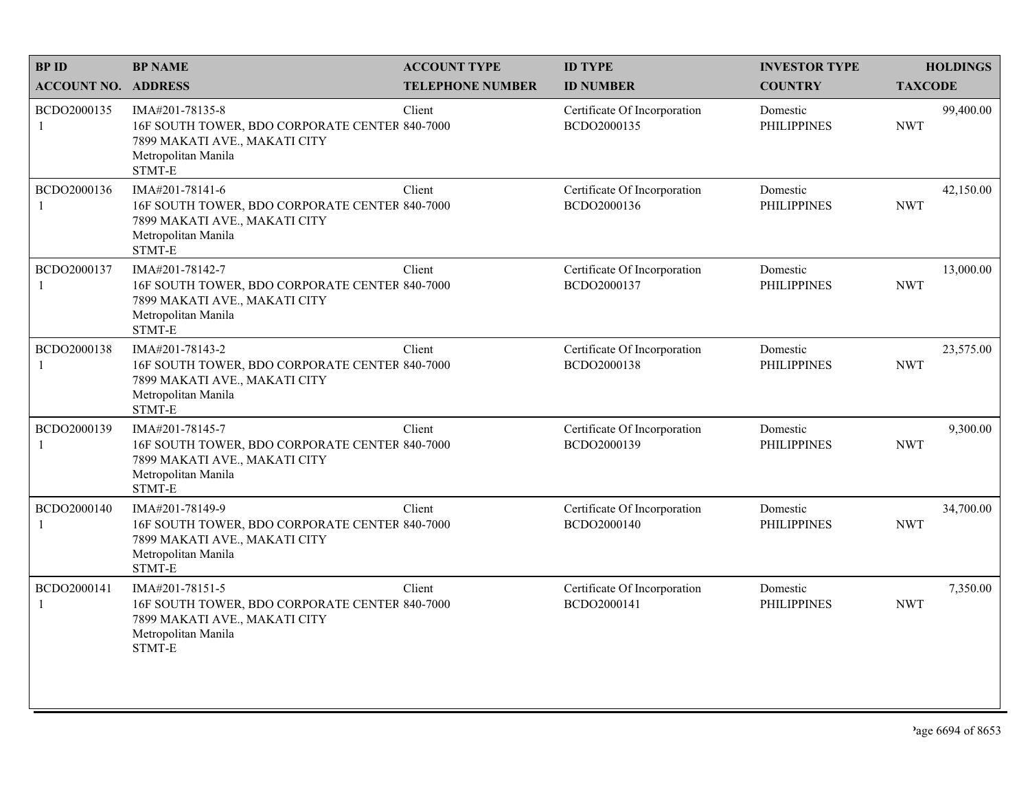| BP ID<br>ACCOUNT NO. | BP NAME<br>ADDRESS | ACCOUNT TYPE<br>TELEPHONE NUMBER | ID TYPE<br>ID NUMBER | INVESTOR TYPE<br>COUNTRY | HOLDINGS<br>TAXCODE |
|---|---|---|---|---|---|
| BCDO2000135<br>1 | IMA#201-78135-8<br>16F SOUTH TOWER, BDO CORPORATE CENTER<br>7899 MAKATI AVE., MAKATI CITY<br>Metropolitan Manila<br>STMT-E | Client<br>840-7000 | Certificate Of Incorporation<br>BCDO2000135 | Domestic<br>PHILIPPINES | 99,400.00<br>NWT |
| BCDO2000136<br>1 | IMA#201-78141-6<br>16F SOUTH TOWER, BDO CORPORATE CENTER<br>7899 MAKATI AVE., MAKATI CITY<br>Metropolitan Manila<br>STMT-E | Client<br>840-7000 | Certificate Of Incorporation<br>BCDO2000136 | Domestic<br>PHILIPPINES | 42,150.00<br>NWT |
| BCDO2000137<br>1 | IMA#201-78142-7<br>16F SOUTH TOWER, BDO CORPORATE CENTER<br>7899 MAKATI AVE., MAKATI CITY<br>Metropolitan Manila<br>STMT-E | Client<br>840-7000 | Certificate Of Incorporation<br>BCDO2000137 | Domestic<br>PHILIPPINES | 13,000.00<br>NWT |
| BCDO2000138<br>1 | IMA#201-78143-2<br>16F SOUTH TOWER, BDO CORPORATE CENTER<br>7899 MAKATI AVE., MAKATI CITY<br>Metropolitan Manila<br>STMT-E | Client<br>840-7000 | Certificate Of Incorporation<br>BCDO2000138 | Domestic<br>PHILIPPINES | 23,575.00<br>NWT |
| BCDO2000139<br>1 | IMA#201-78145-7<br>16F SOUTH TOWER, BDO CORPORATE CENTER<br>7899 MAKATI AVE., MAKATI CITY<br>Metropolitan Manila<br>STMT-E | Client<br>840-7000 | Certificate Of Incorporation<br>BCDO2000139 | Domestic<br>PHILIPPINES | 9,300.00<br>NWT |
| BCDO2000140<br>1 | IMA#201-78149-9<br>16F SOUTH TOWER, BDO CORPORATE CENTER<br>7899 MAKATI AVE., MAKATI CITY<br>Metropolitan Manila<br>STMT-E | Client<br>840-7000 | Certificate Of Incorporation<br>BCDO2000140 | Domestic<br>PHILIPPINES | 34,700.00<br>NWT |
| BCDO2000141<br>1 | IMA#201-78151-5<br>16F SOUTH TOWER, BDO CORPORATE CENTER<br>7899 MAKATI AVE., MAKATI CITY<br>Metropolitan Manila<br>STMT-E | Client<br>840-7000 | Certificate Of Incorporation<br>BCDO2000141 | Domestic<br>PHILIPPINES | 7,350.00<br>NWT |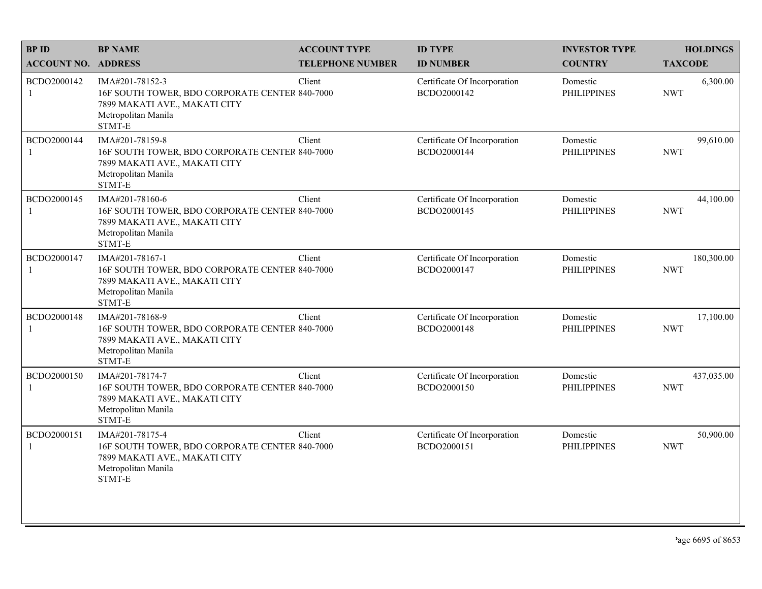| BP ID<br>ACCOUNT NO. | BP NAME<br>ADDRESS | ACCOUNT TYPE<br>TELEPHONE NUMBER | ID TYPE<br>ID NUMBER | INVESTOR TYPE<br>COUNTRY | HOLDINGS<br>TAXCODE |
|---|---|---|---|---|---|
| BCDO2000142<br>1 | IMA#201-78152-3<br>16F SOUTH TOWER, BDO CORPORATE CENTER<br>7899 MAKATI AVE., MAKATI CITY<br>Metropolitan Manila<br>STMT-E | Client<br>840-7000 | Certificate Of Incorporation<br>BCDO2000142 | Domestic<br>PHILIPPINES | 6,300.00<br>NWT |
| BCDO2000144<br>1 | IMA#201-78159-8<br>16F SOUTH TOWER, BDO CORPORATE CENTER<br>7899 MAKATI AVE., MAKATI CITY<br>Metropolitan Manila<br>STMT-E | Client<br>840-7000 | Certificate Of Incorporation<br>BCDO2000144 | Domestic<br>PHILIPPINES | 99,610.00<br>NWT |
| BCDO2000145<br>1 | IMA#201-78160-6<br>16F SOUTH TOWER, BDO CORPORATE CENTER<br>7899 MAKATI AVE., MAKATI CITY<br>Metropolitan Manila<br>STMT-E | Client<br>840-7000 | Certificate Of Incorporation<br>BCDO2000145 | Domestic<br>PHILIPPINES | 44,100.00<br>NWT |
| BCDO2000147<br>1 | IMA#201-78167-1<br>16F SOUTH TOWER, BDO CORPORATE CENTER<br>7899 MAKATI AVE., MAKATI CITY<br>Metropolitan Manila<br>STMT-E | Client<br>840-7000 | Certificate Of Incorporation<br>BCDO2000147 | Domestic<br>PHILIPPINES | 180,300.00<br>NWT |
| BCDO2000148<br>1 | IMA#201-78168-9<br>16F SOUTH TOWER, BDO CORPORATE CENTER<br>7899 MAKATI AVE., MAKATI CITY<br>Metropolitan Manila<br>STMT-E | Client<br>840-7000 | Certificate Of Incorporation<br>BCDO2000148 | Domestic<br>PHILIPPINES | 17,100.00<br>NWT |
| BCDO2000150<br>1 | IMA#201-78174-7<br>16F SOUTH TOWER, BDO CORPORATE CENTER<br>7899 MAKATI AVE., MAKATI CITY<br>Metropolitan Manila<br>STMT-E | Client<br>840-7000 | Certificate Of Incorporation<br>BCDO2000150 | Domestic<br>PHILIPPINES | 437,035.00<br>NWT |
| BCDO2000151<br>1 | IMA#201-78175-4<br>16F SOUTH TOWER, BDO CORPORATE CENTER<br>7899 MAKATI AVE., MAKATI CITY<br>Metropolitan Manila<br>STMT-E | Client<br>840-7000 | Certificate Of Incorporation<br>BCDO2000151 | Domestic<br>PHILIPPINES | 50,900.00<br>NWT |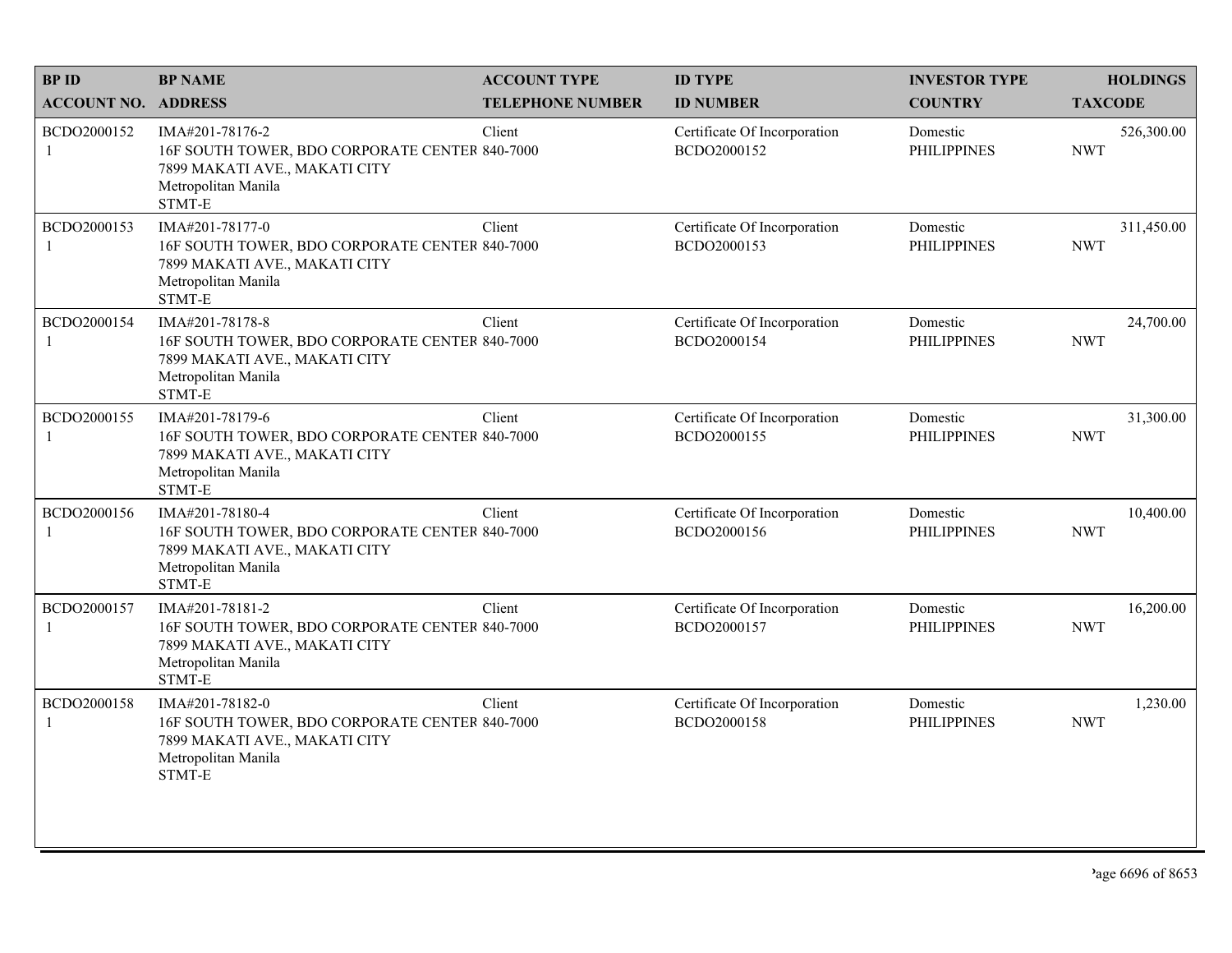| BP ID<br>ACCOUNT NO. | BP NAME<br>ADDRESS | ACCOUNT TYPE<br>TELEPHONE NUMBER | ID TYPE<br>ID NUMBER | INVESTOR TYPE<br>COUNTRY | HOLDINGS<br>TAXCODE |
|---|---|---|---|---|---|
| BCDO2000152<br>1 | IMA#201-78176-2<br>16F SOUTH TOWER, BDO CORPORATE CENTER<br>7899 MAKATI AVE., MAKATI CITY<br>Metropolitan Manila<br>STMT-E | Client<br>840-7000 | Certificate Of Incorporation<br>BCDO2000152 | Domestic<br>PHILIPPINES | 526,300.00<br>NWT |
| BCDO2000153<br>1 | IMA#201-78177-0<br>16F SOUTH TOWER, BDO CORPORATE CENTER<br>7899 MAKATI AVE., MAKATI CITY<br>Metropolitan Manila<br>STMT-E | Client<br>840-7000 | Certificate Of Incorporation<br>BCDO2000153 | Domestic<br>PHILIPPINES | 311,450.00<br>NWT |
| BCDO2000154<br>1 | IMA#201-78178-8<br>16F SOUTH TOWER, BDO CORPORATE CENTER<br>7899 MAKATI AVE., MAKATI CITY<br>Metropolitan Manila<br>STMT-E | Client<br>840-7000 | Certificate Of Incorporation<br>BCDO2000154 | Domestic<br>PHILIPPINES | 24,700.00<br>NWT |
| BCDO2000155<br>1 | IMA#201-78179-6<br>16F SOUTH TOWER, BDO CORPORATE CENTER<br>7899 MAKATI AVE., MAKATI CITY<br>Metropolitan Manila<br>STMT-E | Client<br>840-7000 | Certificate Of Incorporation<br>BCDO2000155 | Domestic<br>PHILIPPINES | 31,300.00<br>NWT |
| BCDO2000156<br>1 | IMA#201-78180-4<br>16F SOUTH TOWER, BDO CORPORATE CENTER<br>7899 MAKATI AVE., MAKATI CITY<br>Metropolitan Manila<br>STMT-E | Client<br>840-7000 | Certificate Of Incorporation<br>BCDO2000156 | Domestic<br>PHILIPPINES | 10,400.00<br>NWT |
| BCDO2000157<br>1 | IMA#201-78181-2<br>16F SOUTH TOWER, BDO CORPORATE CENTER<br>7899 MAKATI AVE., MAKATI CITY<br>Metropolitan Manila<br>STMT-E | Client<br>840-7000 | Certificate Of Incorporation<br>BCDO2000157 | Domestic<br>PHILIPPINES | 16,200.00<br>NWT |
| BCDO2000158<br>1 | IMA#201-78182-0<br>16F SOUTH TOWER, BDO CORPORATE CENTER<br>7899 MAKATI AVE., MAKATI CITY<br>Metropolitan Manila<br>STMT-E | Client<br>840-7000 | Certificate Of Incorporation<br>BCDO2000158 | Domestic<br>PHILIPPINES | 1,230.00<br>NWT |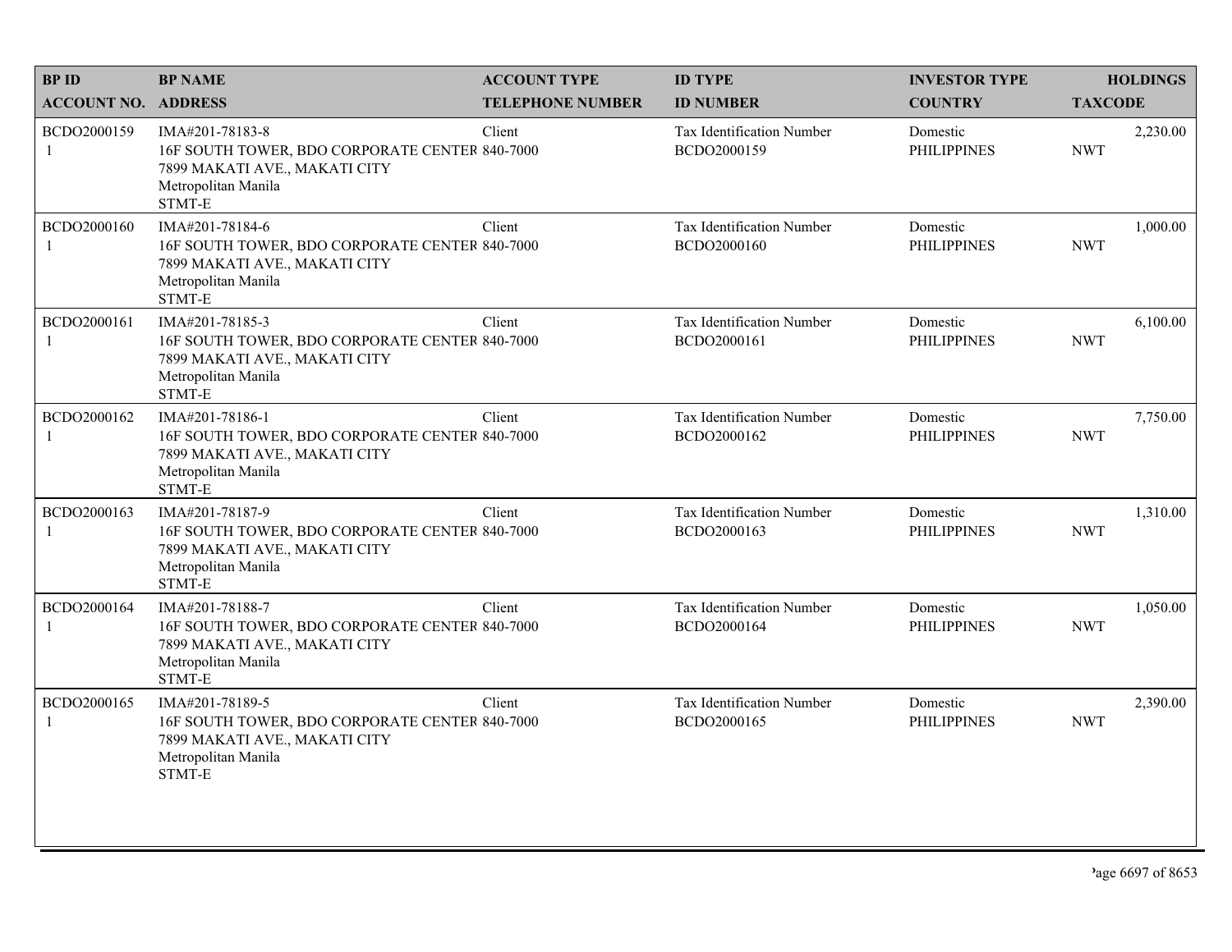| BP ID<br>ACCOUNT NO. | BP NAME<br>ADDRESS | ACCOUNT TYPE<br>TELEPHONE NUMBER | ID TYPE<br>ID NUMBER | INVESTOR TYPE<br>COUNTRY | HOLDINGS<br>TAXCODE |
|---|---|---|---|---|---|
| BCDO2000159<br>1 | IMA#201-78183-8<br>16F SOUTH TOWER, BDO CORPORATE CENTER<br>7899 MAKATI AVE., MAKATI CITY<br>Metropolitan Manila<br>STMT-E | Client<br>840-7000 | Tax Identification Number<br>BCDO2000159 | Domestic<br>PHILIPPINES | 2,230.00<br>NWT |
| BCDO2000160<br>1 | IMA#201-78184-6<br>16F SOUTH TOWER, BDO CORPORATE CENTER<br>7899 MAKATI AVE., MAKATI CITY<br>Metropolitan Manila<br>STMT-E | Client<br>840-7000 | Tax Identification Number<br>BCDO2000160 | Domestic<br>PHILIPPINES | 1,000.00<br>NWT |
| BCDO2000161<br>1 | IMA#201-78185-3<br>16F SOUTH TOWER, BDO CORPORATE CENTER<br>7899 MAKATI AVE., MAKATI CITY<br>Metropolitan Manila<br>STMT-E | Client<br>840-7000 | Tax Identification Number<br>BCDO2000161 | Domestic<br>PHILIPPINES | 6,100.00<br>NWT |
| BCDO2000162<br>1 | IMA#201-78186-1<br>16F SOUTH TOWER, BDO CORPORATE CENTER<br>7899 MAKATI AVE., MAKATI CITY<br>Metropolitan Manila<br>STMT-E | Client<br>840-7000 | Tax Identification Number<br>BCDO2000162 | Domestic<br>PHILIPPINES | 7,750.00<br>NWT |
| BCDO2000163<br>1 | IMA#201-78187-9<br>16F SOUTH TOWER, BDO CORPORATE CENTER<br>7899 MAKATI AVE., MAKATI CITY<br>Metropolitan Manila<br>STMT-E | Client<br>840-7000 | Tax Identification Number<br>BCDO2000163 | Domestic<br>PHILIPPINES | 1,310.00<br>NWT |
| BCDO2000164<br>1 | IMA#201-78188-7<br>16F SOUTH TOWER, BDO CORPORATE CENTER<br>7899 MAKATI AVE., MAKATI CITY<br>Metropolitan Manila<br>STMT-E | Client<br>840-7000 | Tax Identification Number<br>BCDO2000164 | Domestic<br>PHILIPPINES | 1,050.00<br>NWT |
| BCDO2000165<br>1 | IMA#201-78189-5<br>16F SOUTH TOWER, BDO CORPORATE CENTER<br>7899 MAKATI AVE., MAKATI CITY<br>Metropolitan Manila<br>STMT-E | Client<br>840-7000 | Tax Identification Number<br>BCDO2000165 | Domestic<br>PHILIPPINES | 2,390.00<br>NWT |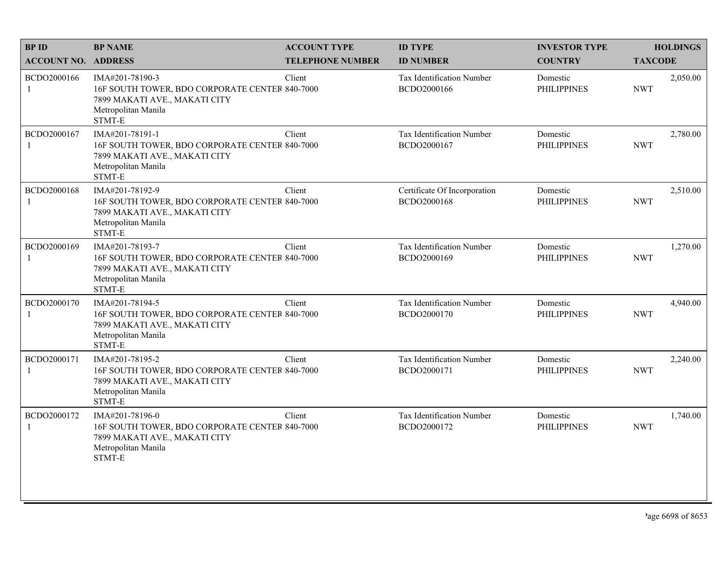| BP ID<br>ACCOUNT NO. | BP NAME<br>ADDRESS | ACCOUNT TYPE<br>TELEPHONE NUMBER | ID TYPE<br>ID NUMBER | INVESTOR TYPE<br>COUNTRY | HOLDINGS<br>TAXCODE |
|---|---|---|---|---|---|
| BCDO2000166<br>1 | IMA#201-78190-3<br>16F SOUTH TOWER, BDO CORPORATE CENTER<br>7899 MAKATI AVE., MAKATI CITY<br>Metropolitan Manila<br>STMT-E | Client<br>840-7000 | Tax Identification Number<br>BCDO2000166 | Domestic<br>PHILIPPINES | 2,050.00<br>NWT |
| BCDO2000167<br>1 | IMA#201-78191-1<br>16F SOUTH TOWER, BDO CORPORATE CENTER<br>7899 MAKATI AVE., MAKATI CITY<br>Metropolitan Manila<br>STMT-E | Client<br>840-7000 | Tax Identification Number<br>BCDO2000167 | Domestic<br>PHILIPPINES | 2,780.00<br>NWT |
| BCDO2000168<br>1 | IMA#201-78192-9<br>16F SOUTH TOWER, BDO CORPORATE CENTER<br>7899 MAKATI AVE., MAKATI CITY<br>Metropolitan Manila<br>STMT-E | Client<br>840-7000 | Certificate Of Incorporation<br>BCDO2000168 | Domestic<br>PHILIPPINES | 2,510.00<br>NWT |
| BCDO2000169<br>1 | IMA#201-78193-7<br>16F SOUTH TOWER, BDO CORPORATE CENTER<br>7899 MAKATI AVE., MAKATI CITY<br>Metropolitan Manila<br>STMT-E | Client<br>840-7000 | Tax Identification Number<br>BCDO2000169 | Domestic<br>PHILIPPINES | 1,270.00<br>NWT |
| BCDO2000170<br>1 | IMA#201-78194-5<br>16F SOUTH TOWER, BDO CORPORATE CENTER<br>7899 MAKATI AVE., MAKATI CITY<br>Metropolitan Manila<br>STMT-E | Client<br>840-7000 | Tax Identification Number<br>BCDO2000170 | Domestic<br>PHILIPPINES | 4,940.00<br>NWT |
| BCDO2000171<br>1 | IMA#201-78195-2<br>16F SOUTH TOWER, BDO CORPORATE CENTER<br>7899 MAKATI AVE., MAKATI CITY<br>Metropolitan Manila<br>STMT-E | Client<br>840-7000 | Tax Identification Number<br>BCDO2000171 | Domestic<br>PHILIPPINES | 2,240.00<br>NWT |
| BCDO2000172<br>1 | IMA#201-78196-0<br>16F SOUTH TOWER, BDO CORPORATE CENTER<br>7899 MAKATI AVE., MAKATI CITY<br>Metropolitan Manila<br>STMT-E | Client<br>840-7000 | Tax Identification Number<br>BCDO2000172 | Domestic<br>PHILIPPINES | 1,740.00<br>NWT |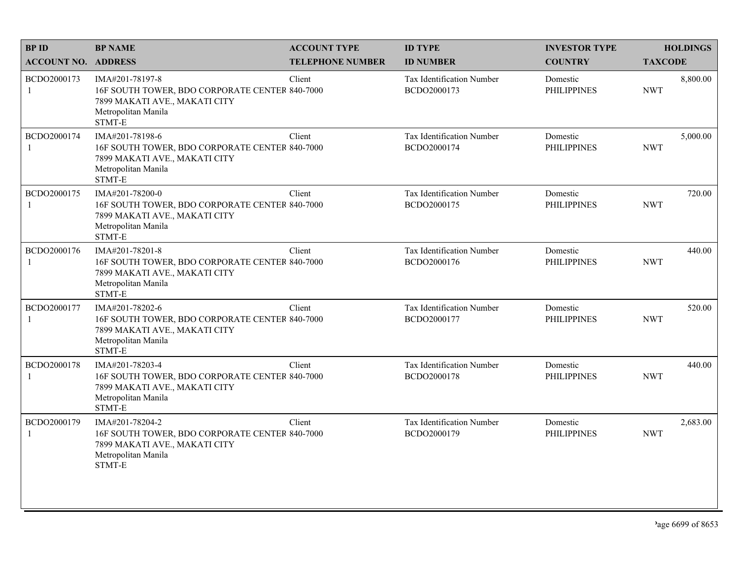| BP ID<br>ACCOUNT NO. | BP NAME<br>ADDRESS | ACCOUNT TYPE<br>TELEPHONE NUMBER | ID TYPE<br>ID NUMBER | INVESTOR TYPE<br>COUNTRY | HOLDINGS<br>TAXCODE |
|---|---|---|---|---|---|
| BCDO2000173<br>1 | IMA#201-78197-8<br>16F SOUTH TOWER, BDO CORPORATE CENTER<br>7899 MAKATI AVE., MAKATI CITY<br>Metropolitan Manila<br>STMT-E | Client<br>840-7000 | Tax Identification Number<br>BCDO2000173 | Domestic<br>PHILIPPINES | 8,800.00<br>NWT |
| BCDO2000174<br>1 | IMA#201-78198-6<br>16F SOUTH TOWER, BDO CORPORATE CENTER<br>7899 MAKATI AVE., MAKATI CITY<br>Metropolitan Manila<br>STMT-E | Client<br>840-7000 | Tax Identification Number<br>BCDO2000174 | Domestic<br>PHILIPPINES | 5,000.00<br>NWT |
| BCDO2000175<br>1 | IMA#201-78200-0<br>16F SOUTH TOWER, BDO CORPORATE CENTER<br>7899 MAKATI AVE., MAKATI CITY<br>Metropolitan Manila<br>STMT-E | Client<br>840-7000 | Tax Identification Number<br>BCDO2000175 | Domestic<br>PHILIPPINES | 720.00<br>NWT |
| BCDO2000176<br>1 | IMA#201-78201-8<br>16F SOUTH TOWER, BDO CORPORATE CENTER<br>7899 MAKATI AVE., MAKATI CITY<br>Metropolitan Manila<br>STMT-E | Client<br>840-7000 | Tax Identification Number<br>BCDO2000176 | Domestic<br>PHILIPPINES | 440.00<br>NWT |
| BCDO2000177<br>1 | IMA#201-78202-6<br>16F SOUTH TOWER, BDO CORPORATE CENTER<br>7899 MAKATI AVE., MAKATI CITY<br>Metropolitan Manila<br>STMT-E | Client<br>840-7000 | Tax Identification Number<br>BCDO2000177 | Domestic<br>PHILIPPINES | 520.00<br>NWT |
| BCDO2000178<br>1 | IMA#201-78203-4<br>16F SOUTH TOWER, BDO CORPORATE CENTER<br>7899 MAKATI AVE., MAKATI CITY<br>Metropolitan Manila<br>STMT-E | Client<br>840-7000 | Tax Identification Number<br>BCDO2000178 | Domestic<br>PHILIPPINES | 440.00<br>NWT |
| BCDO2000179<br>1 | IMA#201-78204-2<br>16F SOUTH TOWER, BDO CORPORATE CENTER<br>7899 MAKATI AVE., MAKATI CITY<br>Metropolitan Manila<br>STMT-E | Client<br>840-7000 | Tax Identification Number<br>BCDO2000179 | Domestic<br>PHILIPPINES | 2,683.00<br>NWT |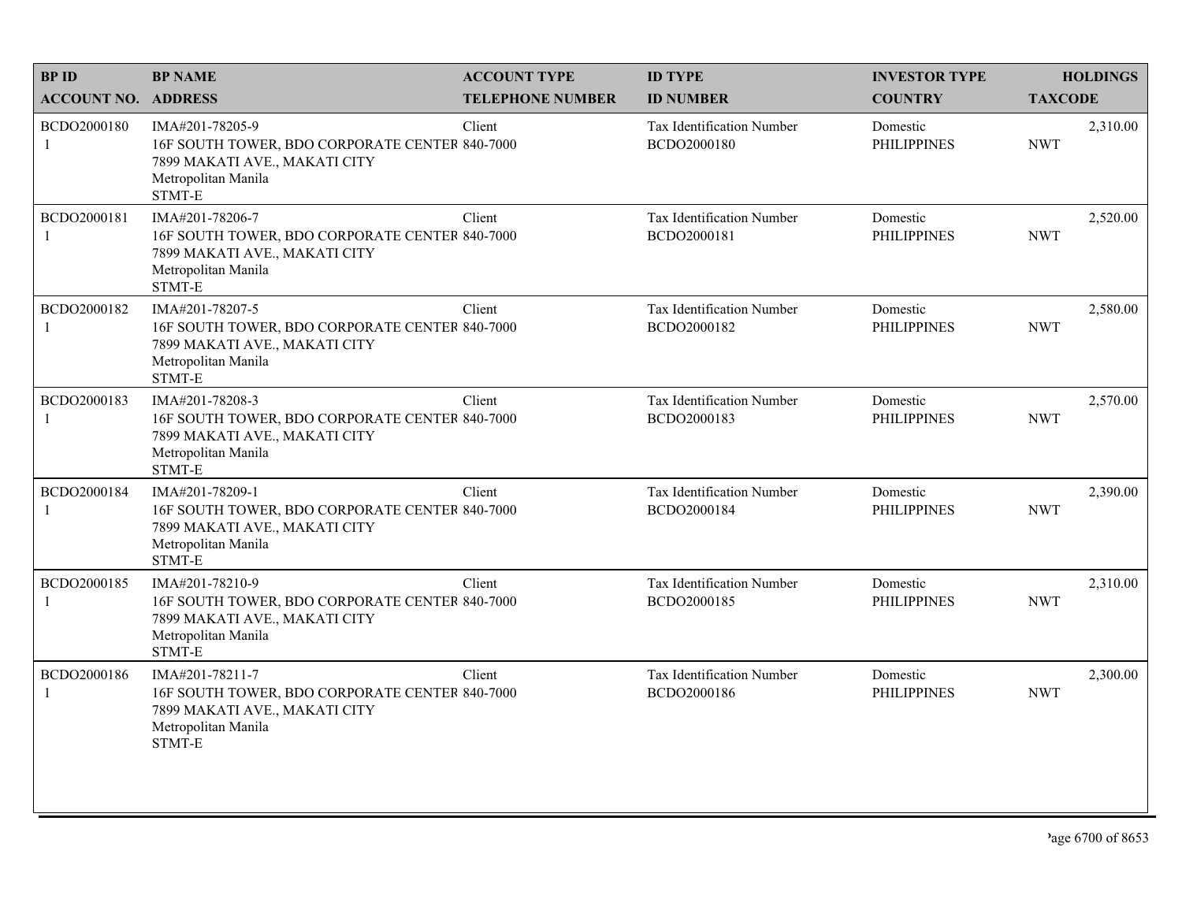| BP ID<br>ACCOUNT NO. | BP NAME<br>ADDRESS | ACCOUNT TYPE<br>TELEPHONE NUMBER | ID TYPE<br>ID NUMBER | INVESTOR TYPE<br>COUNTRY | HOLDINGS<br>TAXCODE |
|---|---|---|---|---|---|
| BCDO2000180<br>1 | IMA#201-78205-9<br>16F SOUTH TOWER, BDO CORPORATE CENTER<br>7899 MAKATI AVE., MAKATI CITY<br>Metropolitan Manila<br>STMT-E | Client<br>840-7000 | Tax Identification Number<br>BCDO2000180 | Domestic<br>PHILIPPINES | 2,310.00<br>NWT |
| BCDO2000181<br>1 | IMA#201-78206-7<br>16F SOUTH TOWER, BDO CORPORATE CENTER<br>7899 MAKATI AVE., MAKATI CITY<br>Metropolitan Manila<br>STMT-E | Client<br>840-7000 | Tax Identification Number<br>BCDO2000181 | Domestic<br>PHILIPPINES | 2,520.00<br>NWT |
| BCDO2000182<br>1 | IMA#201-78207-5<br>16F SOUTH TOWER, BDO CORPORATE CENTER<br>7899 MAKATI AVE., MAKATI CITY<br>Metropolitan Manila<br>STMT-E | Client<br>840-7000 | Tax Identification Number<br>BCDO2000182 | Domestic<br>PHILIPPINES | 2,580.00<br>NWT |
| BCDO2000183<br>1 | IMA#201-78208-3<br>16F SOUTH TOWER, BDO CORPORATE CENTER<br>7899 MAKATI AVE., MAKATI CITY<br>Metropolitan Manila<br>STMT-E | Client<br>840-7000 | Tax Identification Number<br>BCDO2000183 | Domestic<br>PHILIPPINES | 2,570.00<br>NWT |
| BCDO2000184<br>1 | IMA#201-78209-1<br>16F SOUTH TOWER, BDO CORPORATE CENTER<br>7899 MAKATI AVE., MAKATI CITY<br>Metropolitan Manila<br>STMT-E | Client<br>840-7000 | Tax Identification Number<br>BCDO2000184 | Domestic<br>PHILIPPINES | 2,390.00<br>NWT |
| BCDO2000185<br>1 | IMA#201-78210-9<br>16F SOUTH TOWER, BDO CORPORATE CENTER<br>7899 MAKATI AVE., MAKATI CITY<br>Metropolitan Manila<br>STMT-E | Client<br>840-7000 | Tax Identification Number<br>BCDO2000185 | Domestic<br>PHILIPPINES | 2,310.00<br>NWT |
| BCDO2000186<br>1 | IMA#201-78211-7<br>16F SOUTH TOWER, BDO CORPORATE CENTER<br>7899 MAKATI AVE., MAKATI CITY<br>Metropolitan Manila<br>STMT-E | Client<br>840-7000 | Tax Identification Number<br>BCDO2000186 | Domestic<br>PHILIPPINES | 2,300.00<br>NWT |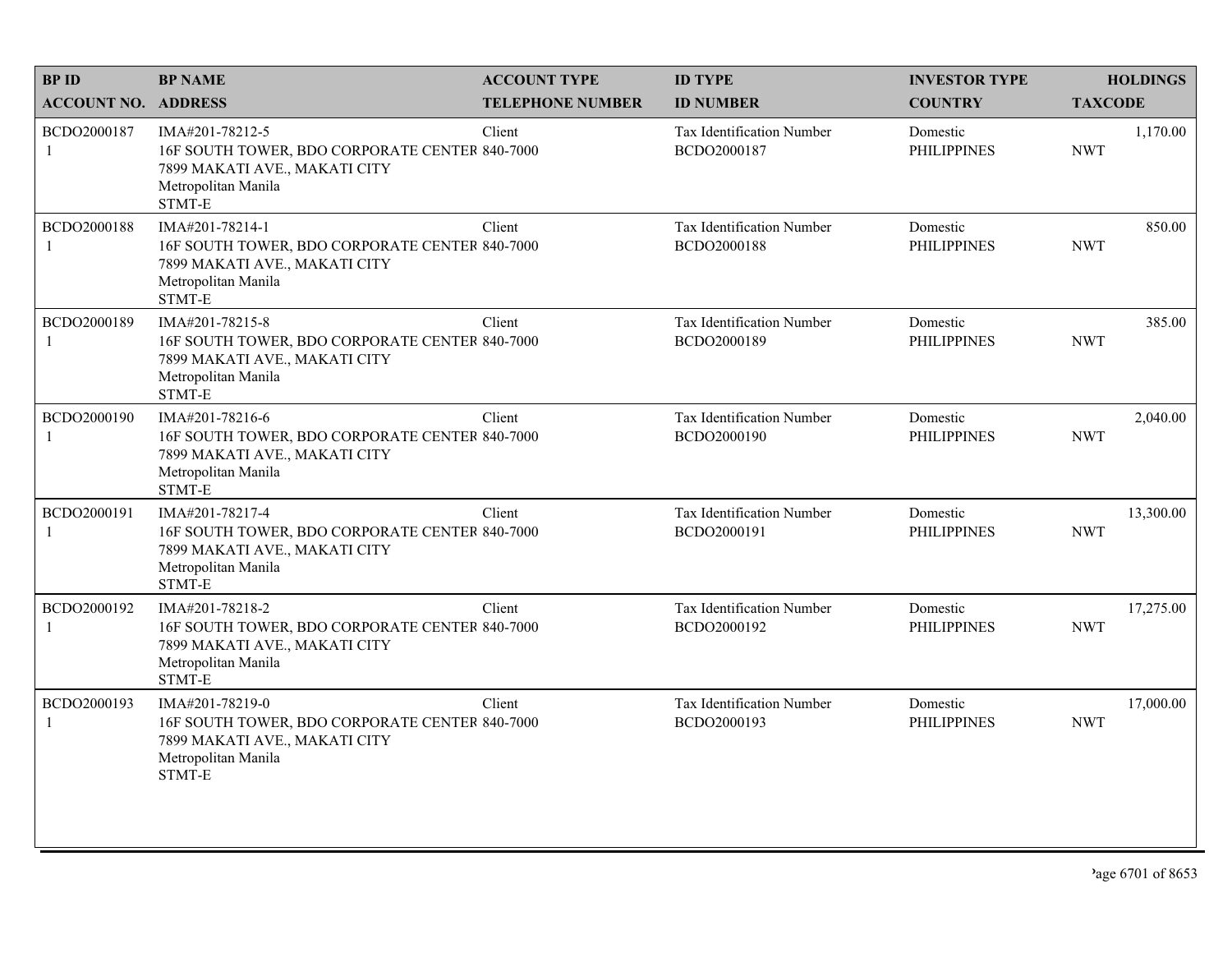| BP ID<br>ACCOUNT NO. | BP NAME<br>ADDRESS | ACCOUNT TYPE<br>TELEPHONE NUMBER | ID TYPE<br>ID NUMBER | INVESTOR TYPE<br>COUNTRY | HOLDINGS<br>TAXCODE |
|---|---|---|---|---|---|
| BCDO2000187<br>1 | IMA#201-78212-5<br>16F SOUTH TOWER, BDO CORPORATE CENTER<br>7899 MAKATI AVE., MAKATI CITY<br>Metropolitan Manila<br>STMT-E | Client<br>840-7000 | Tax Identification Number<br>BCDO2000187 | Domestic<br>PHILIPPINES | 1,170.00<br>NWT |
| BCDO2000188<br>1 | IMA#201-78214-1<br>16F SOUTH TOWER, BDO CORPORATE CENTER<br>7899 MAKATI AVE., MAKATI CITY<br>Metropolitan Manila<br>STMT-E | Client<br>840-7000 | Tax Identification Number<br>BCDO2000188 | Domestic<br>PHILIPPINES | 850.00<br>NWT |
| BCDO2000189<br>1 | IMA#201-78215-8<br>16F SOUTH TOWER, BDO CORPORATE CENTER<br>7899 MAKATI AVE., MAKATI CITY<br>Metropolitan Manila<br>STMT-E | Client<br>840-7000 | Tax Identification Number<br>BCDO2000189 | Domestic<br>PHILIPPINES | 385.00<br>NWT |
| BCDO2000190<br>1 | IMA#201-78216-6<br>16F SOUTH TOWER, BDO CORPORATE CENTER<br>7899 MAKATI AVE., MAKATI CITY<br>Metropolitan Manila<br>STMT-E | Client<br>840-7000 | Tax Identification Number<br>BCDO2000190 | Domestic<br>PHILIPPINES | 2,040.00<br>NWT |
| BCDO2000191<br>1 | IMA#201-78217-4<br>16F SOUTH TOWER, BDO CORPORATE CENTER<br>7899 MAKATI AVE., MAKATI CITY<br>Metropolitan Manila<br>STMT-E | Client<br>840-7000 | Tax Identification Number<br>BCDO2000191 | Domestic<br>PHILIPPINES | 13,300.00<br>NWT |
| BCDO2000192<br>1 | IMA#201-78218-2<br>16F SOUTH TOWER, BDO CORPORATE CENTER<br>7899 MAKATI AVE., MAKATI CITY<br>Metropolitan Manila<br>STMT-E | Client<br>840-7000 | Tax Identification Number<br>BCDO2000192 | Domestic<br>PHILIPPINES | 17,275.00<br>NWT |
| BCDO2000193<br>1 | IMA#201-78219-0<br>16F SOUTH TOWER, BDO CORPORATE CENTER<br>7899 MAKATI AVE., MAKATI CITY<br>Metropolitan Manila<br>STMT-E | Client<br>840-7000 | Tax Identification Number<br>BCDO2000193 | Domestic<br>PHILIPPINES | 17,000.00<br>NWT |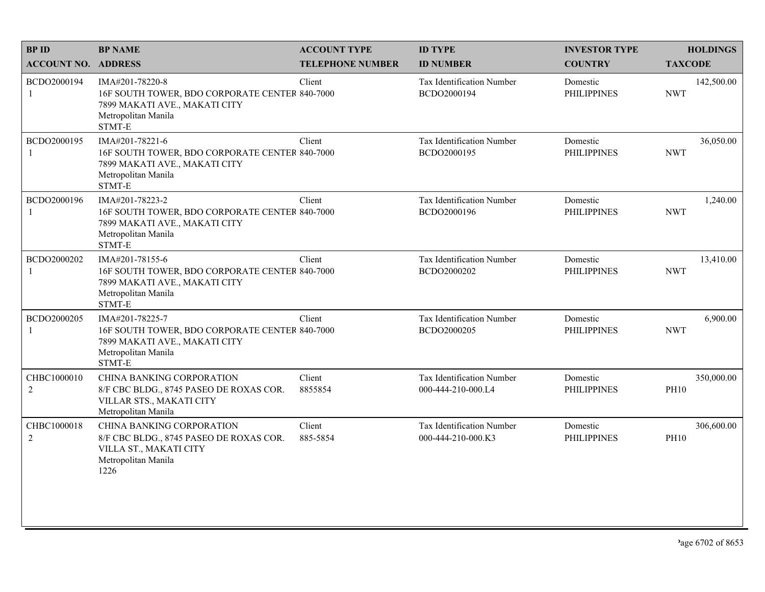| BP ID<br>ACCOUNT NO. | BP NAME<br>ADDRESS | ACCOUNT TYPE<br>TELEPHONE NUMBER | ID TYPE<br>ID NUMBER | INVESTOR TYPE<br>COUNTRY | HOLDINGS<br>TAXCODE |
|---|---|---|---|---|---|
| BCDO2000194<br>1 | IMA#201-78220-8<br>16F SOUTH TOWER, BDO CORPORATE CENTER<br>7899 MAKATI AVE., MAKATI CITY<br>Metropolitan Manila<br>STMT-E | Client<br>840-7000 | Tax Identification Number<br>BCDO2000194 | Domestic<br>PHILIPPINES | 142,500.00<br>NWT |
| BCDO2000195<br>1 | IMA#201-78221-6<br>16F SOUTH TOWER, BDO CORPORATE CENTER<br>7899 MAKATI AVE., MAKATI CITY<br>Metropolitan Manila<br>STMT-E | Client<br>840-7000 | Tax Identification Number<br>BCDO2000195 | Domestic<br>PHILIPPINES | 36,050.00<br>NWT |
| BCDO2000196<br>1 | IMA#201-78223-2<br>16F SOUTH TOWER, BDO CORPORATE CENTER<br>7899 MAKATI AVE., MAKATI CITY<br>Metropolitan Manila<br>STMT-E | Client<br>840-7000 | Tax Identification Number<br>BCDO2000196 | Domestic<br>PHILIPPINES | 1,240.00<br>NWT |
| BCDO2000202<br>1 | IMA#201-78155-6<br>16F SOUTH TOWER, BDO CORPORATE CENTER<br>7899 MAKATI AVE., MAKATI CITY<br>Metropolitan Manila<br>STMT-E | Client<br>840-7000 | Tax Identification Number<br>BCDO2000202 | Domestic<br>PHILIPPINES | 13,410.00<br>NWT |
| BCDO2000205<br>1 | IMA#201-78225-7<br>16F SOUTH TOWER, BDO CORPORATE CENTER<br>7899 MAKATI AVE., MAKATI CITY<br>Metropolitan Manila<br>STMT-E | Client<br>840-7000 | Tax Identification Number<br>BCDO2000205 | Domestic<br>PHILIPPINES | 6,900.00<br>NWT |
| CHBC1000010<br>2 | CHINA BANKING CORPORATION<br>8/F CBC BLDG., 8745 PASEO DE ROXAS COR.<br>VILLAR STS., MAKATI CITY<br>Metropolitan Manila | Client<br>8855854 | Tax Identification Number<br>000-444-210-000.L4 | Domestic<br>PHILIPPINES | 350,000.00<br>PH10 |
| CHBC1000018<br>2 | CHINA BANKING CORPORATION<br>8/F CBC BLDG., 8745 PASEO DE ROXAS COR.<br>VILLA ST., MAKATI CITY<br>Metropolitan Manila<br>1226 | Client<br>885-5854 | Tax Identification Number<br>000-444-210-000.K3 | Domestic<br>PHILIPPINES | 306,600.00<br>PH10 |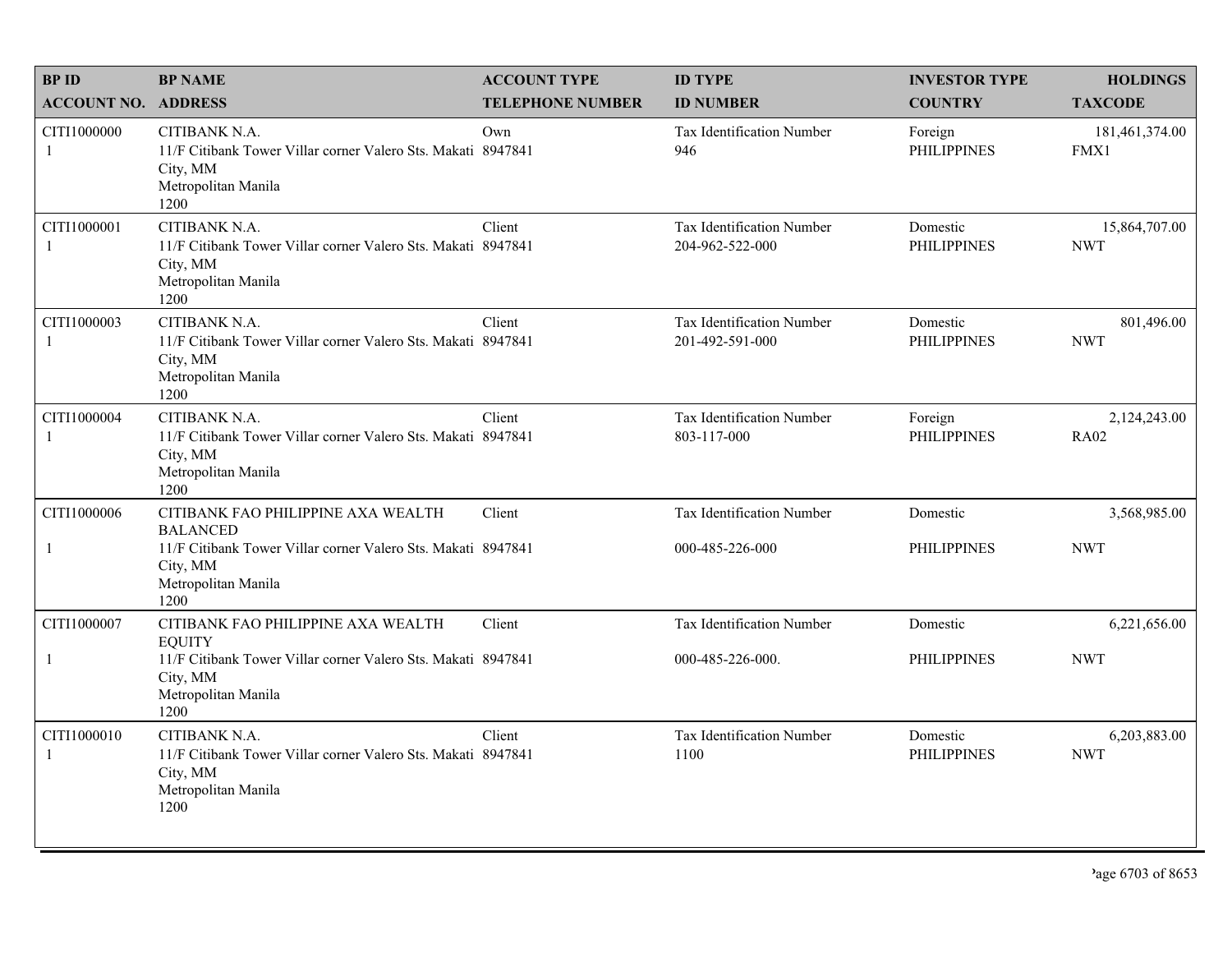| BP ID<br>ACCOUNT NO. | BP NAME<br>ADDRESS | ACCOUNT TYPE<br>TELEPHONE NUMBER | ID TYPE<br>ID NUMBER | INVESTOR TYPE<br>COUNTRY | HOLDINGS<br>TAXCODE |
|---|---|---|---|---|---|
| CITI1000000<br>1 | CITIBANK N.A.<br>11/F Citibank Tower Villar corner Valero Sts. Makati City, MM<br>Metropolitan Manila<br>1200 | Own<br>8947841 | Tax Identification Number<br>946 | Foreign<br>PHILIPPINES | 181,461,374.00<br>FMX1 |
| CITI1000001<br>1 | CITIBANK N.A.<br>11/F Citibank Tower Villar corner Valero Sts. Makati City, MM<br>Metropolitan Manila<br>1200 | Client<br>8947841 | Tax Identification Number<br>204-962-522-000 | Domestic<br>PHILIPPINES | 15,864,707.00<br>NWT |
| CITI1000003<br>1 | CITIBANK N.A.<br>11/F Citibank Tower Villar corner Valero Sts. Makati City, MM<br>Metropolitan Manila<br>1200 | Client<br>8947841 | Tax Identification Number<br>201-492-591-000 | Domestic<br>PHILIPPINES | 801,496.00<br>NWT |
| CITI1000004<br>1 | CITIBANK N.A.<br>11/F Citibank Tower Villar corner Valero Sts. Makati City, MM<br>Metropolitan Manila<br>1200 | Client<br>8947841 | Tax Identification Number<br>803-117-000 | Foreign<br>PHILIPPINES | 2,124,243.00<br>RA02 |
| CITI1000006<br>1 | CITIBANK FAO PHILIPPINE AXA WEALTH BALANCED<br>11/F Citibank Tower Villar corner Valero Sts. Makati City, MM<br>Metropolitan Manila<br>1200 | Client<br>8947841 | Tax Identification Number<br>000-485-226-000 | Domestic<br>PHILIPPINES | 3,568,985.00<br>NWT |
| CITI1000007<br>1 | CITIBANK FAO PHILIPPINE AXA WEALTH EQUITY<br>11/F Citibank Tower Villar corner Valero Sts. Makati City, MM<br>Metropolitan Manila<br>1200 | Client<br>8947841 | Tax Identification Number<br>000-485-226-000. | Domestic<br>PHILIPPINES | 6,221,656.00<br>NWT |
| CITI1000010<br>1 | CITIBANK N.A.<br>11/F Citibank Tower Villar corner Valero Sts. Makati City, MM<br>Metropolitan Manila<br>1200 | Client<br>8947841 | Tax Identification Number<br>1100 | Domestic<br>PHILIPPINES | 6,203,883.00<br>NWT |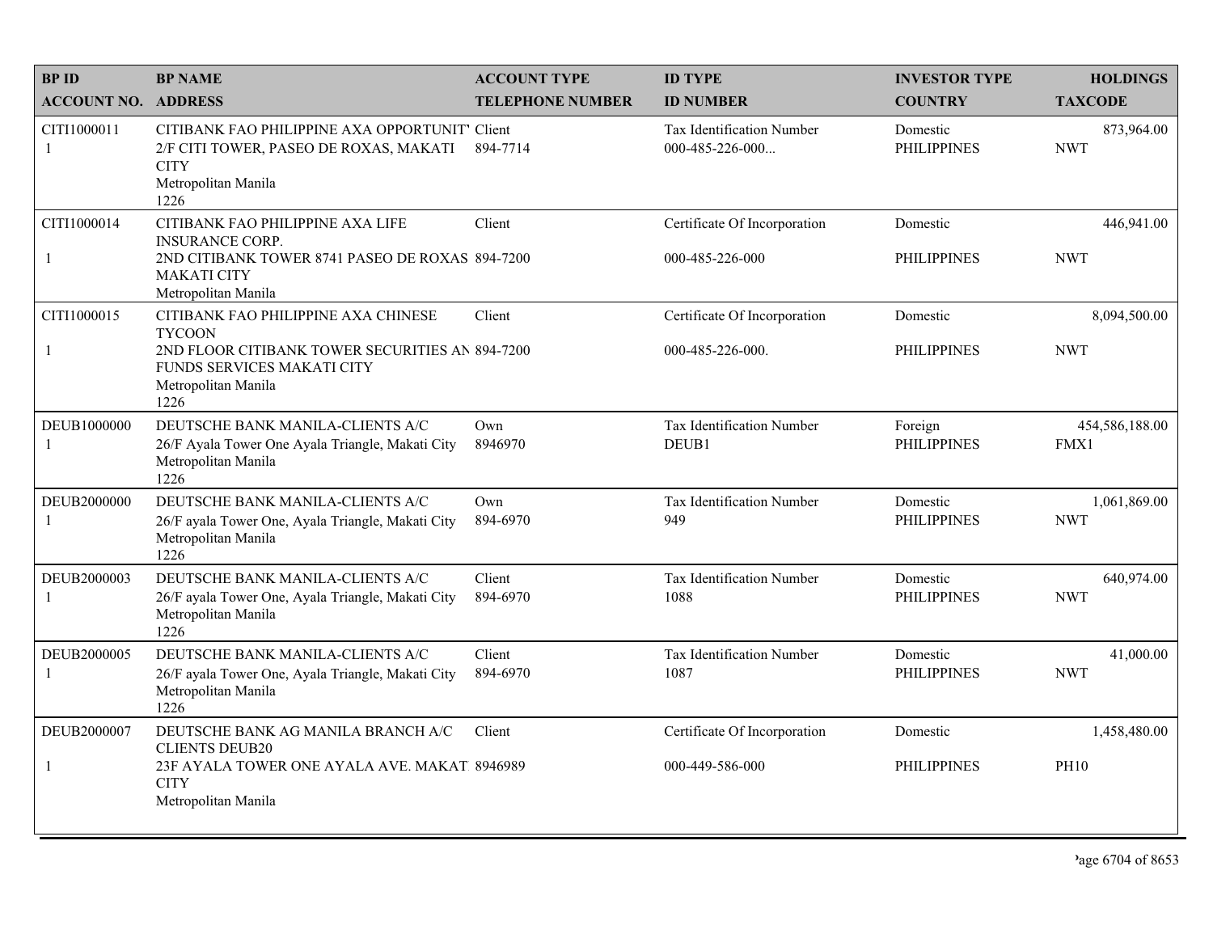| BP ID<br>ACCOUNT NO. | BP NAME<br>ADDRESS | ACCOUNT TYPE<br>TELEPHONE NUMBER | ID TYPE<br>ID NUMBER | INVESTOR TYPE<br>COUNTRY | HOLDINGS<br>TAXCODE |
|---|---|---|---|---|---|
| CITI1000011<br>1 | CITIBANK FAO PHILIPPINE AXA OPPORTUNIT'<br>2/F CITI TOWER, PASEO DE ROXAS, MAKATI CITY<br>Metropolitan Manila<br>1226 | Client<br>894-7714 | Tax Identification Number<br>000-485-226-000... | Domestic<br>PHILIPPINES | 873,964.00<br>NWT |
| CITI1000014<br>1 | CITIBANK FAO PHILIPPINE AXA LIFE INSURANCE CORP.<br>2ND CITIBANK TOWER 8741 PASEO DE ROXAS MAKATI CITY<br>Metropolitan Manila | Client<br>894-7200 | Certificate Of Incorporation<br>000-485-226-000 | Domestic<br>PHILIPPINES | 446,941.00<br>NWT |
| CITI1000015<br>1 | CITIBANK FAO PHILIPPINE AXA CHINESE TYCOON<br>2ND FLOOR CITIBANK TOWER SECURITIES AN FUNDS SERVICES MAKATI CITY<br>Metropolitan Manila<br>1226 | Client<br>894-7200 | Certificate Of Incorporation<br>000-485-226-000. | Domestic<br>PHILIPPINES | 8,094,500.00<br>NWT |
| DEUB1000000<br>1 | DEUTSCHE BANK MANILA-CLIENTS A/C<br>26/F Ayala Tower One Ayala Triangle, Makati City<br>Metropolitan Manila<br>1226 | Own<br>8946970 | Tax Identification Number<br>DEUB1 | Foreign<br>PHILIPPINES | 454,586,188.00<br>FMX1 |
| DEUB2000000<br>1 | DEUTSCHE BANK MANILA-CLIENTS A/C<br>26/F ayala Tower One, Ayala Triangle, Makati City<br>Metropolitan Manila<br>1226 | Own<br>894-6970 | Tax Identification Number<br>949 | Domestic<br>PHILIPPINES | 1,061,869.00<br>NWT |
| DEUB2000003<br>1 | DEUTSCHE BANK MANILA-CLIENTS A/C<br>26/F ayala Tower One, Ayala Triangle, Makati City<br>Metropolitan Manila<br>1226 | Client<br>894-6970 | Tax Identification Number<br>1088 | Domestic<br>PHILIPPINES | 640,974.00<br>NWT |
| DEUB2000005<br>1 | DEUTSCHE BANK MANILA-CLIENTS A/C<br>26/F ayala Tower One, Ayala Triangle, Makati City<br>Metropolitan Manila<br>1226 | Client<br>894-6970 | Tax Identification Number<br>1087 | Domestic<br>PHILIPPINES | 41,000.00<br>NWT |
| DEUB2000007<br>1 | DEUTSCHE BANK AG MANILA BRANCH A/C CLIENTS DEUB20<br>23F AYALA TOWER ONE AYALA AVE. MAKAT CITY<br>Metropolitan Manila | Client<br>8946989 | Certificate Of Incorporation<br>000-449-586-000 | Domestic<br>PHILIPPINES | 1,458,480.00<br>PH10 |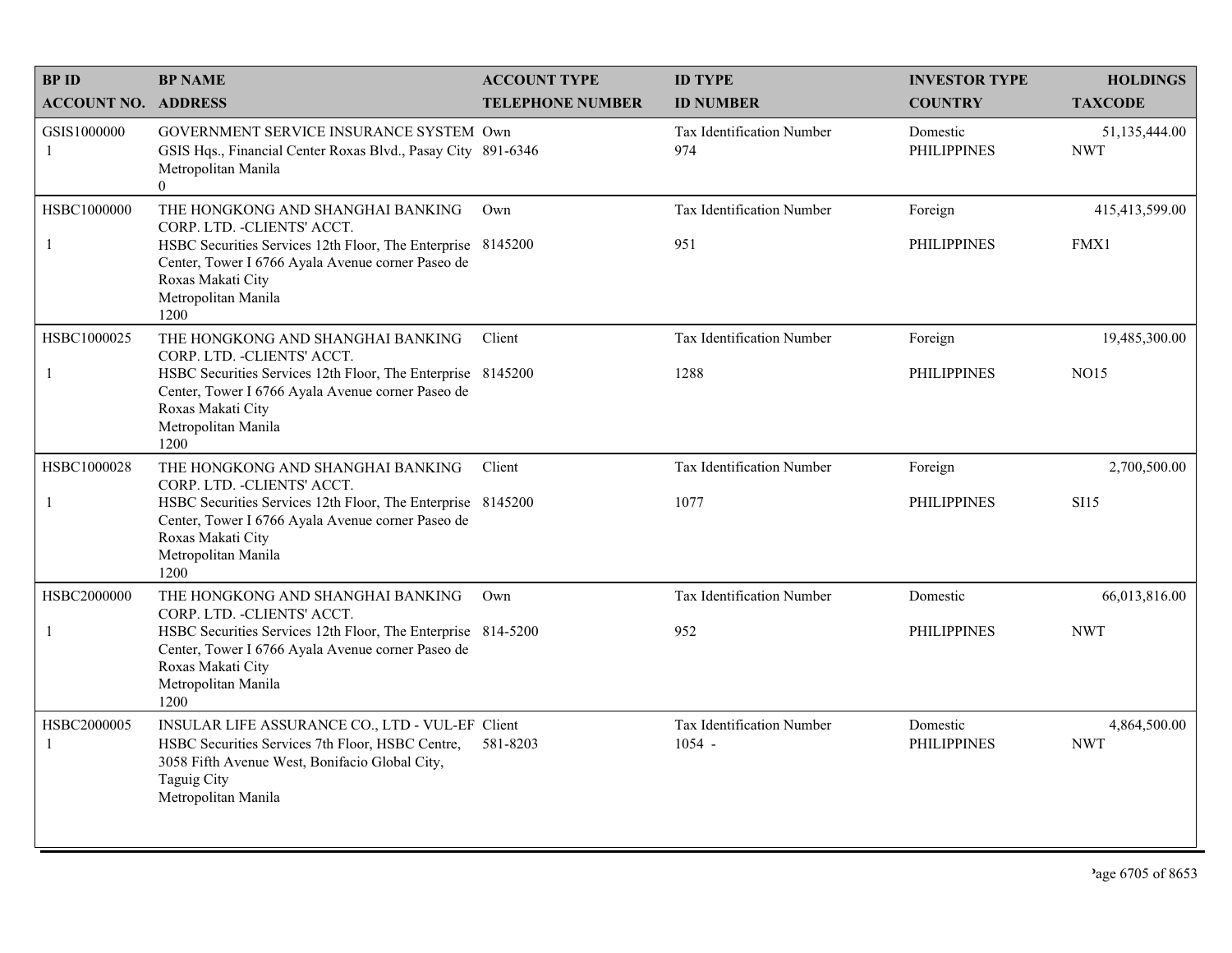| BP ID<br>ACCOUNT NO. | BP NAME<br>ADDRESS | ACCOUNT TYPE<br>TELEPHONE NUMBER | ID TYPE<br>ID NUMBER | INVESTOR TYPE<br>COUNTRY | HOLDINGS<br>TAXCODE |
|---|---|---|---|---|---|
| GSIS1000000<br>1 | GOVERNMENT SERVICE INSURANCE SYSTEM<br>GSIS Hqs., Financial Center Roxas Blvd., Pasay City<br>Metropolitan Manila<br>0 | Own<br>891-6346 | Tax Identification Number<br>974 | Domestic<br>PHILIPPINES | 51,135,444.00<br>NWT |
| HSBC1000000<br>1 | THE HONGKONG AND SHANGHAI BANKING CORP. LTD. -CLIENTS' ACCT.<br>HSBC Securities Services 12th Floor, The Enterprise Center, Tower I 6766 Ayala Avenue corner Paseo de Roxas Makati City<br>Metropolitan Manila<br>1200 | Own<br>8145200 | Tax Identification Number<br>951 | Foreign<br>PHILIPPINES | 415,413,599.00<br>FMX1 |
| HSBC1000025<br>1 | THE HONGKONG AND SHANGHAI BANKING CORP. LTD. -CLIENTS' ACCT.<br>HSBC Securities Services 12th Floor, The Enterprise Center, Tower I 6766 Ayala Avenue corner Paseo de Roxas Makati City<br>Metropolitan Manila<br>1200 | Client<br>8145200 | Tax Identification Number<br>1288 | Foreign<br>PHILIPPINES | 19,485,300.00<br>NO15 |
| HSBC1000028<br>1 | THE HONGKONG AND SHANGHAI BANKING CORP. LTD. -CLIENTS' ACCT.<br>HSBC Securities Services 12th Floor, The Enterprise Center, Tower I 6766 Ayala Avenue corner Paseo de Roxas Makati City<br>Metropolitan Manila<br>1200 | Client<br>8145200 | Tax Identification Number<br>1077 | Foreign<br>PHILIPPINES | 2,700,500.00<br>SI15 |
| HSBC2000000<br>1 | THE HONGKONG AND SHANGHAI BANKING CORP. LTD. -CLIENTS' ACCT.<br>HSBC Securities Services 12th Floor, The Enterprise Center, Tower I 6766 Ayala Avenue corner Paseo de Roxas Makati City<br>Metropolitan Manila<br>1200 | Own<br>814-5200 | Tax Identification Number<br>952 | Domestic<br>PHILIPPINES | 66,013,816.00<br>NWT |
| HSBC2000005<br>1 | INSULAR LIFE ASSURANCE CO., LTD - VUL-EF<br>HSBC Securities Services 7th Floor, HSBC Centre, 3058 Fifth Avenue West, Bonifacio Global City, Taguig City<br>Metropolitan Manila | Client<br>581-8203 | Tax Identification Number<br>1054 - | Domestic<br>PHILIPPINES | 4,864,500.00<br>NWT |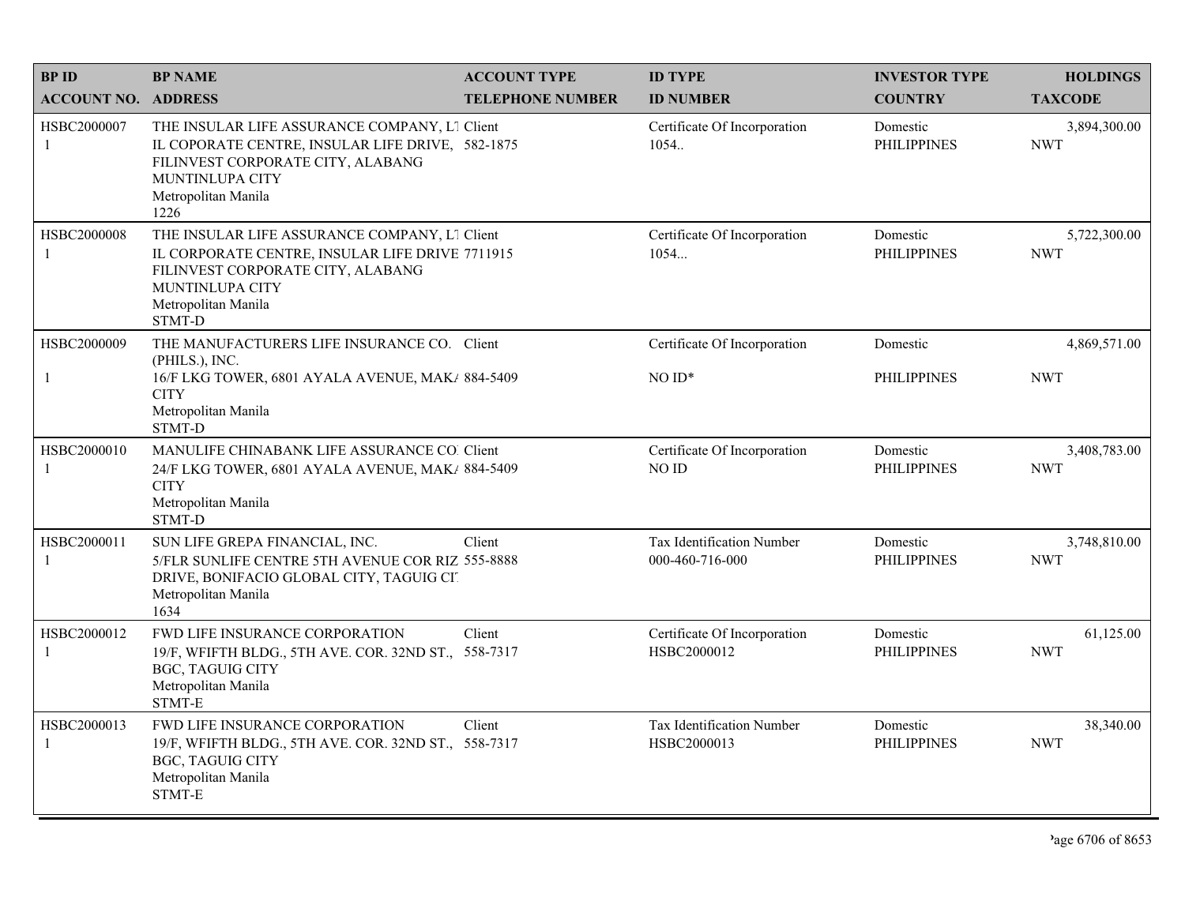| BP ID<br>ACCOUNT NO. | BP NAME<br>ADDRESS | ACCOUNT TYPE<br>TELEPHONE NUMBER | ID TYPE<br>ID NUMBER | INVESTOR TYPE<br>COUNTRY | HOLDINGS<br>TAXCODE |
|---|---|---|---|---|---|
| HSBC2000007<br>1 | THE INSULAR LIFE ASSURANCE COMPANY, LT<br>IL COPORATE CENTRE, INSULAR LIFE DRIVE,<br>FILINVEST CORPORATE CITY, ALABANG<br>MUNTINLUPA CITY<br>Metropolitan Manila<br>1226 | Client<br>582-1875 | Certificate Of Incorporation<br>1054.. | Domestic<br>PHILIPPINES | 3,894,300.00<br>NWT |
| HSBC2000008<br>1 | THE INSULAR LIFE ASSURANCE COMPANY, LT<br>IL CORPORATE CENTRE, INSULAR LIFE DRIVE<br>FILINVEST CORPORATE CITY, ALABANG<br>MUNTINLUPA CITY<br>Metropolitan Manila<br>STMT-D | Client<br>7711915 | Certificate Of Incorporation<br>1054... | Domestic<br>PHILIPPINES | 5,722,300.00<br>NWT |
| HSBC2000009<br>1 | THE MANUFACTURERS LIFE INSURANCE CO.<br>(PHILS.), INC.<br>16/F LKG TOWER, 6801 AYALA AVENUE, MAKA<br>CITY<br>Metropolitan Manila<br>STMT-D | Client<br>884-5409 | Certificate Of Incorporation<br>NO ID* | Domestic<br>PHILIPPINES | 4,869,571.00<br>NWT |
| HSBC2000010<br>1 | MANULIFE CHINABANK LIFE ASSURANCE CO<br>24/F LKG TOWER, 6801 AYALA AVENUE, MAKA<br>CITY<br>Metropolitan Manila<br>STMT-D | Client<br>884-5409 | Certificate Of Incorporation<br>NO ID | Domestic<br>PHILIPPINES | 3,408,783.00<br>NWT |
| HSBC2000011<br>1 | SUN LIFE GREPA FINANCIAL, INC.<br>5/FLR SUNLIFE CENTRE 5TH AVENUE COR RIZ<br>DRIVE, BONIFACIO GLOBAL CITY, TAGUIG CIT<br>Metropolitan Manila<br>1634 | Client<br>555-8888 | Tax Identification Number<br>000-460-716-000 | Domestic<br>PHILIPPINES | 3,748,810.00<br>NWT |
| HSBC2000012<br>1 | FWD LIFE INSURANCE CORPORATION<br>19/F, WFIFTH BLDG., 5TH AVE. COR. 32ND ST.,<br>BGC, TAGUIG CITY<br>Metropolitan Manila<br>STMT-E | Client<br>558-7317 | Certificate Of Incorporation<br>HSBC2000012 | Domestic<br>PHILIPPINES | 61,125.00<br>NWT |
| HSBC2000013<br>1 | FWD LIFE INSURANCE CORPORATION<br>19/F, WFIFTH BLDG., 5TH AVE. COR. 32ND ST.,<br>BGC, TAGUIG CITY<br>Metropolitan Manila<br>STMT-E | Client<br>558-7317 | Tax Identification Number<br>HSBC2000013 | Domestic<br>PHILIPPINES | 38,340.00<br>NWT |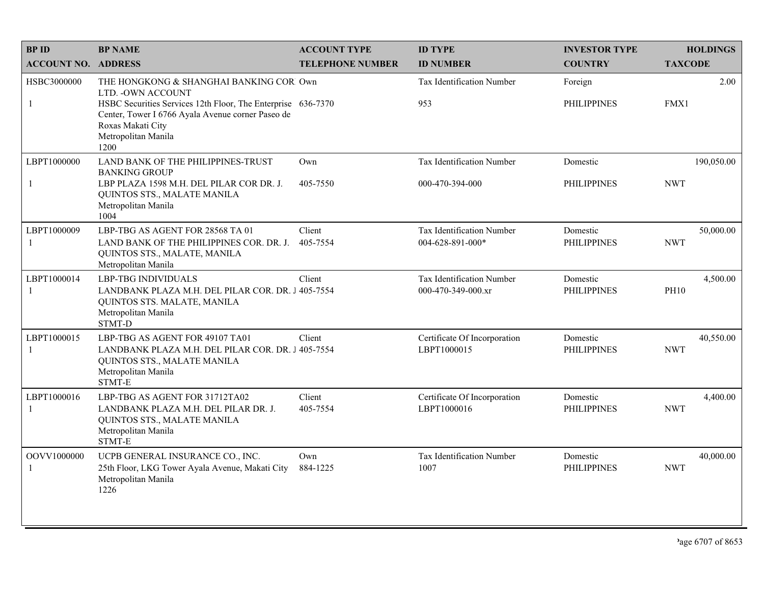| BP ID<br>ACCOUNT NO. | BP NAME<br>ADDRESS | ACCOUNT TYPE<br>TELEPHONE NUMBER | ID TYPE<br>ID NUMBER | INVESTOR TYPE<br>COUNTRY | HOLDINGS<br>TAXCODE |
|---|---|---|---|---|---|
| HSBC3000000<br>1 | THE HONGKONG & SHANGHAI BANKING COR LTD. -OWN ACCOUNT<br>HSBC Securities Services 12th Floor, The Enterprise Center, Tower I 6766 Ayala Avenue corner Paseo de Roxas Makati City<br>Metropolitan Manila<br>1200 | Own<br>636-7370 | Tax Identification Number<br>953 | Foreign<br>PHILIPPINES | 2.00<br>FMX1 |
| LBPT1000000<br>1 | LAND BANK OF THE PHILIPPINES-TRUST BANKING GROUP<br>LBP PLAZA 1598 M.H. DEL PILAR COR DR. J. QUINTOS STS., MALATE MANILA<br>Metropolitan Manila<br>1004 | Own<br>405-7550 | Tax Identification Number<br>000-470-394-000 | Domestic<br>PHILIPPINES | 190,050.00<br>NWT |
| LBPT1000009<br>1 | LBP-TBG AS AGENT FOR 28568 TA 01<br>LAND BANK OF THE PHILIPPINES COR. DR. J. QUINTOS STS., MALATE, MANILA<br>Metropolitan Manila | Client<br>405-7554 | Tax Identification Number<br>004-628-891-000* | Domestic<br>PHILIPPINES | 50,000.00<br>NWT |
| LBPT1000014<br>1 | LBP-TBG INDIVIDUALS<br>LANDBANK PLAZA M.H. DEL PILAR COR. DR. J QUINTOS STS. MALATE, MANILA<br>Metropolitan Manila<br>STMT-D | Client<br>405-7554 | Tax Identification Number<br>000-470-349-000.xr | Domestic<br>PHILIPPINES | 4,500.00<br>PH10 |
| LBPT1000015<br>1 | LBP-TBG AS AGENT FOR 49107 TA01<br>LANDBANK PLAZA M.H. DEL PILAR COR. DR. J QUINTOS STS., MALATE MANILA<br>Metropolitan Manila<br>STMT-E | Client<br>405-7554 | Certificate Of Incorporation<br>LBPT1000015 | Domestic<br>PHILIPPINES | 40,550.00<br>NWT |
| LBPT1000016<br>1 | LBP-TBG AS AGENT FOR 31712TA02<br>LANDBANK PLAZA M.H. DEL PILAR DR. J. QUINTOS STS., MALATE MANILA<br>Metropolitan Manila<br>STMT-E | Client<br>405-7554 | Certificate Of Incorporation<br>LBPT1000016 | Domestic<br>PHILIPPINES | 4,400.00<br>NWT |
| OOVV1000000<br>1 | UCPB GENERAL INSURANCE CO., INC.<br>25th Floor, LKG Tower Ayala Avenue, Makati City<br>Metropolitan Manila<br>1226 | Own<br>884-1225 | Tax Identification Number<br>1007 | Domestic<br>PHILIPPINES | 40,000.00<br>NWT |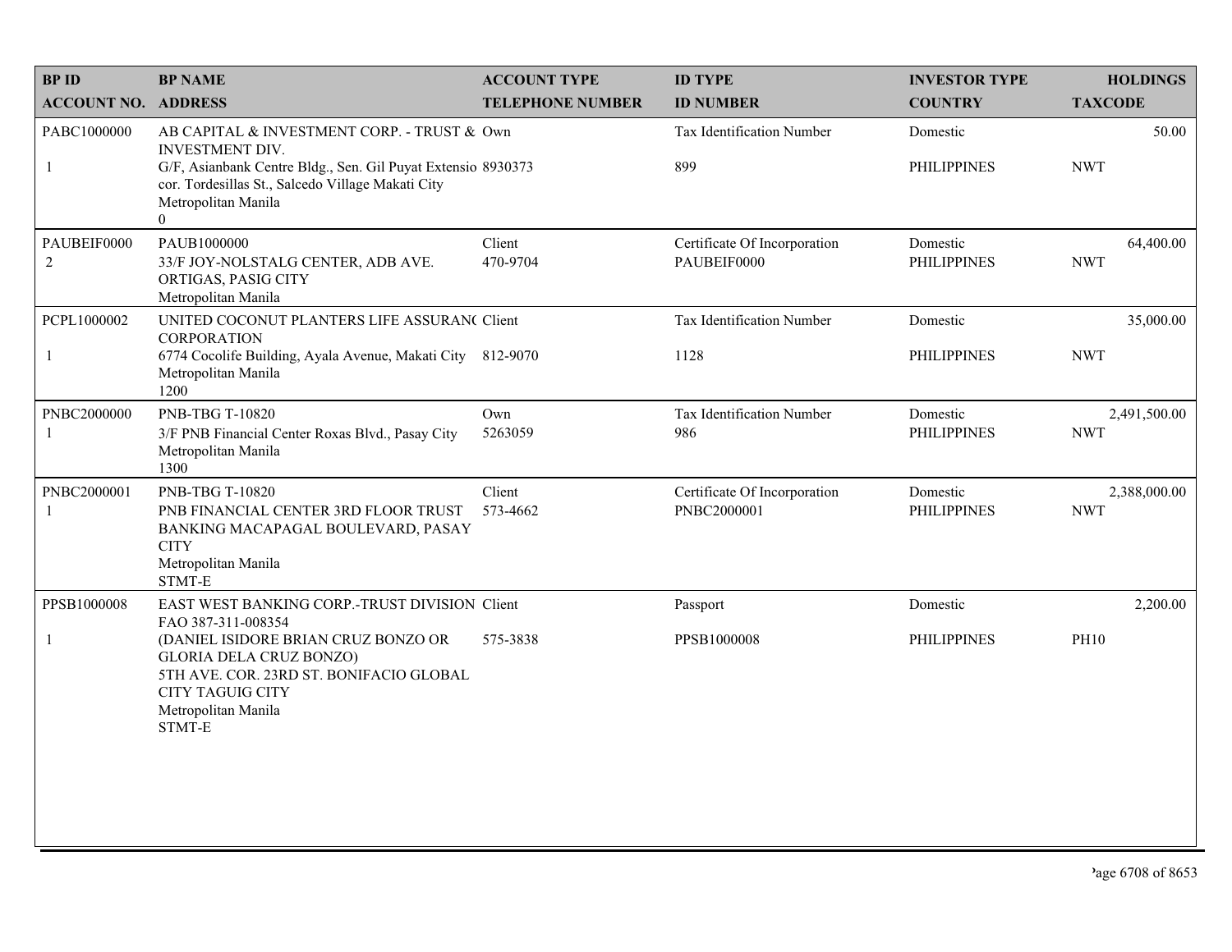| BP ID<br>ACCOUNT NO. | BP NAME<br>ADDRESS | ACCOUNT TYPE<br>TELEPHONE NUMBER | ID TYPE<br>ID NUMBER | INVESTOR TYPE<br>COUNTRY | HOLDINGS<br>TAXCODE |
|---|---|---|---|---|---|
| PABC1000000<br>1 | AB CAPITAL & INVESTMENT CORP. - TRUST & INVESTMENT DIV.<br>G/F, Asianbank Centre Bldg., Sen. Gil Puyat Extensio cor. Tordesillas St., Salcedo Village Makati City<br>Metropolitan Manila<br>0 | Own<br>8930373 | Tax Identification Number<br>899 | Domestic<br>PHILIPPINES | 50.00<br>NWT |
| PAUBEIF0000<br>2 | PAUB1000000<br>33/F JOY-NOLSTALG CENTER, ADB AVE. ORTIGAS, PASIG CITY<br>Metropolitan Manila | Client<br>470-9704 | Certificate Of Incorporation<br>PAUBEIF0000 | Domestic<br>PHILIPPINES | 64,400.00<br>NWT |
| PCPL1000002<br>1 | UNITED COCONUT PLANTERS LIFE ASSURANC CORPORATION<br>6774 Cocolife Building, Ayala Avenue, Makati City<br>Metropolitan Manila<br>1200 | Client<br>812-9070 | Tax Identification Number<br>1128 | Domestic<br>PHILIPPINES | 35,000.00<br>NWT |
| PNBC2000000<br>1 | PNB-TBG T-10820<br>3/F PNB Financial Center Roxas Blvd., Pasay City<br>Metropolitan Manila<br>1300 | Own<br>5263059 | Tax Identification Number<br>986 | Domestic<br>PHILIPPINES | 2,491,500.00<br>NWT |
| PNBC2000001<br>1 | PNB-TBG T-10820<br>PNB FINANCIAL CENTER 3RD FLOOR TRUST BANKING MACAPAGAL BOULEVARD, PASAY CITY<br>Metropolitan Manila<br>STMT-E | Client<br>573-4662 | Certificate Of Incorporation<br>PNBC2000001 | Domestic<br>PHILIPPINES | 2,388,000.00<br>NWT |
| PPSB1000008<br>1 | EAST WEST BANKING CORP.-TRUST DIVISION FAO 387-311-008354<br>(DANIEL ISIDORE BRIAN CRUZ BONZO OR GLORIA DELA CRUZ BONZO)<br>5TH AVE. COR. 23RD ST. BONIFACIO GLOBAL CITY TAGUIG CITY<br>Metropolitan Manila<br>STMT-E | Client<br>575-3838 | Passport<br>PPSB1000008 | Domestic<br>PHILIPPINES | 2,200.00<br>PH10 |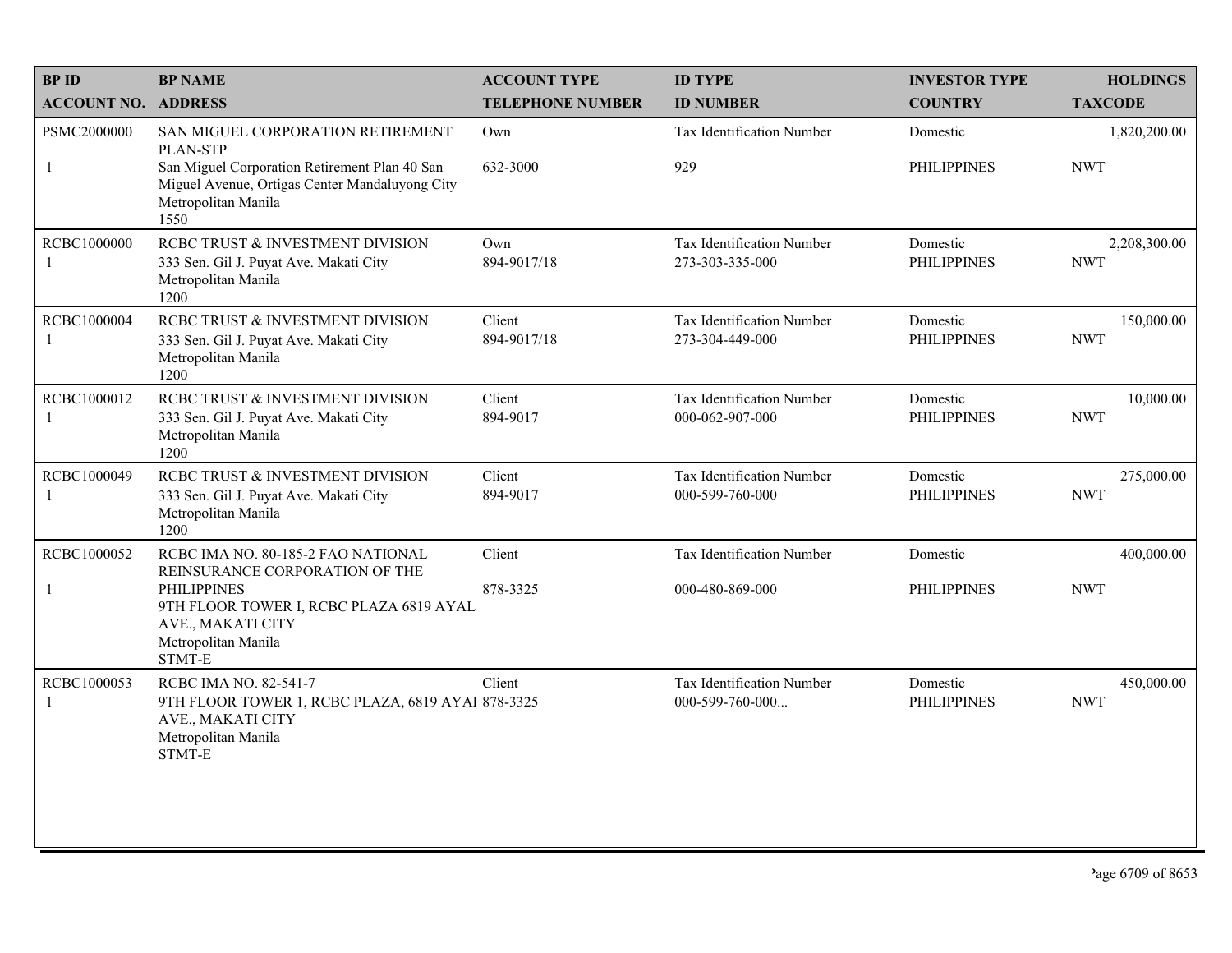| BP ID<br>ACCOUNT NO. | BP NAME<br>ADDRESS | ACCOUNT TYPE<br>TELEPHONE NUMBER | ID TYPE<br>ID NUMBER | INVESTOR TYPE<br>COUNTRY | HOLDINGS<br>TAXCODE |
|---|---|---|---|---|---|
| PSMC2000000<br>1 | SAN MIGUEL CORPORATION RETIREMENT PLAN-STP<br>San Miguel Corporation Retirement Plan 40 San Miguel Avenue, Ortigas Center Mandaluyong City<br>Metropolitan Manila<br>1550 | Own<br>632-3000 | Tax Identification Number<br>929 | Domestic<br>PHILIPPINES | 1,820,200.00<br>NWT |
| RCBC1000000<br>1 | RCBC TRUST & INVESTMENT DIVISION<br>333 Sen. Gil J. Puyat Ave. Makati City<br>Metropolitan Manila<br>1200 | Own<br>894-9017/18 | Tax Identification Number<br>273-303-335-000 | Domestic<br>PHILIPPINES | 2,208,300.00<br>NWT |
| RCBC1000004<br>1 | RCBC TRUST & INVESTMENT DIVISION<br>333 Sen. Gil J. Puyat Ave. Makati City<br>Metropolitan Manila<br>1200 | Client<br>894-9017/18 | Tax Identification Number<br>273-304-449-000 | Domestic<br>PHILIPPINES | 150,000.00<br>NWT |
| RCBC1000012<br>1 | RCBC TRUST & INVESTMENT DIVISION<br>333 Sen. Gil J. Puyat Ave. Makati City<br>Metropolitan Manila<br>1200 | Client<br>894-9017 | Tax Identification Number<br>000-062-907-000 | Domestic<br>PHILIPPINES | 10,000.00<br>NWT |
| RCBC1000049<br>1 | RCBC TRUST & INVESTMENT DIVISION<br>333 Sen. Gil J. Puyat Ave. Makati City<br>Metropolitan Manila<br>1200 | Client<br>894-9017 | Tax Identification Number<br>000-599-760-000 | Domestic<br>PHILIPPINES | 275,000.00<br>NWT |
| RCBC1000052<br>1 | RCBC IMA NO. 80-185-2 FAO NATIONAL REINSURANCE CORPORATION OF THE PHILIPPINES<br>9TH FLOOR TOWER I, RCBC PLAZA 6819 AYAL AVE., MAKATI CITY<br>Metropolitan Manila<br>STMT-E | Client<br>878-3325 | Tax Identification Number<br>000-480-869-000 | Domestic<br>PHILIPPINES | 400,000.00<br>NWT |
| RCBC1000053<br>1 | RCBC IMA NO. 82-541-7<br>9TH FLOOR TOWER 1, RCBC PLAZA, 6819 AYAI AVE., MAKATI CITY<br>Metropolitan Manila<br>STMT-E | Client<br>878-3325 | Tax Identification Number<br>000-599-760-000... | Domestic<br>PHILIPPINES | 450,000.00<br>NWT |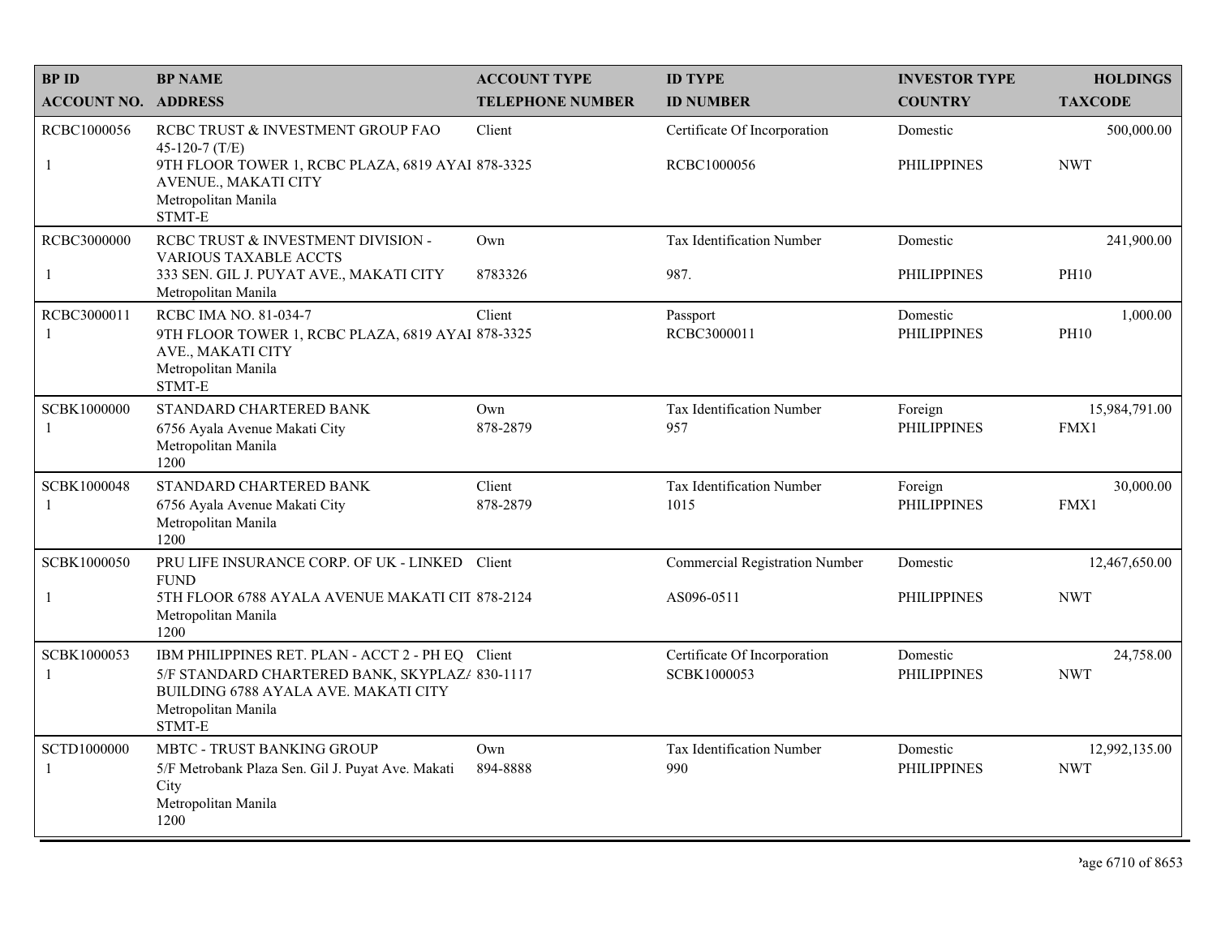| BP ID<br>ACCOUNT NO. | BP NAME<br>ADDRESS | ACCOUNT TYPE<br>TELEPHONE NUMBER | ID TYPE<br>ID NUMBER | INVESTOR TYPE<br>COUNTRY | HOLDINGS<br>TAXCODE |
|---|---|---|---|---|---|
| RCBC1000056<br>1 | RCBC TRUST & INVESTMENT GROUP FAO 45-120-7 (T/E)<br>9TH FLOOR TOWER 1, RCBC PLAZA, 6819 AYAI AVENUE., MAKATI CITY<br>Metropolitan Manila<br>STMT-E | Client<br>878-3325 | Certificate Of Incorporation<br>RCBC1000056 | Domestic<br>PHILIPPINES | 500,000.00<br>NWT |
| RCBC3000000<br>1 | RCBC TRUST & INVESTMENT DIVISION - VARIOUS TAXABLE ACCTS<br>333 SEN. GIL J. PUYAT AVE., MAKATI CITY<br>Metropolitan Manila | Own<br>8783326 | Tax Identification Number<br>987. | Domestic<br>PHILIPPINES | 241,900.00<br>PH10 |
| RCBC3000011<br>1 | RCBC IMA NO. 81-034-7<br>9TH FLOOR TOWER 1, RCBC PLAZA, 6819 AYAI AVE., MAKATI CITY<br>Metropolitan Manila<br>STMT-E | Client<br>878-3325 | Passport<br>RCBC3000011 | Domestic<br>PHILIPPINES | 1,000.00<br>PH10 |
| SCBK1000000<br>1 | STANDARD CHARTERED BANK<br>6756 Ayala Avenue Makati City<br>Metropolitan Manila<br>1200 | Own<br>878-2879 | Tax Identification Number<br>957 | Foreign<br>PHILIPPINES | 15,984,791.00<br>FMX1 |
| SCBK1000048<br>1 | STANDARD CHARTERED BANK<br>6756 Ayala Avenue Makati City<br>Metropolitan Manila<br>1200 | Client<br>878-2879 | Tax Identification Number<br>1015 | Foreign<br>PHILIPPINES | 30,000.00<br>FMX1 |
| SCBK1000050<br>1 | PRU LIFE INSURANCE CORP. OF UK - LINKED FUND<br>5TH FLOOR 6788 AYALA AVENUE MAKATI CIT<br>Metropolitan Manila<br>1200 | Client<br>878-2124 | Commercial Registration Number<br>AS096-0511 | Domestic<br>PHILIPPINES | 12,467,650.00<br>NWT |
| SCBK1000053<br>1 | IBM PHILIPPINES RET. PLAN - ACCT 2 - PH EQ<br>5/F STANDARD CHARTERED BANK, SKYPLAZ/ BUILDING 6788 AYALA AVE. MAKATI CITY<br>Metropolitan Manila<br>STMT-E | Client<br>830-1117 | Certificate Of Incorporation<br>SCBK1000053 | Domestic<br>PHILIPPINES | 24,758.00<br>NWT |
| SCTD1000000<br>1 | MBTC - TRUST BANKING GROUP<br>5/F Metrobank Plaza Sen. Gil J. Puyat Ave. Makati City<br>Metropolitan Manila<br>1200 | Own<br>894-8888 | Tax Identification Number<br>990 | Domestic<br>PHILIPPINES | 12,992,135.00<br>NWT |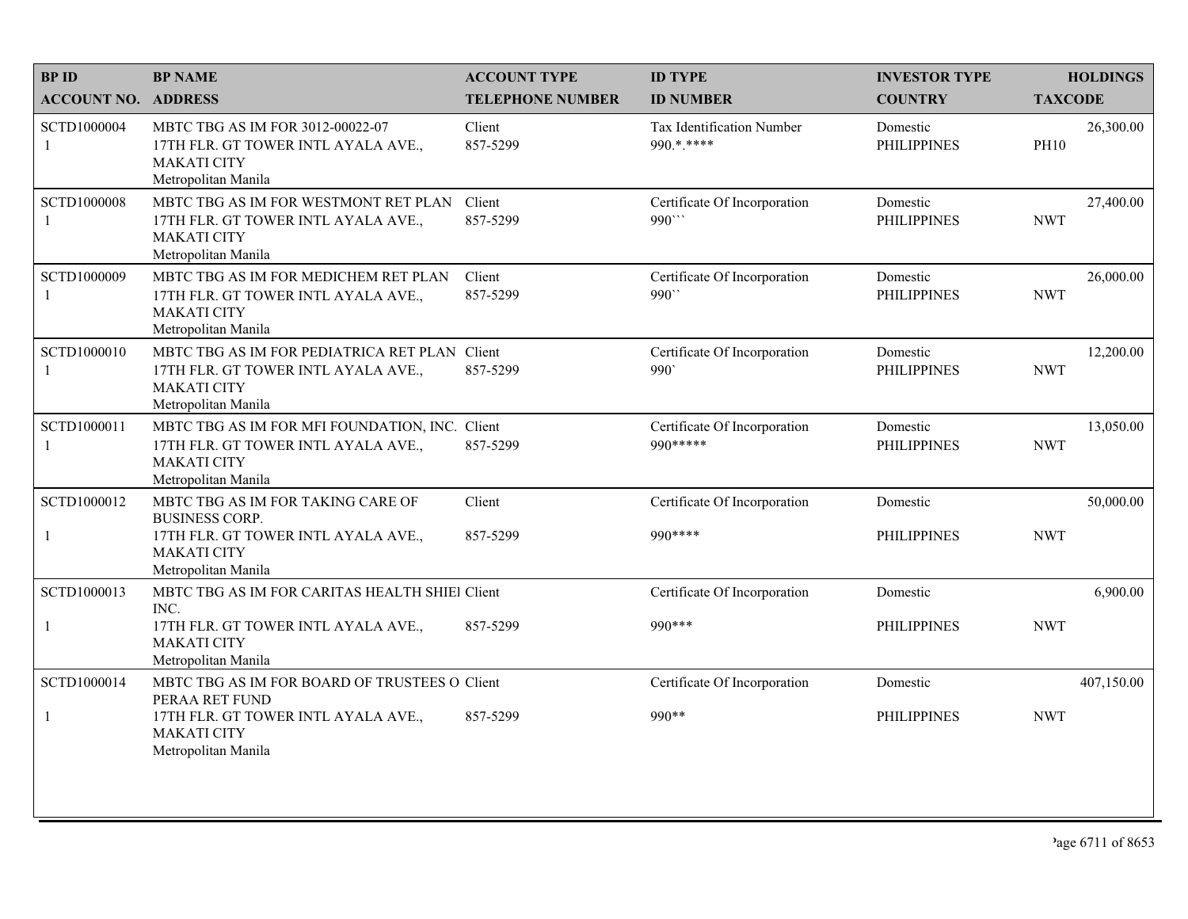| BP ID<br>ACCOUNT NO. | BP NAME<br>ADDRESS | ACCOUNT TYPE<br>TELEPHONE NUMBER | ID TYPE<br>ID NUMBER | INVESTOR TYPE<br>COUNTRY | HOLDINGS<br>TAXCODE |
|---|---|---|---|---|---|
| SCTD1000004<br>1 | MBTC TBG AS IM FOR 3012-00022-07<br>17TH FLR. GT TOWER INTL AYALA AVE., MAKATI CITY<br>Metropolitan Manila | Client<br>857-5299 | Tax Identification Number<br>990.*.**** | Domestic<br>PHILIPPINES | 26,300.00<br>PH10 |
| SCTD1000008<br>1 | MBTC TBG AS IM FOR WESTMONT RET PLAN<br>17TH FLR. GT TOWER INTL AYALA AVE., MAKATI CITY<br>Metropolitan Manila | Client<br>857-5299 | Certificate Of Incorporation<br>990``` | Domestic<br>PHILIPPINES | 27,400.00<br>NWT |
| SCTD1000009<br>1 | MBTC TBG AS IM FOR MEDICHEM RET PLAN<br>17TH FLR. GT TOWER INTL AYALA AVE., MAKATI CITY<br>Metropolitan Manila | Client<br>857-5299 | Certificate Of Incorporation<br>990`` | Domestic<br>PHILIPPINES | 26,000.00<br>NWT |
| SCTD1000010<br>1 | MBTC TBG AS IM FOR PEDIATRICA RET PLAN<br>17TH FLR. GT TOWER INTL AYALA AVE., MAKATI CITY<br>Metropolitan Manila | Client<br>857-5299 | Certificate Of Incorporation<br>990` | Domestic<br>PHILIPPINES | 12,200.00<br>NWT |
| SCTD1000011<br>1 | MBTC TBG AS IM FOR MFI FOUNDATION, INC.<br>17TH FLR. GT TOWER INTL AYALA AVE., MAKATI CITY<br>Metropolitan Manila | Client<br>857-5299 | Certificate Of Incorporation<br>990***** | Domestic<br>PHILIPPINES | 13,050.00<br>NWT |
| SCTD1000012<br>1 | MBTC TBG AS IM FOR TAKING CARE OF BUSINESS CORP.<br>17TH FLR. GT TOWER INTL AYALA AVE., MAKATI CITY<br>Metropolitan Manila | Client<br>857-5299 | Certificate Of Incorporation<br>990**** | Domestic<br>PHILIPPINES | 50,000.00<br>NWT |
| SCTD1000013<br>1 | MBTC TBG AS IM FOR CARITAS HEALTH SHIEI INC.<br>17TH FLR. GT TOWER INTL AYALA AVE., MAKATI CITY<br>Metropolitan Manila | Client<br>857-5299 | Certificate Of Incorporation<br>990*** | Domestic<br>PHILIPPINES | 6,900.00<br>NWT |
| SCTD1000014<br>1 | MBTC TBG AS IM FOR BOARD OF TRUSTEES O PERAA RET FUND<br>17TH FLR. GT TOWER INTL AYALA AVE., MAKATI CITY<br>Metropolitan Manila | Client<br>857-5299 | Certificate Of Incorporation<br>990** | Domestic<br>PHILIPPINES | 407,150.00<br>NWT |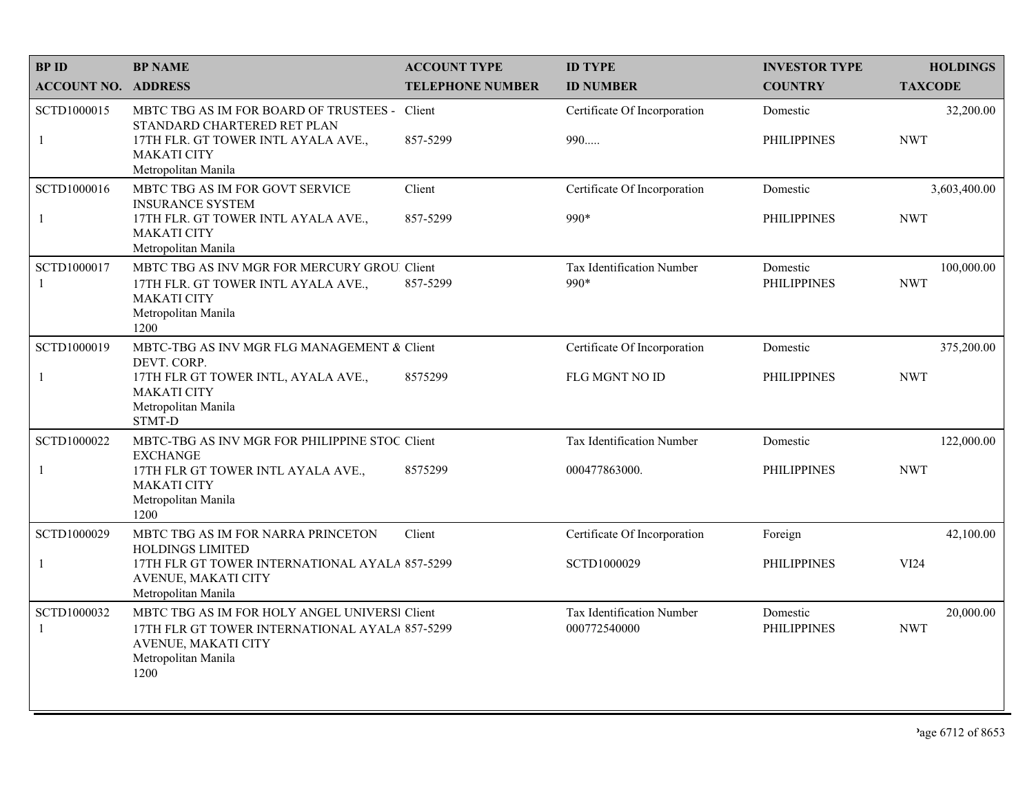| BP ID<br>ACCOUNT NO. | BP NAME<br>ADDRESS | ACCOUNT TYPE<br>TELEPHONE NUMBER | ID TYPE<br>ID NUMBER | INVESTOR TYPE<br>COUNTRY | HOLDINGS<br>TAXCODE |
|---|---|---|---|---|---|
| SCTD1000015<br>1 | MBTC TBG AS IM FOR BOARD OF TRUSTEES - STANDARD CHARTERED RET PLAN<br>17TH FLR. GT TOWER INTL AYALA AVE., MAKATI CITY<br>Metropolitan Manila | Client<br>857-5299 | Certificate Of Incorporation<br>990..... | Domestic<br>PHILIPPINES | 32,200.00<br>NWT |
| SCTD1000016<br>1 | MBTC TBG AS IM FOR GOVT SERVICE INSURANCE SYSTEM<br>17TH FLR. GT TOWER INTL AYALA AVE., MAKATI CITY<br>Metropolitan Manila | Client<br>857-5299 | Certificate Of Incorporation<br>990* | Domestic<br>PHILIPPINES | 3,603,400.00<br>NWT |
| SCTD1000017<br>1 | MBTC TBG AS INV MGR FOR MERCURY GROU<br>17TH FLR. GT TOWER INTL AYALA AVE., MAKATI CITY<br>Metropolitan Manila<br>1200 | Client<br>857-5299 | Tax Identification Number<br>990* | Domestic<br>PHILIPPINES | 100,000.00<br>NWT |
| SCTD1000019<br>1 | MBTC-TBG AS INV MGR FLG MANAGEMENT & DEVT. CORP.<br>17TH FLR GT TOWER INTL, AYALA AVE., MAKATI CITY<br>Metropolitan Manila<br>STMT-D | Client<br>8575299 | Certificate Of Incorporation<br>FLG MGNT NO ID | Domestic<br>PHILIPPINES | 375,200.00<br>NWT |
| SCTD1000022<br>1 | MBTC-TBG AS INV MGR FOR PHILIPPINE STOC EXCHANGE<br>17TH FLR GT TOWER INTL AYALA AVE., MAKATI CITY<br>Metropolitan Manila<br>1200 | Client<br>8575299 | Tax Identification Number<br>000477863000. | Domestic<br>PHILIPPINES | 122,000.00<br>NWT |
| SCTD1000029<br>1 | MBTC TBG AS IM FOR NARRA PRINCETON HOLDINGS LIMITED<br>17TH FLR GT TOWER INTERNATIONAL AYALA AVENUE, MAKATI CITY<br>Metropolitan Manila | Client<br>857-5299 | Certificate Of Incorporation<br>SCTD1000029 | Foreign<br>PHILIPPINES | 42,100.00<br>VI24 |
| SCTD1000032<br>1 | MBTC TBG AS IM FOR HOLY ANGEL UNIVERSI<br>17TH FLR GT TOWER INTERNATIONAL AYALA AVENUE, MAKATI CITY<br>Metropolitan Manila<br>1200 | Client<br>857-5299 | Tax Identification Number<br>000772540000 | Domestic<br>PHILIPPINES | 20,000.00<br>NWT |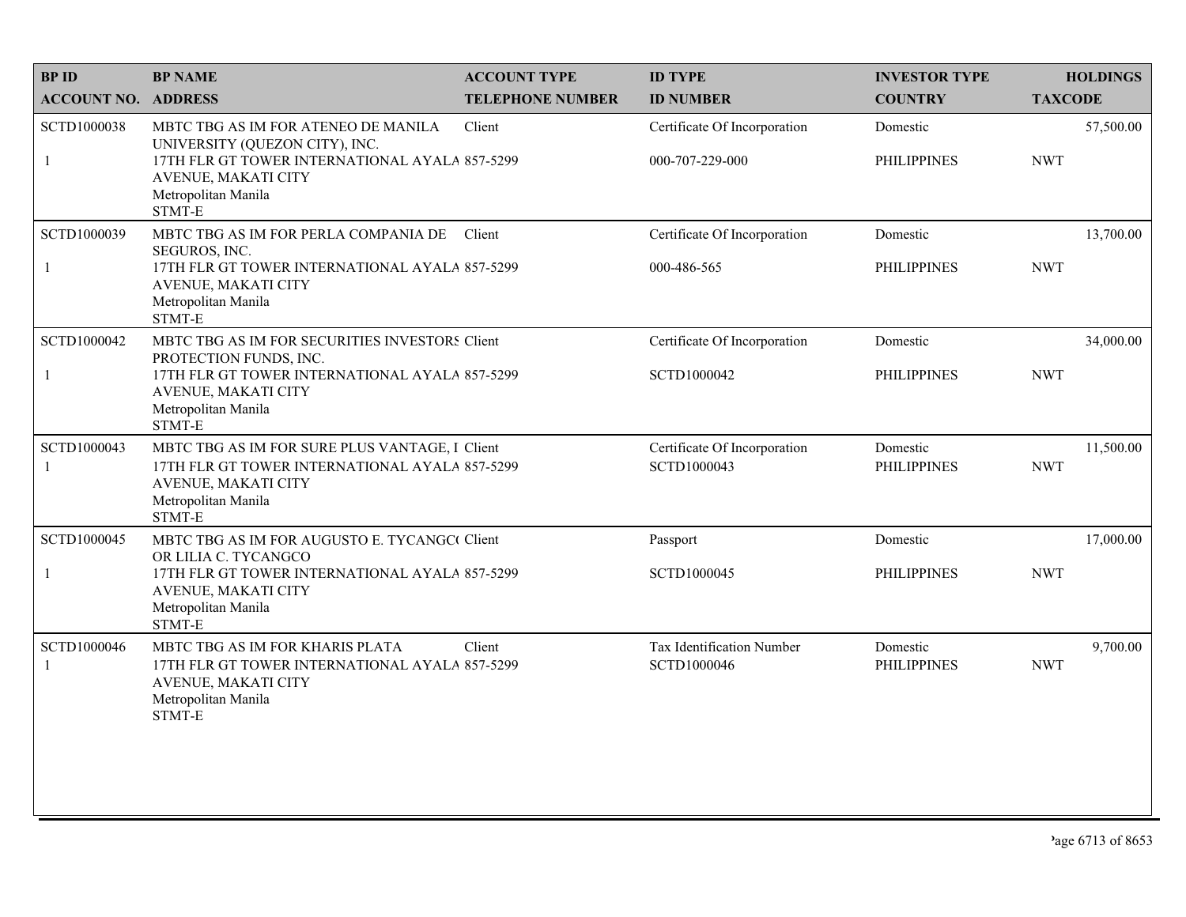| BP ID<br>ACCOUNT NO. | BP NAME<br>ADDRESS | ACCOUNT TYPE<br>TELEPHONE NUMBER | ID TYPE<br>ID NUMBER | INVESTOR TYPE<br>COUNTRY | HOLDINGS<br>TAXCODE |
|---|---|---|---|---|---|
| SCTD1000038<br>1 | MBTC TBG AS IM FOR ATENEO DE MANILA UNIVERSITY (QUEZON CITY), INC.<br>17TH FLR GT TOWER INTERNATIONAL AYALA AVENUE, MAKATI CITY<br>Metropolitan Manila<br>STMT-E | Client<br>857-5299 | Certificate Of Incorporation<br>000-707-229-000 | Domestic<br>PHILIPPINES | 57,500.00<br>NWT |
| SCTD1000039<br>1 | MBTC TBG AS IM FOR PERLA COMPANIA DE SEGUROS, INC.<br>17TH FLR GT TOWER INTERNATIONAL AYALA AVENUE, MAKATI CITY<br>Metropolitan Manila<br>STMT-E | Client<br>857-5299 | Certificate Of Incorporation<br>000-486-565 | Domestic<br>PHILIPPINES | 13,700.00<br>NWT |
| SCTD1000042<br>1 | MBTC TBG AS IM FOR SECURITIES INVESTORS PROTECTION FUNDS, INC.<br>17TH FLR GT TOWER INTERNATIONAL AYALA AVENUE, MAKATI CITY<br>Metropolitan Manila<br>STMT-E | Client<br>857-5299 | Certificate Of Incorporation<br>SCTD1000042 | Domestic<br>PHILIPPINES | 34,000.00<br>NWT |
| SCTD1000043<br>1 | MBTC TBG AS IM FOR SURE PLUS VANTAGE, I<br>17TH FLR GT TOWER INTERNATIONAL AYALA AVENUE, MAKATI CITY<br>Metropolitan Manila<br>STMT-E | Client<br>857-5299 | Certificate Of Incorporation<br>SCTD1000043 | Domestic<br>PHILIPPINES | 11,500.00<br>NWT |
| SCTD1000045<br>1 | MBTC TBG AS IM FOR AUGUSTO E. TYCANGCO OR LILIA C. TYCANGCO<br>17TH FLR GT TOWER INTERNATIONAL AYALA AVENUE, MAKATI CITY<br>Metropolitan Manila<br>STMT-E | Client<br>857-5299 | Passport<br>SCTD1000045 | Domestic<br>PHILIPPINES | 17,000.00<br>NWT |
| SCTD1000046<br>1 | MBTC TBG AS IM FOR KHARIS PLATA<br>17TH FLR GT TOWER INTERNATIONAL AYALA AVENUE, MAKATI CITY<br>Metropolitan Manila<br>STMT-E | Client<br>857-5299 | Tax Identification Number<br>SCTD1000046 | Domestic<br>PHILIPPINES | 9,700.00<br>NWT |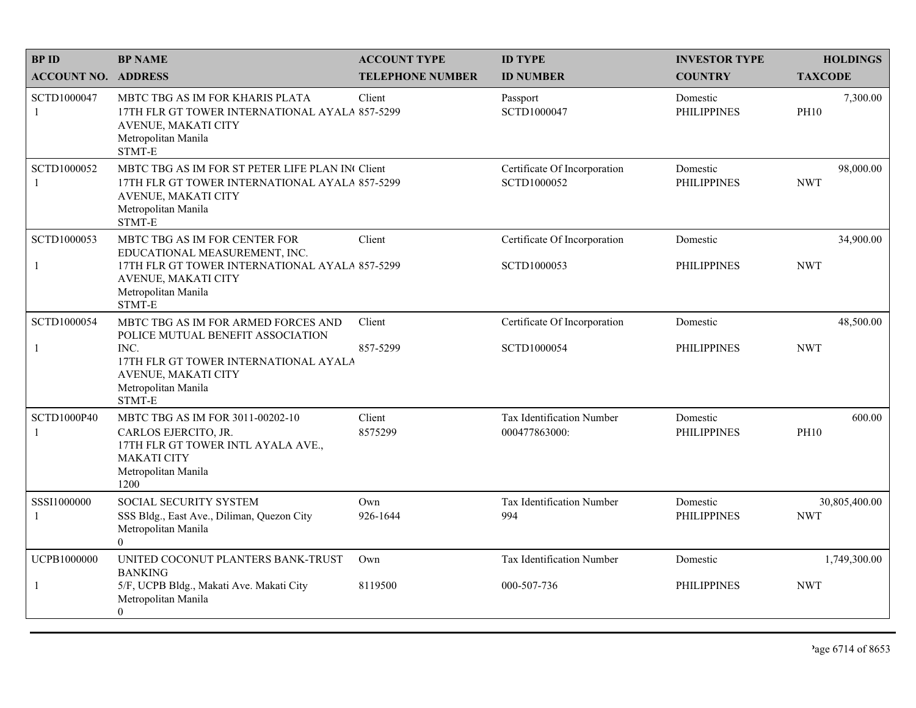| BP ID<br>ACCOUNT NO. | BP NAME<br>ADDRESS | ACCOUNT TYPE<br>TELEPHONE NUMBER | ID TYPE<br>ID NUMBER | INVESTOR TYPE<br>COUNTRY | HOLDINGS<br>TAXCODE |
|---|---|---|---|---|---|
| SCTD1000047<br>1 | MBTC TBG AS IM FOR KHARIS PLATA<br>17TH FLR GT TOWER INTERNATIONAL AYALA AVENUE, MAKATI CITY<br>Metropolitan Manila<br>STMT-E | Client<br>857-5299 | Passport<br>SCTD1000047 | Domestic<br>PHILIPPINES | 7,300.00<br>PH10 |
| SCTD1000052<br>1 | MBTC TBG AS IM FOR ST PETER LIFE PLAN IN(<br>17TH FLR GT TOWER INTERNATIONAL AYALA AVENUE, MAKATI CITY<br>Metropolitan Manila<br>STMT-E | Client<br>857-5299 | Certificate Of Incorporation<br>SCTD1000052 | Domestic<br>PHILIPPINES | 98,000.00<br>NWT |
| SCTD1000053<br>1 | MBTC TBG AS IM FOR CENTER FOR EDUCATIONAL MEASUREMENT, INC.<br>17TH FLR GT TOWER INTERNATIONAL AYALA AVENUE, MAKATI CITY<br>Metropolitan Manila<br>STMT-E | Client<br>857-5299 | Certificate Of Incorporation<br>SCTD1000053 | Domestic<br>PHILIPPINES | 34,900.00<br>NWT |
| SCTD1000054<br>1 | MBTC TBG AS IM FOR ARMED FORCES AND POLICE MUTUAL BENEFIT ASSOCIATION INC.<br>17TH FLR GT TOWER INTERNATIONAL AYALA AVENUE, MAKATI CITY<br>Metropolitan Manila<br>STMT-E | Client<br>857-5299 | Certificate Of Incorporation<br>SCTD1000054 | Domestic<br>PHILIPPINES | 48,500.00<br>NWT |
| SCTD1000P40<br>1 | MBTC TBG AS IM FOR 3011-00202-10 CARLOS EJERCITO, JR.<br>17TH FLR GT TOWER INTL AYALA AVE., MAKATI CITY<br>Metropolitan Manila<br>1200 | Client<br>8575299 | Tax Identification Number<br>000477863000: | Domestic<br>PHILIPPINES | 600.00<br>PH10 |
| SSSI1000000<br>1 | SOCIAL SECURITY SYSTEM<br>SSS Bldg., East Ave., Diliman, Quezon City<br>Metropolitan Manila<br>0 | Own<br>926-1644 | Tax Identification Number<br>994 | Domestic<br>PHILIPPINES | 30,805,400.00<br>NWT |
| UCPB1000000<br>1 | UNITED COCONUT PLANTERS BANK-TRUST BANKING<br>5/F, UCPB Bldg., Makati Ave. Makati City<br>Metropolitan Manila<br>0 | Own<br>8119500 | Tax Identification Number<br>000-507-736 | Domestic<br>PHILIPPINES | 1,749,300.00<br>NWT |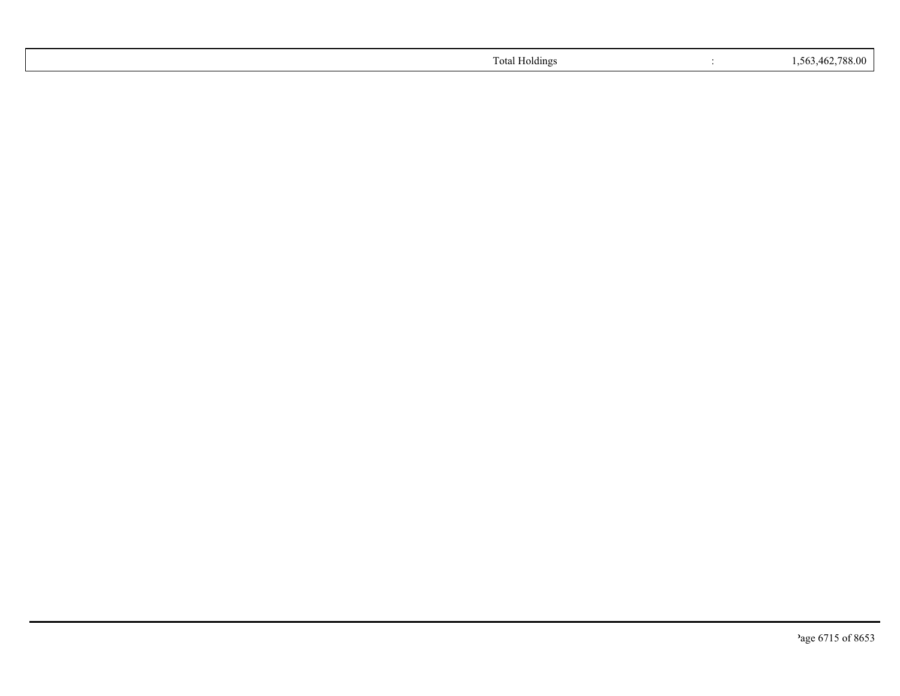| | | |
|---|---|---|
| Total Holdings | : | 1,563,462,788.00 |